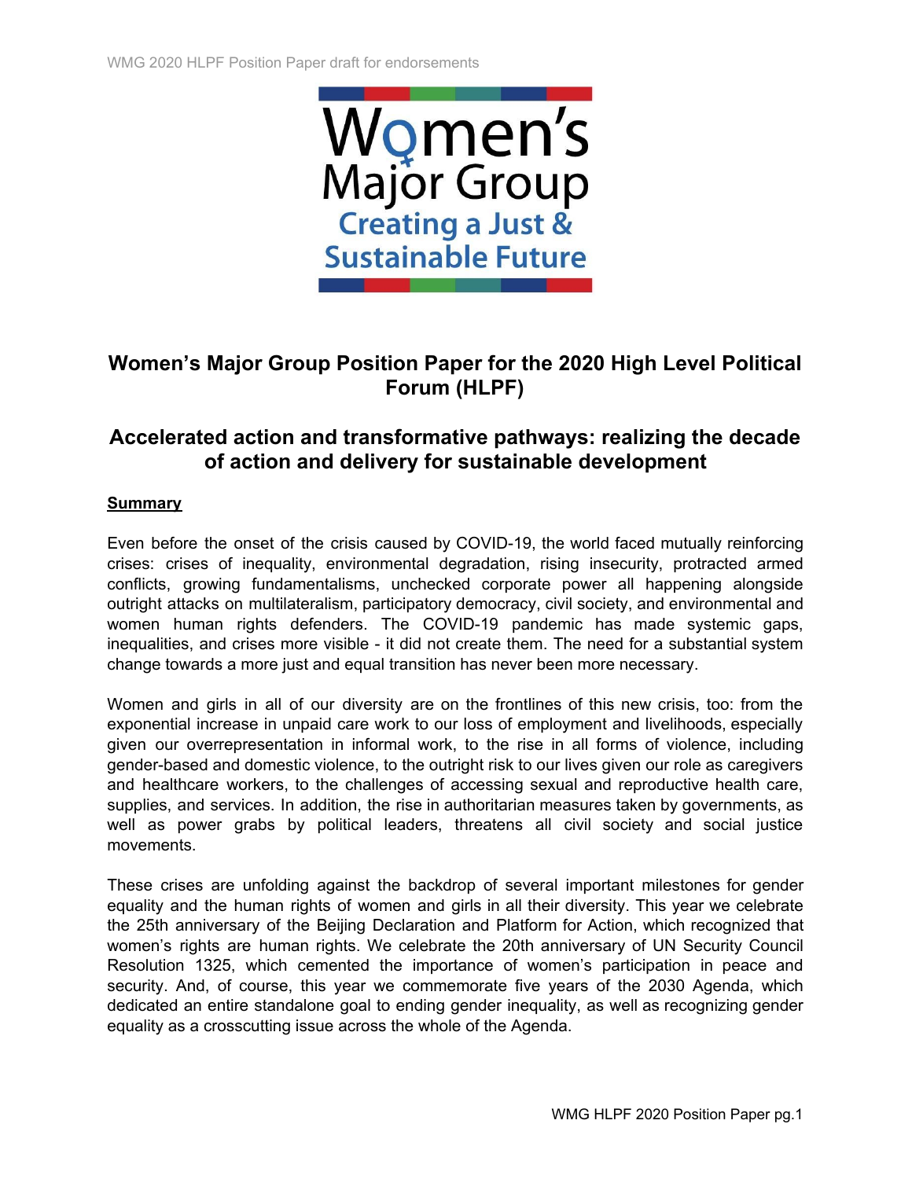# Women's Major Group Position Paper for the 2020 High Level Political Forum (HLPF)

## Accelerated action and transformative pathways: realizing the decade of action and delivery for sustainable development

### Summary

Even before the onset of the crisis caused by COVID-19, the world faced mutually reinforcing crises: crises of inequality, environmental degradation, rising insecurity, protracted armed conflicts, growing fundamentalisms, unchecked corporate power all happening alongside outright attacks on multilateralism, participatory democracy, civil society, and environmental and women human rights defenders. The COVID-19 pandemic has made systemic gaps, inequalities, and crises more visible - it did not create them. The need for a substantial system change towards a more just and equal transition has never been more necessary.

Women and girls in all of our diversity are on the frontlines of this new crisis, too: from the exponential increase in unpaid care work to our loss of employment and livelihoods, especially given our overrepresentation in informal work, to the rise in all forms of violence, including gender-based and domestic violence, to the outright risk to our lives given our role as caregivers and healthcare workers, to the challenges of accessing sexual and reproductive health care, supplies, and services. In addition, the rise in authoritarian measures taken by governments, as well as power grabs by political leaders, threatens all civil society and social justice movements.

These crises are unfolding against the backdrop of several important milestones for gender equality and the human rights of women and girls in all their diversity. This year we celebrate the 25th anniversary of the Beijing Declaration and Platform for Action, which recognized that women's rights are human rights. We celebrate the 20th anniversary of UN Security Council Resolution 1325, which cemented the importance of women's participation in peace and security. And, of course, this year we commemorate five years of the 2030 Agenda, which dedicated an entire standalone goal to ending gender inequality, as well as recognizing gender equality as a crosscutting issue across the whole of the Agenda.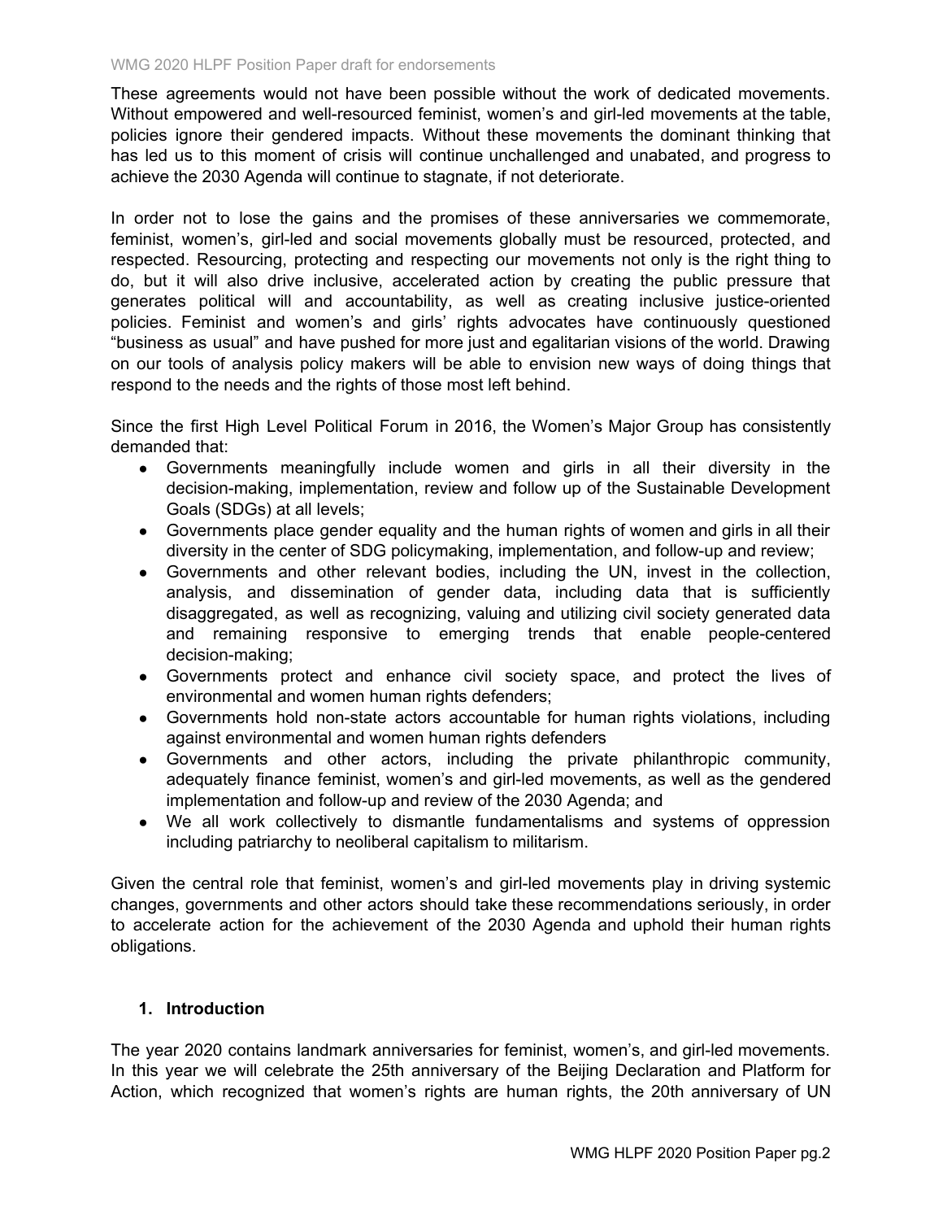These agreements would not have been possible without the work of dedicated movements. Without empowered and well-resourced feminist, women's and girl-led movements at the table, policies ignore their gendered impacts. Without these movements the dominant thinking that has led us to this moment of crisis will continue unchallenged and unabated, and progress to achieve the 2030 Agenda will continue to stagnate, if not deteriorate.

In order not to lose the gains and the promises of these anniversaries we commemorate, feminist, women's, girl-led and social movements globally must be resourced, protected, and respected. Resourcing, protecting and respecting our movements not only is the right thing to do, but it will also drive inclusive, accelerated action by creating the public pressure that generates political will and accountability, as well as creating inclusive justice-oriented policies. Feminist and women's and girls' rights advocates have continuously questioned "business as usual" and have pushed for more just and egalitarian visions of the world. Drawing on our tools of analysis policy makers will be able to envision new ways of doing things that respond to the needs and the rights of those most left behind.

Since the first High Level Political Forum in 2016, the Women's Major Group has consistently demanded that:

- Governments meaningfully include women and girls in all their diversity in the decision-making, implementation, review and follow up of the Sustainable Development Goals (SDGs) at all levels;
- Governments place gender equality and the human rights of women and girls in all their diversity in the center of SDG policymaking, implementation, and follow-up and review;
- Governments and other relevant bodies, including the UN, invest in the collection, analysis, and dissemination of gender data, including data that is sufficiently disaggregated, as well as recognizing, valuing and utilizing civil society generated data and remaining responsive to emerging trends that enable people-centered decision-making;
- Governments protect and enhance civil society space, and protect the lives of environmental and women human rights defenders;
- Governments hold non-state actors accountable for human rights violations, including against environmental and women human rights defenders
- Governments and other actors, including the private philanthropic community, adequately finance feminist, women's and girl-led movements, as well as the gendered implementation and follow-up and review of the 2030 Agenda; and
- We all work collectively to dismantle fundamentalisms and systems of oppression including patriarchy to neoliberal capitalism to militarism.

Given the central role that feminist, women's and girl-led movements play in driving systemic changes, governments and other actors should take these recommendations seriously, in order to accelerate action for the achievement of the 2030 Agenda and uphold their human rights obligations.

## 1. Introduction

The year 2020 contains landmark anniversaries for feminist, women's, and girl-led movements. In this year we will celebrate the 25th anniversary of the Beijing Declaration and Platform for Action, which recognized that women's rights are human rights, the 20th anniversary of UN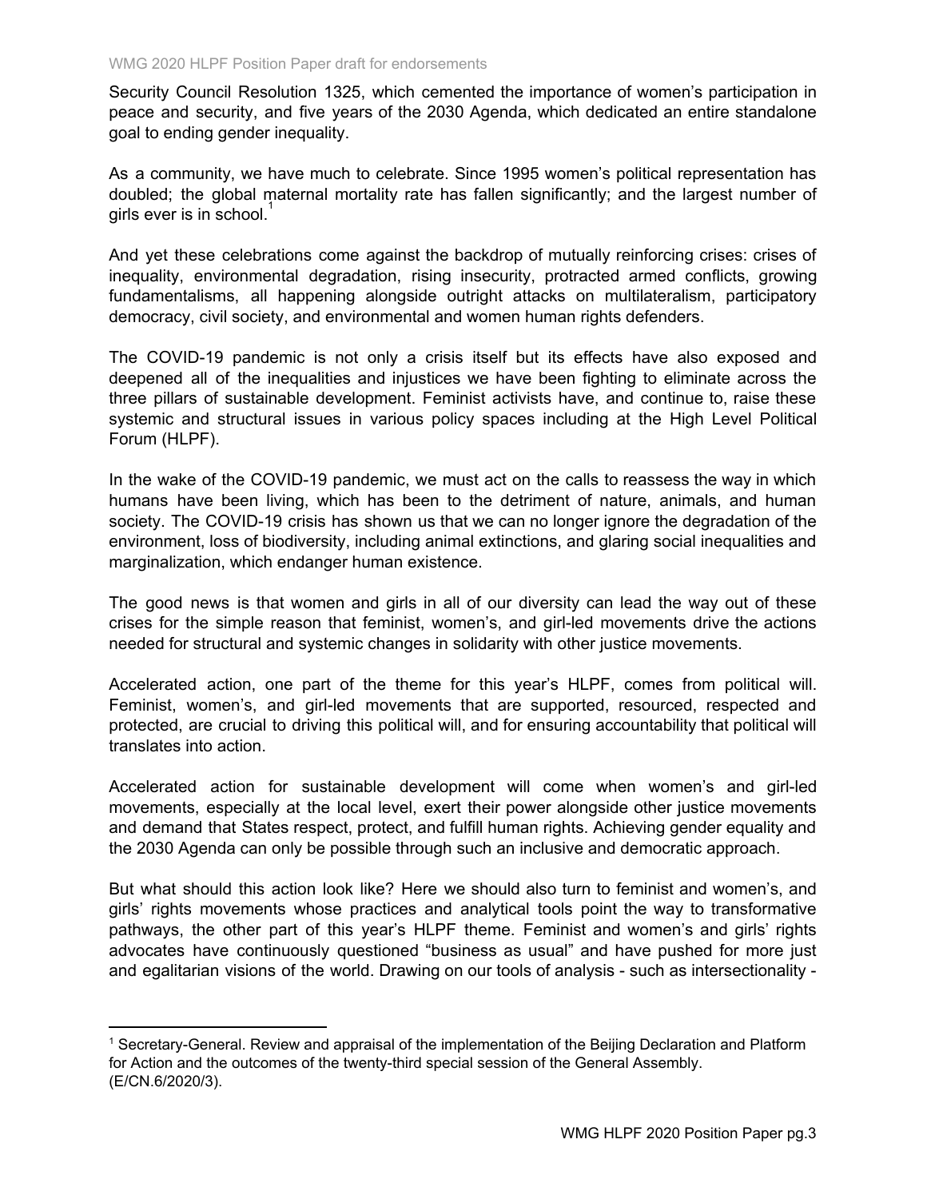Security Council Resolution 1325, which cemented the importance of women's participation in peace and security, and five years of the 2030 Agenda, which dedicated an entire standalone goal to ending gender inequality.

As a community, we have much to celebrate. Since 1995 women's political representation has doubled; the global maternal mortality rate has fallen significantly; and the largest number of girls ever is in school.[1]

And yet these celebrations come against the backdrop of mutually reinforcing crises: crises of inequality, environmental degradation, rising insecurity, protracted armed conflicts, growing fundamentalisms, all happening alongside outright attacks on multilateralism, participatory democracy, civil society, and environmental and women human rights defenders.

The COVID-19 pandemic is not only a crisis itself but its effects have also exposed and deepened all of the inequalities and injustices we have been fighting to eliminate across the three pillars of sustainable development. Feminist activists have, and continue to, raise these systemic and structural issues in various policy spaces including at the High Level Political Forum (HLPF).

In the wake of the COVID-19 pandemic, we must act on the calls to reassess the way in which humans have been living, which has been to the detriment of nature, animals, and human society. The COVID-19 crisis has shown us that we can no longer ignore the degradation of the environment, loss of biodiversity, including animal extinctions, and glaring social inequalities and marginalization, which endanger human existence.

The good news is that women and girls in all of our diversity can lead the way out of these crises for the simple reason that feminist, women's, and girl-led movements drive the actions needed for structural and systemic changes in solidarity with other justice movements.

Accelerated action, one part of the theme for this year's HLPF, comes from political will. Feminist, women's, and girl-led movements that are supported, resourced, respected and protected, are crucial to driving this political will, and for ensuring accountability that political will translates into action.

Accelerated action for sustainable development will come when women's and girl-led movements, especially at the local level, exert their power alongside other justice movements and demand that States respect, protect, and fulfill human rights. Achieving gender equality and the 2030 Agenda can only be possible through such an inclusive and democratic approach.

But what should this action look like? Here we should also turn to feminist and women's, and girls' rights movements whose practices and analytical tools point the way to transformative pathways, the other part of this year's HLPF theme. Feminist and women's and girls' rights advocates have continuously questioned "business as usual" and have pushed for more just and egalitarian visions of the world. Drawing on our tools of analysis - such as intersectionality -

---

[1] Secretary-General. Review and appraisal of the implementation of the Beijing Declaration and Platform for Action and the outcomes of the twenty-third special session of the General Assembly. (E/CN.6/2020/3).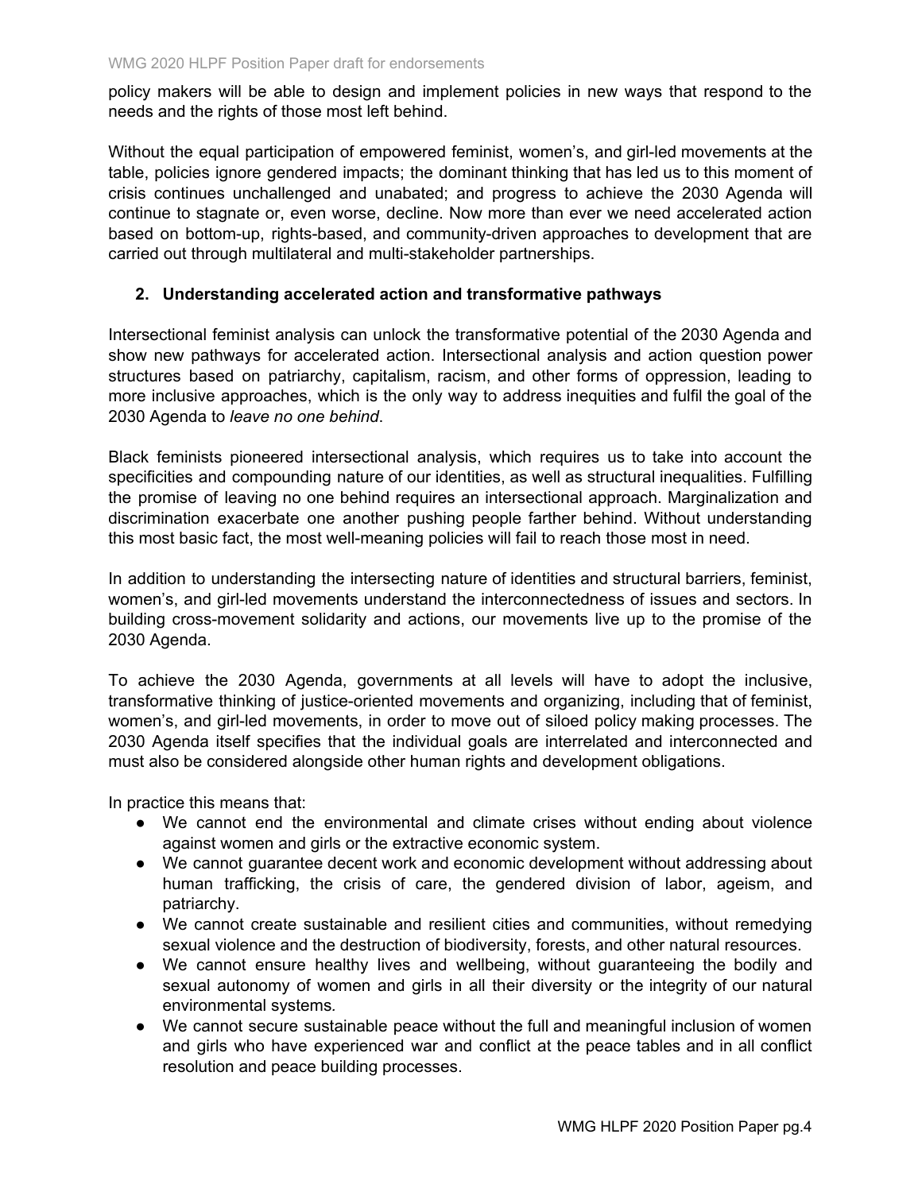policy makers will be able to design and implement policies in new ways that respond to the needs and the rights of those most left behind.

Without the equal participation of empowered feminist, women's, and girl-led movements at the table, policies ignore gendered impacts; the dominant thinking that has led us to this moment of crisis continues unchallenged and unabated; and progress to achieve the 2030 Agenda will continue to stagnate or, even worse, decline. Now more than ever we need accelerated action based on bottom-up, rights-based, and community-driven approaches to development that are carried out through multilateral and multi-stakeholder partnerships.

## 2. Understanding accelerated action and transformative pathways

Intersectional feminist analysis can unlock the transformative potential of the 2030 Agenda and show new pathways for accelerated action. Intersectional analysis and action question power structures based on patriarchy, capitalism, racism, and other forms of oppression, leading to more inclusive approaches, which is the only way to address inequities and fulfil the goal of the 2030 Agenda to *leave no one behind*.

Black feminists pioneered intersectional analysis, which requires us to take into account the specificities and compounding nature of our identities, as well as structural inequalities. Fulfilling the promise of leaving no one behind requires an intersectional approach. Marginalization and discrimination exacerbate one another pushing people farther behind. Without understanding this most basic fact, the most well-meaning policies will fail to reach those most in need.

In addition to understanding the intersecting nature of identities and structural barriers, feminist, women's, and girl-led movements understand the interconnectedness of issues and sectors. In building cross-movement solidarity and actions, our movements live up to the promise of the 2030 Agenda.

To achieve the 2030 Agenda, governments at all levels will have to adopt the inclusive, transformative thinking of justice-oriented movements and organizing, including that of feminist, women's, and girl-led movements, in order to move out of siloed policy making processes. The 2030 Agenda itself specifies that the individual goals are interrelated and interconnected and must also be considered alongside other human rights and development obligations.

In practice this means that:

- We cannot end the environmental and climate crises without ending about violence against women and girls or the extractive economic system.
- We cannot guarantee decent work and economic development without addressing about human trafficking, the crisis of care, the gendered division of labor, ageism, and patriarchy.
- We cannot create sustainable and resilient cities and communities, without remedying sexual violence and the destruction of biodiversity, forests, and other natural resources.
- We cannot ensure healthy lives and wellbeing, without guaranteeing the bodily and sexual autonomy of women and girls in all their diversity or the integrity of our natural environmental systems.
- We cannot secure sustainable peace without the full and meaningful inclusion of women and girls who have experienced war and conflict at the peace tables and in all conflict resolution and peace building processes.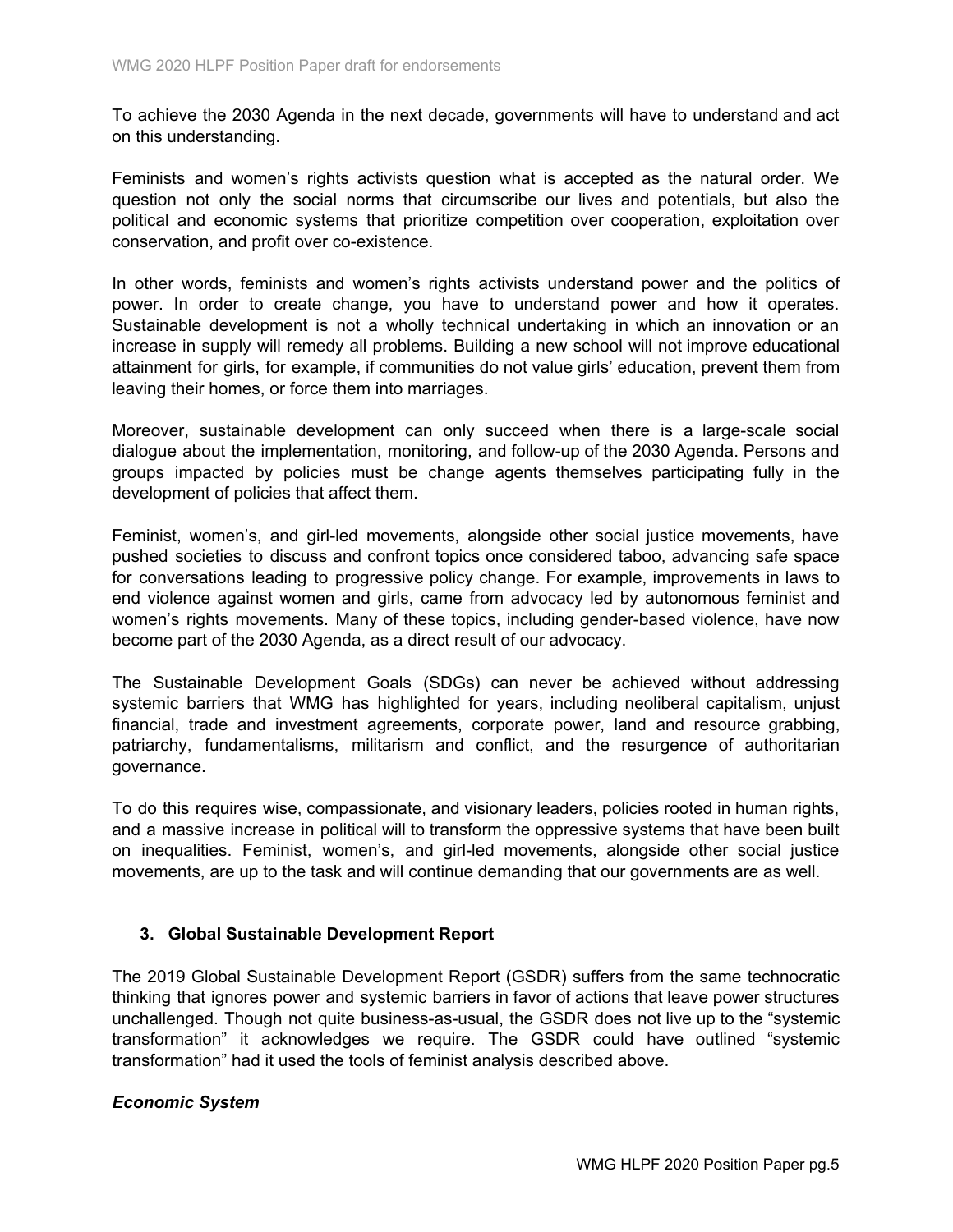To achieve the 2030 Agenda in the next decade, governments will have to understand and act on this understanding.

Feminists and women's rights activists question what is accepted as the natural order. We question not only the social norms that circumscribe our lives and potentials, but also the political and economic systems that prioritize competition over cooperation, exploitation over conservation, and profit over co-existence.

In other words, feminists and women's rights activists understand power and the politics of power. In order to create change, you have to understand power and how it operates. Sustainable development is not a wholly technical undertaking in which an innovation or an increase in supply will remedy all problems. Building a new school will not improve educational attainment for girls, for example, if communities do not value girls' education, prevent them from leaving their homes, or force them into marriages.

Moreover, sustainable development can only succeed when there is a large-scale social dialogue about the implementation, monitoring, and follow-up of the 2030 Agenda. Persons and groups impacted by policies must be change agents themselves participating fully in the development of policies that affect them.

Feminist, women's, and girl-led movements, alongside other social justice movements, have pushed societies to discuss and confront topics once considered taboo, advancing safe space for conversations leading to progressive policy change. For example, improvements in laws to end violence against women and girls, came from advocacy led by autonomous feminist and women's rights movements. Many of these topics, including gender-based violence, have now become part of the 2030 Agenda, as a direct result of our advocacy.

The Sustainable Development Goals (SDGs) can never be achieved without addressing systemic barriers that WMG has highlighted for years, including neoliberal capitalism, unjust financial, trade and investment agreements, corporate power, land and resource grabbing, patriarchy, fundamentalisms, militarism and conflict, and the resurgence of authoritarian governance.

To do this requires wise, compassionate, and visionary leaders, policies rooted in human rights, and a massive increase in political will to transform the oppressive systems that have been built on inequalities. Feminist, women's, and girl-led movements, alongside other social justice movements, are up to the task and will continue demanding that our governments are as well.

## 3. Global Sustainable Development Report

The 2019 Global Sustainable Development Report (GSDR) suffers from the same technocratic thinking that ignores power and systemic barriers in favor of actions that leave power structures unchallenged. Though not quite business-as-usual, the GSDR does not live up to the "systemic transformation" it acknowledges we require. The GSDR could have outlined "systemic transformation" had it used the tools of feminist analysis described above.

### *Economic System*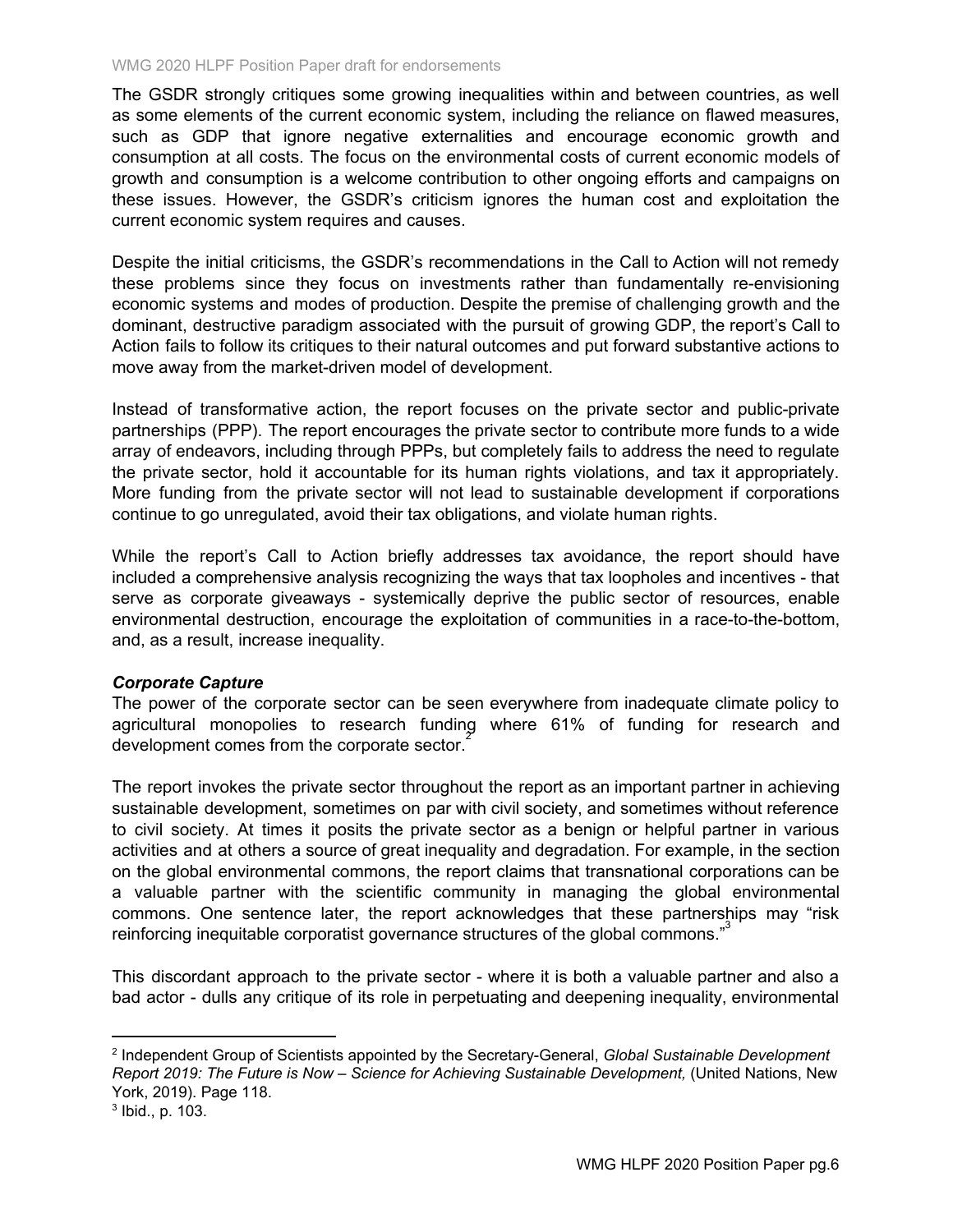The GSDR strongly critiques some growing inequalities within and between countries, as well as some elements of the current economic system, including the reliance on flawed measures, such as GDP that ignore negative externalities and encourage economic growth and consumption at all costs. The focus on the environmental costs of current economic models of growth and consumption is a welcome contribution to other ongoing efforts and campaigns on these issues. However, the GSDR's criticism ignores the human cost and exploitation the current economic system requires and causes.

Despite the initial criticisms, the GSDR's recommendations in the Call to Action will not remedy these problems since they focus on investments rather than fundamentally re-envisioning economic systems and modes of production. Despite the premise of challenging growth and the dominant, destructive paradigm associated with the pursuit of growing GDP, the report's Call to Action fails to follow its critiques to their natural outcomes and put forward substantive actions to move away from the market-driven model of development.

Instead of transformative action, the report focuses on the private sector and public-private partnerships (PPP). The report encourages the private sector to contribute more funds to a wide array of endeavors, including through PPPs, but completely fails to address the need to regulate the private sector, hold it accountable for its human rights violations, and tax it appropriately. More funding from the private sector will not lead to sustainable development if corporations continue to go unregulated, avoid their tax obligations, and violate human rights.

While the report's Call to Action briefly addresses tax avoidance, the report should have included a comprehensive analysis recognizing the ways that tax loopholes and incentives - that serve as corporate giveaways - systemically deprive the public sector of resources, enable environmental destruction, encourage the exploitation of communities in a race-to-the-bottom, and, as a result, increase inequality.

***Corporate Capture***

The power of the corporate sector can be seen everywhere from inadequate climate policy to agricultural monopolies to research funding where 61% of funding for research and development comes from the corporate sector.[2]

The report invokes the private sector throughout the report as an important partner in achieving sustainable development, sometimes on par with civil society, and sometimes without reference to civil society. At times it posits the private sector as a benign or helpful partner in various activities and at others a source of great inequality and degradation. For example, in the section on the global environmental commons, the report claims that transnational corporations can be a valuable partner with the scientific community in managing the global environmental commons. One sentence later, the report acknowledges that these partnerships may "risk reinforcing inequitable corporatist governance structures of the global commons."[3]

This discordant approach to the private sector - where it is both a valuable partner and also a bad actor - dulls any critique of its role in perpetuating and deepening inequality, environmental

---

[2] Independent Group of Scientists appointed by the Secretary-General, *Global Sustainable Development Report 2019: The Future is Now – Science for Achieving Sustainable Development,* (United Nations, New York, 2019). Page 118.

[3] Ibid., p. 103.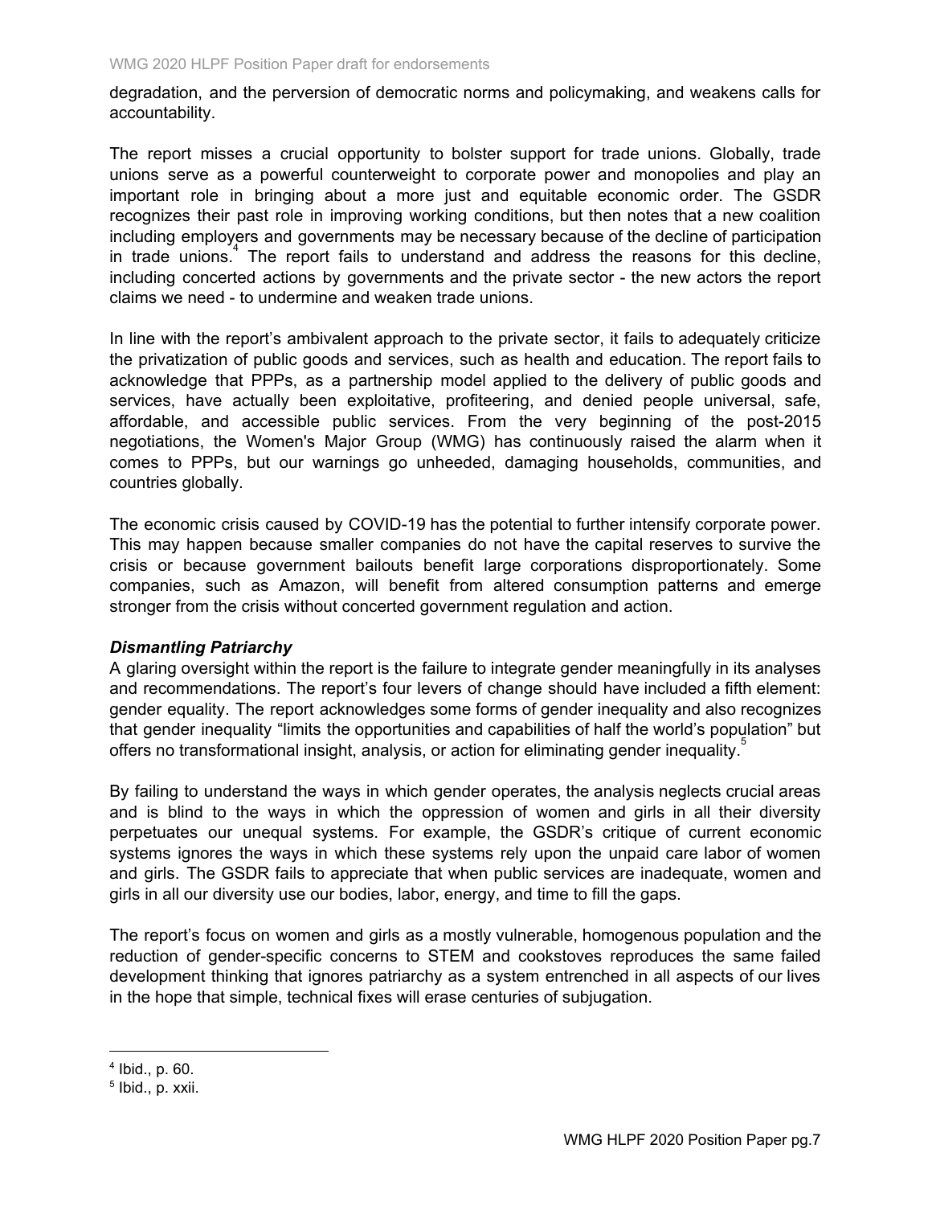degradation, and the perversion of democratic norms and policymaking, and weakens calls for accountability.

The report misses a crucial opportunity to bolster support for trade unions. Globally, trade unions serve as a powerful counterweight to corporate power and monopolies and play an important role in bringing about a more just and equitable economic order. The GSDR recognizes their past role in improving working conditions, but then notes that a new coalition including employers and governments may be necessary because of the decline of participation in trade unions.[4] The report fails to understand and address the reasons for this decline, including concerted actions by governments and the private sector - the new actors the report claims we need - to undermine and weaken trade unions.

In line with the report's ambivalent approach to the private sector, it fails to adequately criticize the privatization of public goods and services, such as health and education. The report fails to acknowledge that PPPs, as a partnership model applied to the delivery of public goods and services, have actually been exploitative, profiteering, and denied people universal, safe, affordable, and accessible public services. From the very beginning of the post-2015 negotiations, the Women's Major Group (WMG) has continuously raised the alarm when it comes to PPPs, but our warnings go unheeded, damaging households, communities, and countries globally.

The economic crisis caused by COVID-19 has the potential to further intensify corporate power. This may happen because smaller companies do not have the capital reserves to survive the crisis or because government bailouts benefit large corporations disproportionately. Some companies, such as Amazon, will benefit from altered consumption patterns and emerge stronger from the crisis without concerted government regulation and action.

***Dismantling Patriarchy***

A glaring oversight within the report is the failure to integrate gender meaningfully in its analyses and recommendations. The report's four levers of change should have included a fifth element: gender equality. The report acknowledges some forms of gender inequality and also recognizes that gender inequality "limits the opportunities and capabilities of half the world's population" but offers no transformational insight, analysis, or action for eliminating gender inequality.[5]

By failing to understand the ways in which gender operates, the analysis neglects crucial areas and is blind to the ways in which the oppression of women and girls in all their diversity perpetuates our unequal systems. For example, the GSDR's critique of current economic systems ignores the ways in which these systems rely upon the unpaid care labor of women and girls. The GSDR fails to appreciate that when public services are inadequate, women and girls in all our diversity use our bodies, labor, energy, and time to fill the gaps.

The report's focus on women and girls as a mostly vulnerable, homogenous population and the reduction of gender-specific concerns to STEM and cookstoves reproduces the same failed development thinking that ignores patriarchy as a system entrenched in all aspects of our lives in the hope that simple, technical fixes will erase centuries of subjugation.

---

[4] Ibid., p. 60.

[5] Ibid., p. xxii.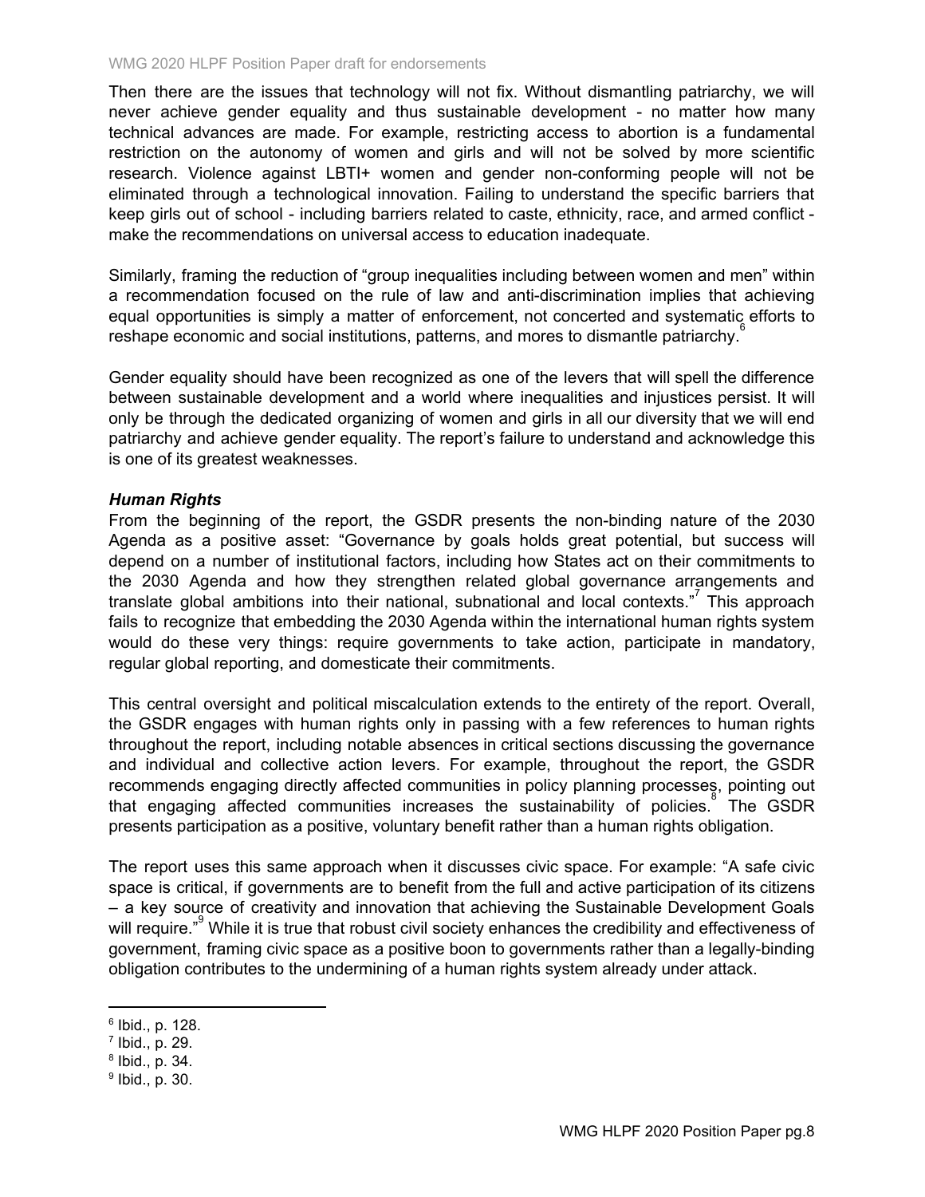Then there are the issues that technology will not fix. Without dismantling patriarchy, we will never achieve gender equality and thus sustainable development - no matter how many technical advances are made. For example, restricting access to abortion is a fundamental restriction on the autonomy of women and girls and will not be solved by more scientific research. Violence against LBTI+ women and gender non-conforming people will not be eliminated through a technological innovation. Failing to understand the specific barriers that keep girls out of school - including barriers related to caste, ethnicity, race, and armed conflict - make the recommendations on universal access to education inadequate.

Similarly, framing the reduction of "group inequalities including between women and men" within a recommendation focused on the rule of law and anti-discrimination implies that achieving equal opportunities is simply a matter of enforcement, not concerted and systematic efforts to reshape economic and social institutions, patterns, and mores to dismantle patriarchy.[6]

Gender equality should have been recognized as one of the levers that will spell the difference between sustainable development and a world where inequalities and injustices persist. It will only be through the dedicated organizing of women and girls in all our diversity that we will end patriarchy and achieve gender equality. The report's failure to understand and acknowledge this is one of its greatest weaknesses.

***Human Rights***

From the beginning of the report, the GSDR presents the non-binding nature of the 2030 Agenda as a positive asset: "Governance by goals holds great potential, but success will depend on a number of institutional factors, including how States act on their commitments to the 2030 Agenda and how they strengthen related global governance arrangements and translate global ambitions into their national, subnational and local contexts."[7] This approach fails to recognize that embedding the 2030 Agenda within the international human rights system would do these very things: require governments to take action, participate in mandatory, regular global reporting, and domesticate their commitments.

This central oversight and political miscalculation extends to the entirety of the report. Overall, the GSDR engages with human rights only in passing with a few references to human rights throughout the report, including notable absences in critical sections discussing the governance and individual and collective action levers. For example, throughout the report, the GSDR recommends engaging directly affected communities in policy planning processes, pointing out that engaging affected communities increases the sustainability of policies.[8] The GSDR presents participation as a positive, voluntary benefit rather than a human rights obligation.

The report uses this same approach when it discusses civic space. For example: "A safe civic space is critical, if governments are to benefit from the full and active participation of its citizens – a key source of creativity and innovation that achieving the Sustainable Development Goals will require."[9] While it is true that robust civil society enhances the credibility and effectiveness of government, framing civic space as a positive boon to governments rather than a legally-binding obligation contributes to the undermining of a human rights system already under attack.

---

[6] Ibid., p. 128.
[7] Ibid., p. 29.
[8] Ibid., p. 34.
[9] Ibid., p. 30.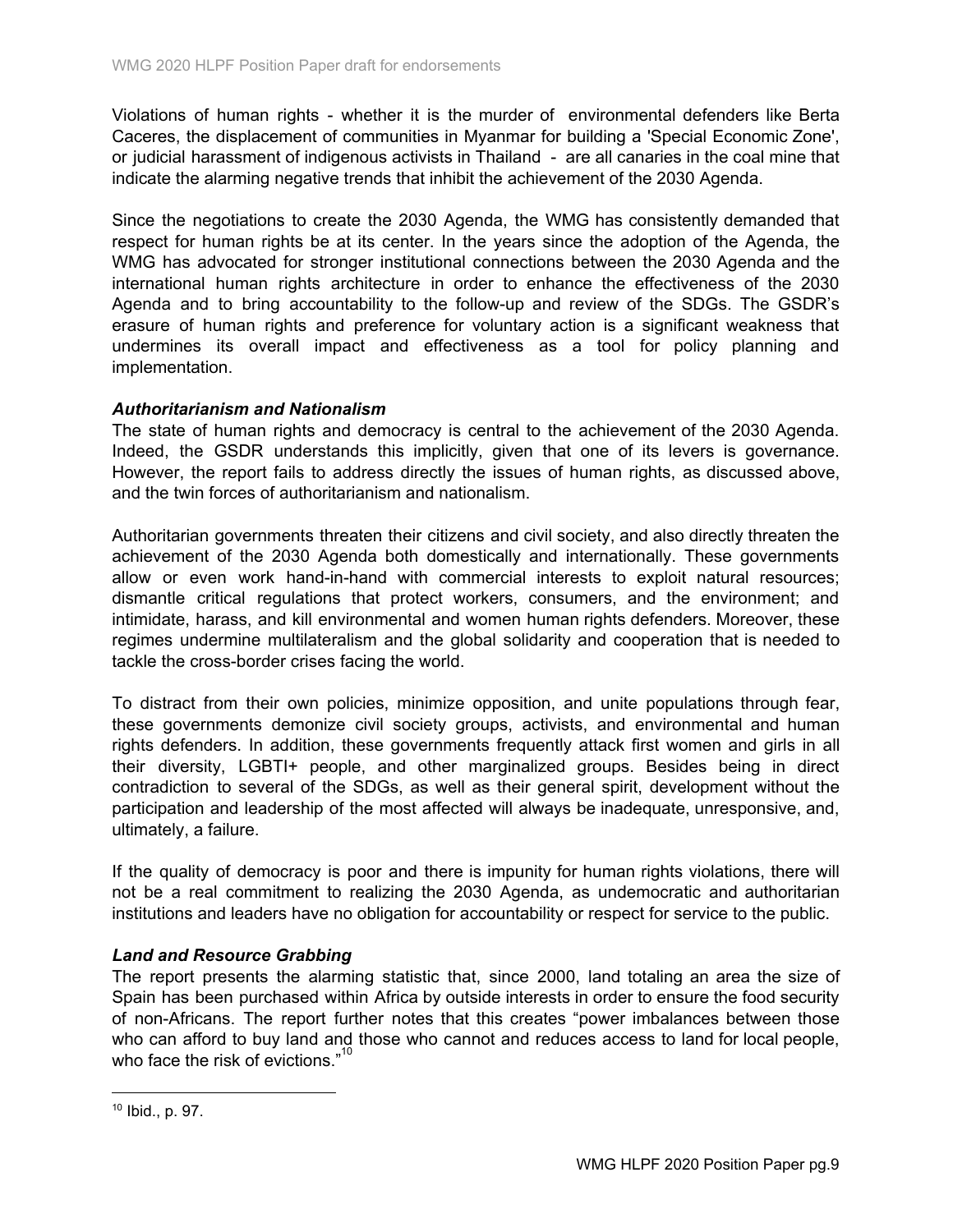Violations of human rights - whether it is the murder of environmental defenders like Berta Caceres, the displacement of communities in Myanmar for building a 'Special Economic Zone', or judicial harassment of indigenous activists in Thailand - are all canaries in the coal mine that indicate the alarming negative trends that inhibit the achievement of the 2030 Agenda.

Since the negotiations to create the 2030 Agenda, the WMG has consistently demanded that respect for human rights be at its center. In the years since the adoption of the Agenda, the WMG has advocated for stronger institutional connections between the 2030 Agenda and the international human rights architecture in order to enhance the effectiveness of the 2030 Agenda and to bring accountability to the follow-up and review of the SDGs. The GSDR's erasure of human rights and preference for voluntary action is a significant weakness that undermines its overall impact and effectiveness as a tool for policy planning and implementation.

***Authoritarianism and Nationalism***

The state of human rights and democracy is central to the achievement of the 2030 Agenda. Indeed, the GSDR understands this implicitly, given that one of its levers is governance. However, the report fails to address directly the issues of human rights, as discussed above, and the twin forces of authoritarianism and nationalism.

Authoritarian governments threaten their citizens and civil society, and also directly threaten the achievement of the 2030 Agenda both domestically and internationally. These governments allow or even work hand-in-hand with commercial interests to exploit natural resources; dismantle critical regulations that protect workers, consumers, and the environment; and intimidate, harass, and kill environmental and women human rights defenders. Moreover, these regimes undermine multilateralism and the global solidarity and cooperation that is needed to tackle the cross-border crises facing the world.

To distract from their own policies, minimize opposition, and unite populations through fear, these governments demonize civil society groups, activists, and environmental and human rights defenders. In addition, these governments frequently attack first women and girls in all their diversity, LGBTI+ people, and other marginalized groups. Besides being in direct contradiction to several of the SDGs, as well as their general spirit, development without the participation and leadership of the most affected will always be inadequate, unresponsive, and, ultimately, a failure.

If the quality of democracy is poor and there is impunity for human rights violations, there will not be a real commitment to realizing the 2030 Agenda, as undemocratic and authoritarian institutions and leaders have no obligation for accountability or respect for service to the public.

***Land and Resource Grabbing***

The report presents the alarming statistic that, since 2000, land totaling an area the size of Spain has been purchased within Africa by outside interests in order to ensure the food security of non-Africans. The report further notes that this creates "power imbalances between those who can afford to buy land and those who cannot and reduces access to land for local people, who face the risk of evictions."[10]

---

[10] Ibid., p. 97.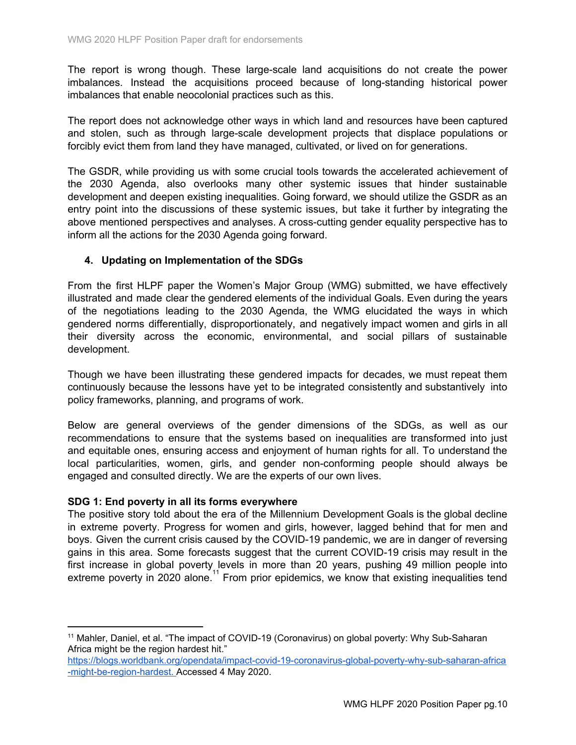The report is wrong though. These large-scale land acquisitions do not create the power imbalances. Instead the acquisitions proceed because of long-standing historical power imbalances that enable neocolonial practices such as this.

The report does not acknowledge other ways in which land and resources have been captured and stolen, such as through large-scale development projects that displace populations or forcibly evict them from land they have managed, cultivated, or lived on for generations.

The GSDR, while providing us with some crucial tools towards the accelerated achievement of the 2030 Agenda, also overlooks many other systemic issues that hinder sustainable development and deepen existing inequalities. Going forward, we should utilize the GSDR as an entry point into the discussions of these systemic issues, but take it further by integrating the above mentioned perspectives and analyses. A cross-cutting gender equality perspective has to inform all the actions for the 2030 Agenda going forward.

## 4. Updating on Implementation of the SDGs

From the first HLPF paper the Women's Major Group (WMG) submitted, we have effectively illustrated and made clear the gendered elements of the individual Goals. Even during the years of the negotiations leading to the 2030 Agenda, the WMG elucidated the ways in which gendered norms differentially, disproportionately, and negatively impact women and girls in all their diversity across the economic, environmental, and social pillars of sustainable development.

Though we have been illustrating these gendered impacts for decades, we must repeat them continuously because the lessons have yet to be integrated consistently and substantively into policy frameworks, planning, and programs of work.

Below are general overviews of the gender dimensions of the SDGs, as well as our recommendations to ensure that the systems based on inequalities are transformed into just and equitable ones, ensuring access and enjoyment of human rights for all. To understand the local particularities, women, girls, and gender non-conforming people should always be engaged and consulted directly. We are the experts of our own lives.

**SDG 1: End poverty in all its forms everywhere**

The positive story told about the era of the Millennium Development Goals is the global decline in extreme poverty. Progress for women and girls, however, lagged behind that for men and boys. Given the current crisis caused by the COVID-19 pandemic, we are in danger of reversing gains in this area. Some forecasts suggest that the current COVID-19 crisis may result in the first increase in global poverty levels in more than 20 years, pushing 49 million people into extreme poverty in 2020 alone.[11] From prior epidemics, we know that existing inequalities tend

---

[11] Mahler, Daniel, et al. "The impact of COVID-19 (Coronavirus) on global poverty: Why Sub-Saharan Africa might be the region hardest hit." https://blogs.worldbank.org/opendata/impact-covid-19-coronavirus-global-poverty-why-sub-saharan-africa-might-be-region-hardest. Accessed 4 May 2020.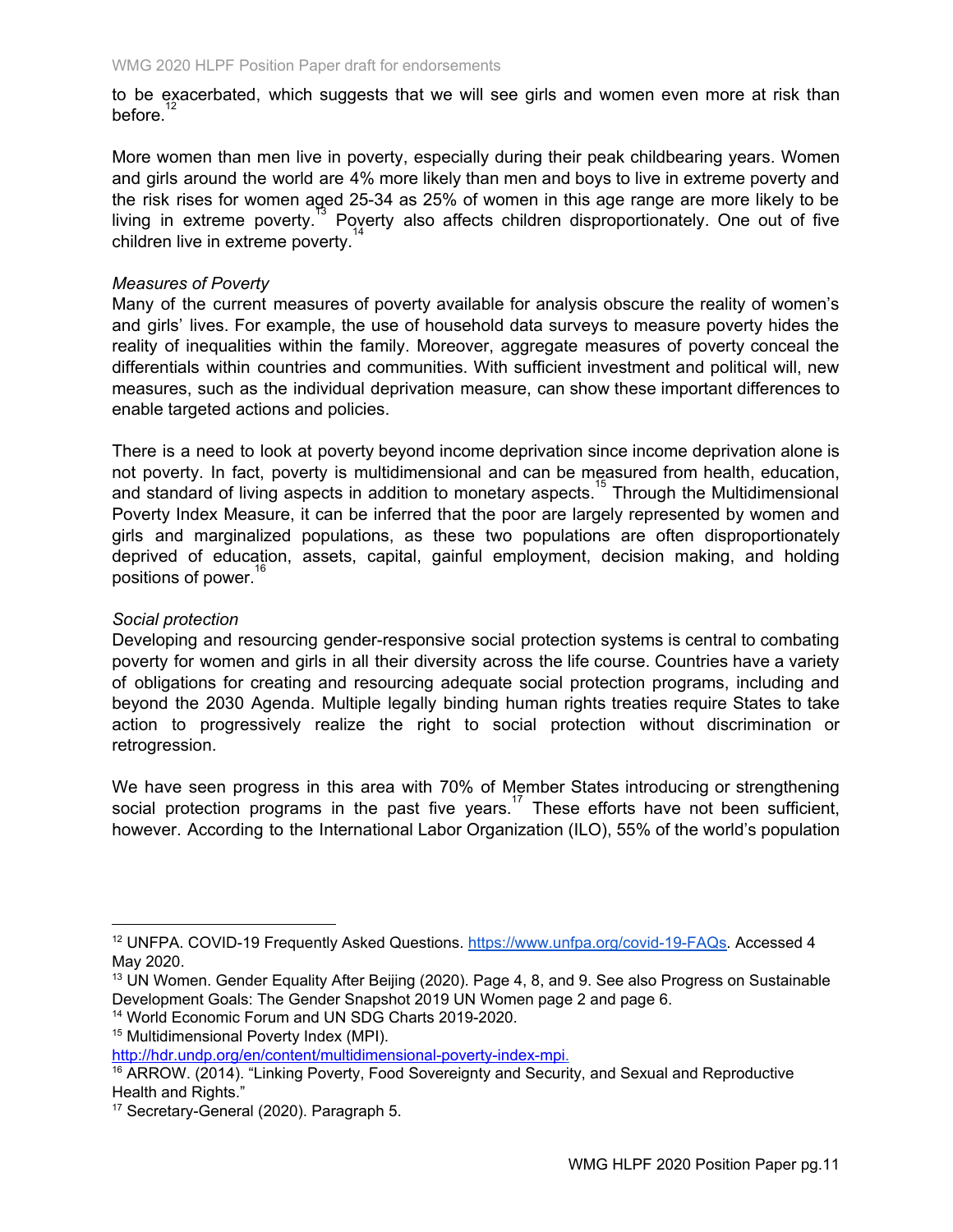to be exacerbated, which suggests that we will see girls and women even more at risk than before.[12]

More women than men live in poverty, especially during their peak childbearing years. Women and girls around the world are 4% more likely than men and boys to live in extreme poverty and the risk rises for women aged 25-34 as 25% of women in this age range are more likely to be living in extreme poverty.[13] Poverty also affects children disproportionately. One out of five children live in extreme poverty.[14]

*Measures of Poverty*

Many of the current measures of poverty available for analysis obscure the reality of women's and girls' lives. For example, the use of household data surveys to measure poverty hides the reality of inequalities within the family. Moreover, aggregate measures of poverty conceal the differentials within countries and communities. With sufficient investment and political will, new measures, such as the individual deprivation measure, can show these important differences to enable targeted actions and policies.

There is a need to look at poverty beyond income deprivation since income deprivation alone is not poverty. In fact, poverty is multidimensional and can be measured from health, education, and standard of living aspects in addition to monetary aspects.[15] Through the Multidimensional Poverty Index Measure, it can be inferred that the poor are largely represented by women and girls and marginalized populations, as these two populations are often disproportionately deprived of education, assets, capital, gainful employment, decision making, and holding positions of power.[16]

*Social protection*

Developing and resourcing gender-responsive social protection systems is central to combating poverty for women and girls in all their diversity across the life course. Countries have a variety of obligations for creating and resourcing adequate social protection programs, including and beyond the 2030 Agenda. Multiple legally binding human rights treaties require States to take action to progressively realize the right to social protection without discrimination or retrogression.

We have seen progress in this area with 70% of Member States introducing or strengthening social protection programs in the past five years.[17] These efforts have not been sufficient, however. According to the International Labor Organization (ILO), 55% of the world's population

---

[12] UNFPA. COVID-19 Frequently Asked Questions. https://www.unfpa.org/covid-19-FAQs. Accessed 4 May 2020.

[13] UN Women. Gender Equality After Beijing (2020). Page 4, 8, and 9. See also Progress on Sustainable Development Goals: The Gender Snapshot 2019 UN Women page 2 and page 6.

[14] World Economic Forum and UN SDG Charts 2019-2020.

[15] Multidimensional Poverty Index (MPI). http://hdr.undp.org/en/content/multidimensional-poverty-index-mpi.

[16] ARROW. (2014). "Linking Poverty, Food Sovereignty and Security, and Sexual and Reproductive Health and Rights."

[17] Secretary-General (2020). Paragraph 5.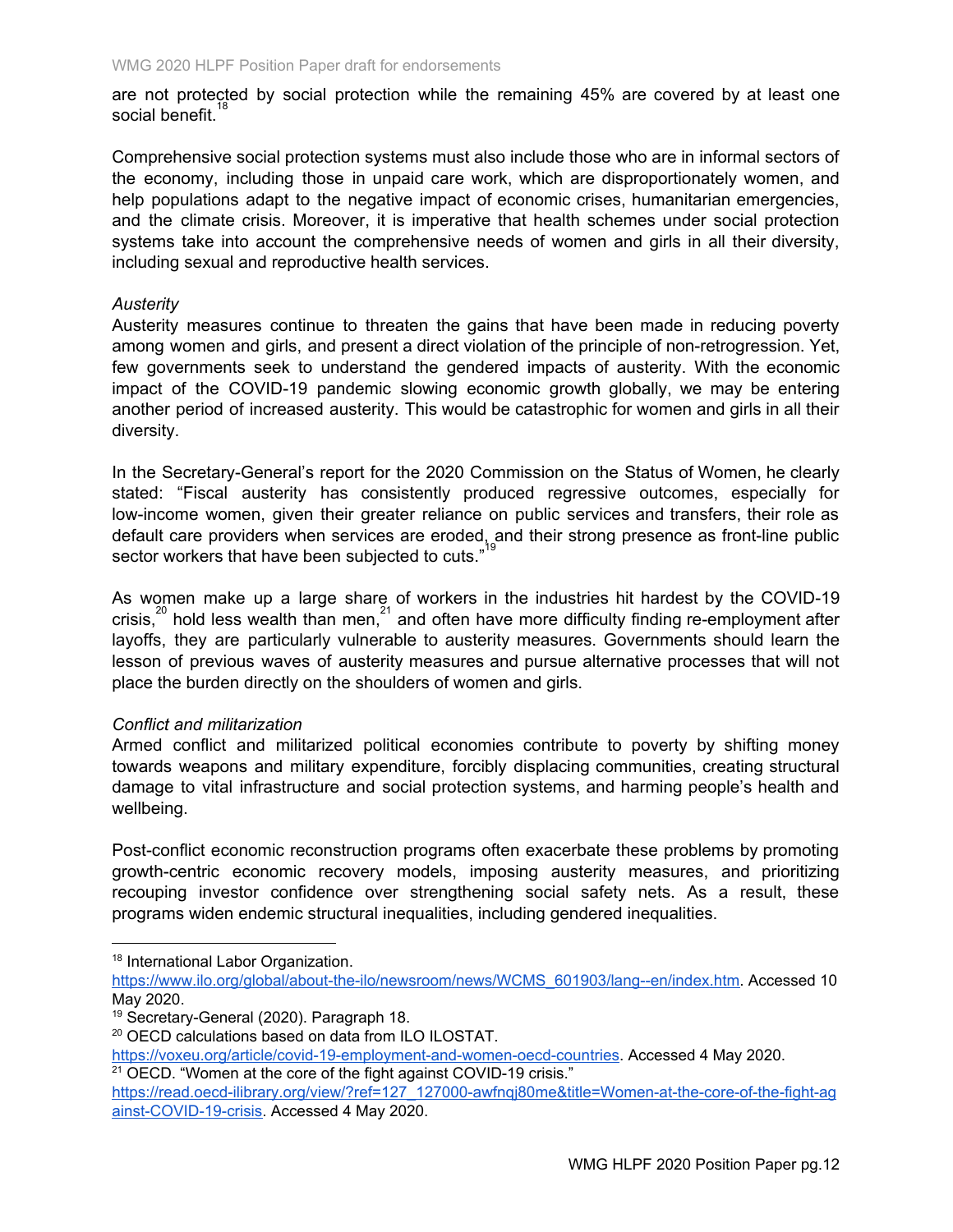are not protected by social protection while the remaining 45% are covered by at least one social benefit.[18]

Comprehensive social protection systems must also include those who are in informal sectors of the economy, including those in unpaid care work, which are disproportionately women, and help populations adapt to the negative impact of economic crises, humanitarian emergencies, and the climate crisis. Moreover, it is imperative that health schemes under social protection systems take into account the comprehensive needs of women and girls in all their diversity, including sexual and reproductive health services.

*Austerity*

Austerity measures continue to threaten the gains that have been made in reducing poverty among women and girls, and present a direct violation of the principle of non-retrogression. Yet, few governments seek to understand the gendered impacts of austerity. With the economic impact of the COVID-19 pandemic slowing economic growth globally, we may be entering another period of increased austerity. This would be catastrophic for women and girls in all their diversity.

In the Secretary-General's report for the 2020 Commission on the Status of Women, he clearly stated: "Fiscal austerity has consistently produced regressive outcomes, especially for low-income women, given their greater reliance on public services and transfers, their role as default care providers when services are eroded, and their strong presence as front-line public sector workers that have been subjected to cuts."[19]

As women make up a large share of workers in the industries hit hardest by the COVID-19 crisis,[20] hold less wealth than men,[21] and often have more difficulty finding re-employment after layoffs, they are particularly vulnerable to austerity measures. Governments should learn the lesson of previous waves of austerity measures and pursue alternative processes that will not place the burden directly on the shoulders of women and girls.

*Conflict and militarization*

Armed conflict and militarized political economies contribute to poverty by shifting money towards weapons and military expenditure, forcibly displacing communities, creating structural damage to vital infrastructure and social protection systems, and harming people's health and wellbeing.

Post-conflict economic reconstruction programs often exacerbate these problems by promoting growth-centric economic recovery models, imposing austerity measures, and prioritizing recouping investor confidence over strengthening social safety nets. As a result, these programs widen endemic structural inequalities, including gendered inequalities.

---

[18] International Labor Organization. https://www.ilo.org/global/about-the-ilo/newsroom/news/WCMS_601903/lang--en/index.htm. Accessed 10 May 2020.

[19] Secretary-General (2020). Paragraph 18.

[20] OECD calculations based on data from ILO ILOSTAT. https://voxeu.org/article/covid-19-employment-and-women-oecd-countries. Accessed 4 May 2020.

[21] OECD. "Women at the core of the fight against COVID-19 crisis." https://read.oecd-ilibrary.org/view/?ref=127_127000-awfnqj80me&title=Women-at-the-core-of-the-fight-against-COVID-19-crisis. Accessed 4 May 2020.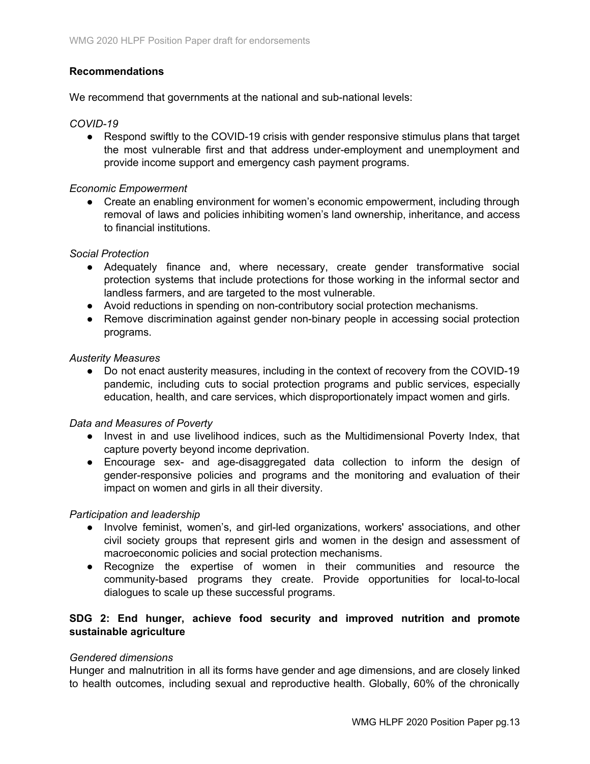**Recommendations**

We recommend that governments at the national and sub-national levels:

*COVID-19*

- Respond swiftly to the COVID-19 crisis with gender responsive stimulus plans that target the most vulnerable first and that address under-employment and unemployment and provide income support and emergency cash payment programs.

*Economic Empowerment*

- Create an enabling environment for women's economic empowerment, including through removal of laws and policies inhibiting women's land ownership, inheritance, and access to financial institutions.

*Social Protection*

- Adequately finance and, where necessary, create gender transformative social protection systems that include protections for those working in the informal sector and landless farmers, and are targeted to the most vulnerable.
- Avoid reductions in spending on non-contributory social protection mechanisms.
- Remove discrimination against gender non-binary people in accessing social protection programs.

*Austerity Measures*

- Do not enact austerity measures, including in the context of recovery from the COVID-19 pandemic, including cuts to social protection programs and public services, especially education, health, and care services, which disproportionately impact women and girls.

*Data and Measures of Poverty*

- Invest in and use livelihood indices, such as the Multidimensional Poverty Index, that capture poverty beyond income deprivation.
- Encourage sex- and age-disaggregated data collection to inform the design of gender-responsive policies and programs and the monitoring and evaluation of their impact on women and girls in all their diversity.

*Participation and leadership*

- Involve feminist, women's, and girl-led organizations, workers' associations, and other civil society groups that represent girls and women in the design and assessment of macroeconomic policies and social protection mechanisms.
- Recognize the expertise of women in their communities and resource the community-based programs they create. Provide opportunities for local-to-local dialogues to scale up these successful programs.

**SDG 2: End hunger, achieve food security and improved nutrition and promote sustainable agriculture**

*Gendered dimensions*

Hunger and malnutrition in all its forms have gender and age dimensions, and are closely linked to health outcomes, including sexual and reproductive health. Globally, 60% of the chronically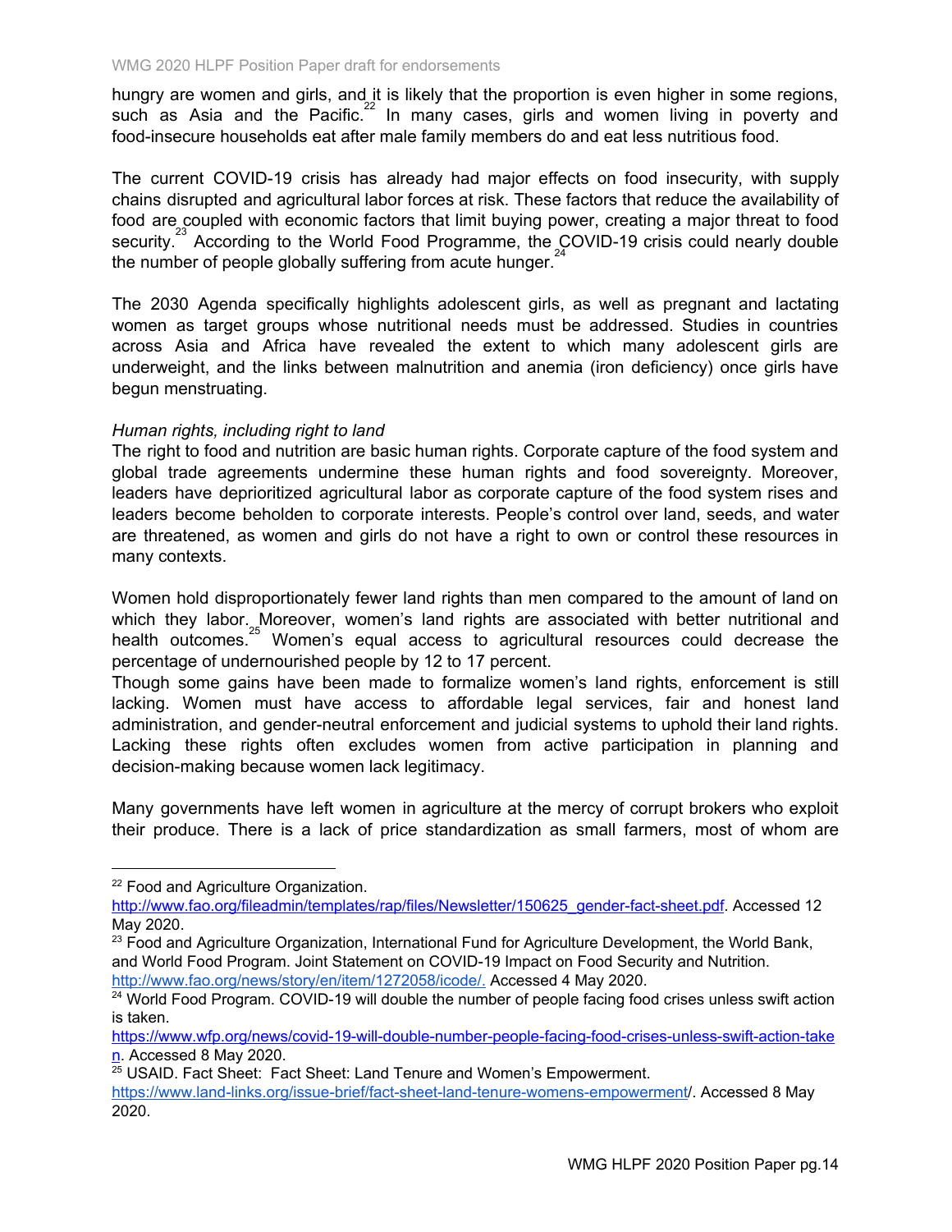hungry are women and girls, and it is likely that the proportion is even higher in some regions, such as Asia and the Pacific.[22] In many cases, girls and women living in poverty and food-insecure households eat after male family members do and eat less nutritious food.

The current COVID-19 crisis has already had major effects on food insecurity, with supply chains disrupted and agricultural labor forces at risk. These factors that reduce the availability of food are coupled with economic factors that limit buying power, creating a major threat to food security.[23] According to the World Food Programme, the COVID-19 crisis could nearly double the number of people globally suffering from acute hunger.[24]

The 2030 Agenda specifically highlights adolescent girls, as well as pregnant and lactating women as target groups whose nutritional needs must be addressed. Studies in countries across Asia and Africa have revealed the extent to which many adolescent girls are underweight, and the links between malnutrition and anemia (iron deficiency) once girls have begun menstruating.

*Human rights, including right to land*

The right to food and nutrition are basic human rights. Corporate capture of the food system and global trade agreements undermine these human rights and food sovereignty. Moreover, leaders have deprioritized agricultural labor as corporate capture of the food system rises and leaders become beholden to corporate interests. People's control over land, seeds, and water are threatened, as women and girls do not have a right to own or control these resources in many contexts.

Women hold disproportionately fewer land rights than men compared to the amount of land on which they labor. Moreover, women's land rights are associated with better nutritional and health outcomes.[25] Women's equal access to agricultural resources could decrease the percentage of undernourished people by 12 to 17 percent.

Though some gains have been made to formalize women's land rights, enforcement is still lacking. Women must have access to affordable legal services, fair and honest land administration, and gender-neutral enforcement and judicial systems to uphold their land rights. Lacking these rights often excludes women from active participation in planning and decision-making because women lack legitimacy.

Many governments have left women in agriculture at the mercy of corrupt brokers who exploit their produce. There is a lack of price standardization as small farmers, most of whom are

---

[22] Food and Agriculture Organization. http://www.fao.org/fileadmin/templates/rap/files/Newsletter/150625_gender-fact-sheet.pdf. Accessed 12 May 2020.

[23] Food and Agriculture Organization, International Fund for Agriculture Development, the World Bank, and World Food Program. Joint Statement on COVID-19 Impact on Food Security and Nutrition. http://www.fao.org/news/story/en/item/1272058/icode/. Accessed 4 May 2020.

[24] World Food Program. COVID-19 will double the number of people facing food crises unless swift action is taken. https://www.wfp.org/news/covid-19-will-double-number-people-facing-food-crises-unless-swift-action-taken. Accessed 8 May 2020.

[25] USAID. Fact Sheet: Fact Sheet: Land Tenure and Women's Empowerment. https://www.land-links.org/issue-brief/fact-sheet-land-tenure-womens-empowerment/. Accessed 8 May 2020.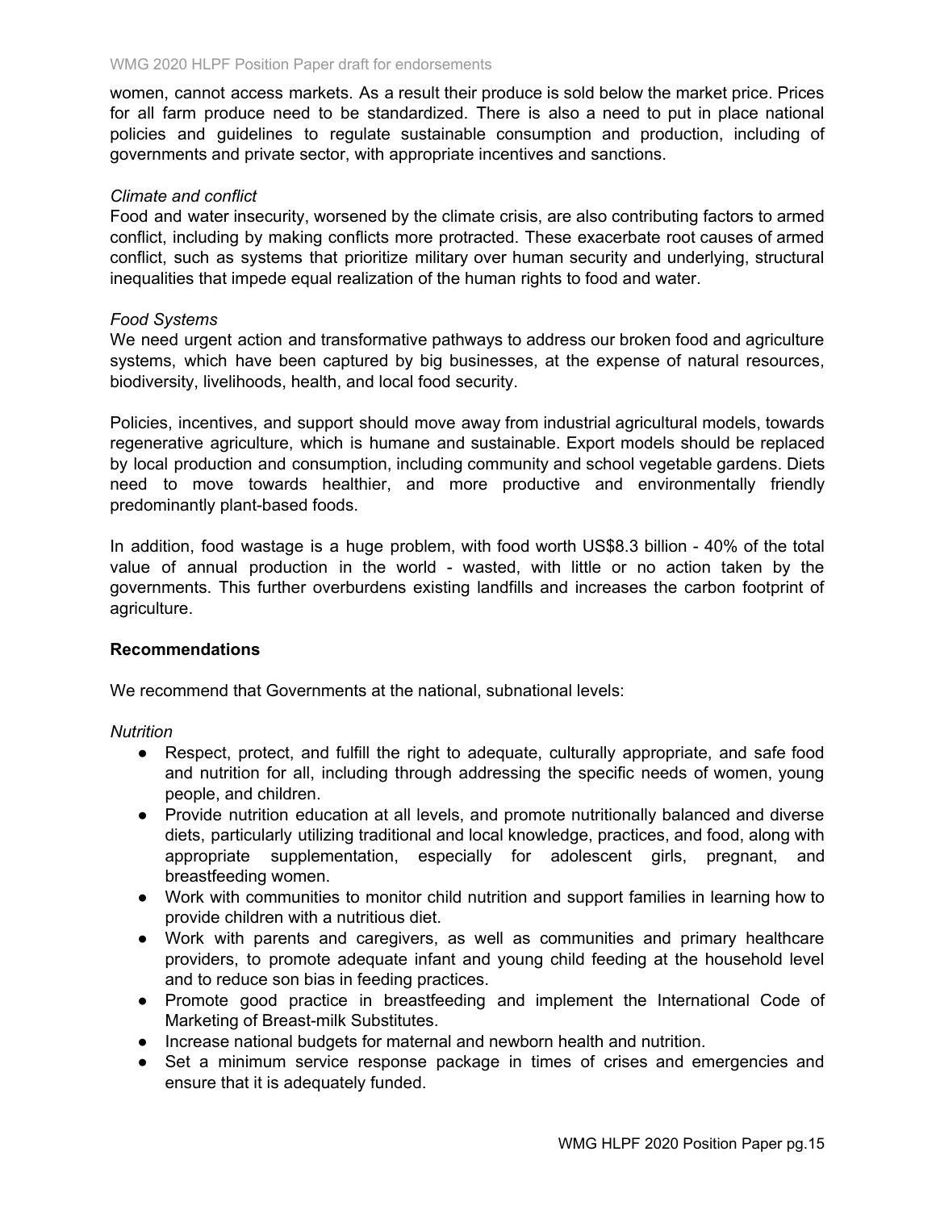women, cannot access markets. As a result their produce is sold below the market price. Prices for all farm produce need to be standardized. There is also a need to put in place national policies and guidelines to regulate sustainable consumption and production, including of governments and private sector, with appropriate incentives and sanctions.

*Climate and conflict*

Food and water insecurity, worsened by the climate crisis, are also contributing factors to armed conflict, including by making conflicts more protracted. These exacerbate root causes of armed conflict, such as systems that prioritize military over human security and underlying, structural inequalities that impede equal realization of the human rights to food and water.

*Food Systems*

We need urgent action and transformative pathways to address our broken food and agriculture systems, which have been captured by big businesses, at the expense of natural resources, biodiversity, livelihoods, health, and local food security.

Policies, incentives, and support should move away from industrial agricultural models, towards regenerative agriculture, which is humane and sustainable. Export models should be replaced by local production and consumption, including community and school vegetable gardens. Diets need to move towards healthier, and more productive and environmentally friendly predominantly plant-based foods.

In addition, food wastage is a huge problem, with food worth US$8.3 billion - 40% of the total value of annual production in the world - wasted, with little or no action taken by the governments. This further overburdens existing landfills and increases the carbon footprint of agriculture.

**Recommendations**

We recommend that Governments at the national, subnational levels:

*Nutrition*

- Respect, protect, and fulfill the right to adequate, culturally appropriate, and safe food and nutrition for all, including through addressing the specific needs of women, young people, and children.
- Provide nutrition education at all levels, and promote nutritionally balanced and diverse diets, particularly utilizing traditional and local knowledge, practices, and food, along with appropriate supplementation, especially for adolescent girls, pregnant, and breastfeeding women.
- Work with communities to monitor child nutrition and support families in learning how to provide children with a nutritious diet.
- Work with parents and caregivers, as well as communities and primary healthcare providers, to promote adequate infant and young child feeding at the household level and to reduce son bias in feeding practices.
- Promote good practice in breastfeeding and implement the International Code of Marketing of Breast-milk Substitutes.
- Increase national budgets for maternal and newborn health and nutrition.
- Set a minimum service response package in times of crises and emergencies and ensure that it is adequately funded.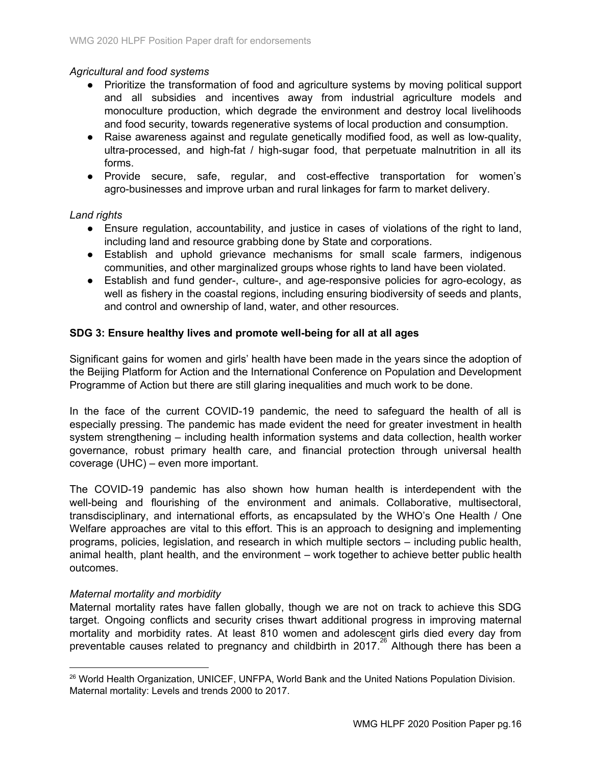*Agricultural and food systems*

- Prioritize the transformation of food and agriculture systems by moving political support and all subsidies and incentives away from industrial agriculture models and monoculture production, which degrade the environment and destroy local livelihoods and food security, towards regenerative systems of local production and consumption.
- Raise awareness against and regulate genetically modified food, as well as low-quality, ultra-processed, and high-fat / high-sugar food, that perpetuate malnutrition in all its forms.
- Provide secure, safe, regular, and cost-effective transportation for women's agro-businesses and improve urban and rural linkages for farm to market delivery.

*Land rights*

- Ensure regulation, accountability, and justice in cases of violations of the right to land, including land and resource grabbing done by State and corporations.
- Establish and uphold grievance mechanisms for small scale farmers, indigenous communities, and other marginalized groups whose rights to land have been violated.
- Establish and fund gender-, culture-, and age-responsive policies for agro-ecology, as well as fishery in the coastal regions, including ensuring biodiversity of seeds and plants, and control and ownership of land, water, and other resources.

**SDG 3: Ensure healthy lives and promote well-being for all at all ages**

Significant gains for women and girls' health have been made in the years since the adoption of the Beijing Platform for Action and the International Conference on Population and Development Programme of Action but there are still glaring inequalities and much work to be done.

In the face of the current COVID-19 pandemic, the need to safeguard the health of all is especially pressing. The pandemic has made evident the need for greater investment in health system strengthening – including health information systems and data collection, health worker governance, robust primary health care, and financial protection through universal health coverage (UHC) – even more important.

The COVID-19 pandemic has also shown how human health is interdependent with the well-being and flourishing of the environment and animals. Collaborative, multisectoral, transdisciplinary, and international efforts, as encapsulated by the WHO's One Health / One Welfare approaches are vital to this effort. This is an approach to designing and implementing programs, policies, legislation, and research in which multiple sectors – including public health, animal health, plant health, and the environment – work together to achieve better public health outcomes.

*Maternal mortality and morbidity*

Maternal mortality rates have fallen globally, though we are not on track to achieve this SDG target. Ongoing conflicts and security crises thwart additional progress in improving maternal mortality and morbidity rates. At least 810 women and adolescent girls died every day from preventable causes related to pregnancy and childbirth in 2017.[26] Although there has been a

[26] World Health Organization, UNICEF, UNFPA, World Bank and the United Nations Population Division. Maternal mortality: Levels and trends 2000 to 2017.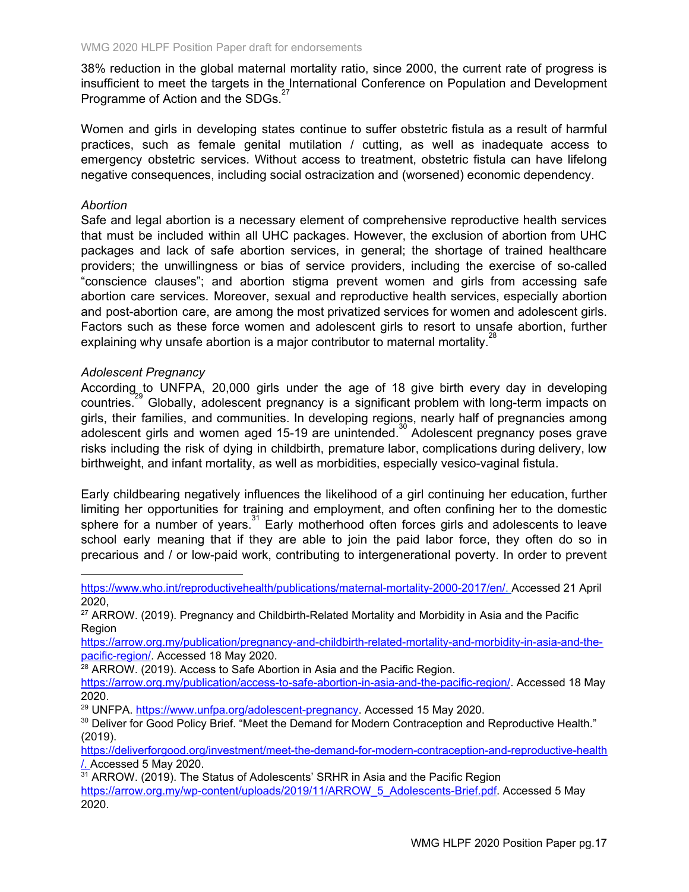38% reduction in the global maternal mortality ratio, since 2000, the current rate of progress is insufficient to meet the targets in the International Conference on Population and Development Programme of Action and the SDGs.[27]

Women and girls in developing states continue to suffer obstetric fistula as a result of harmful practices, such as female genital mutilation / cutting, as well as inadequate access to emergency obstetric services. Without access to treatment, obstetric fistula can have lifelong negative consequences, including social ostracization and (worsened) economic dependency.

*Abortion*

Safe and legal abortion is a necessary element of comprehensive reproductive health services that must be included within all UHC packages. However, the exclusion of abortion from UHC packages and lack of safe abortion services, in general; the shortage of trained healthcare providers; the unwillingness or bias of service providers, including the exercise of so-called "conscience clauses"; and abortion stigma prevent women and girls from accessing safe abortion care services. Moreover, sexual and reproductive health services, especially abortion and post-abortion care, are among the most privatized services for women and adolescent girls. Factors such as these force women and adolescent girls to resort to unsafe abortion, further explaining why unsafe abortion is a major contributor to maternal mortality.[28]

*Adolescent Pregnancy*

According to UNFPA, 20,000 girls under the age of 18 give birth every day in developing countries.[29] Globally, adolescent pregnancy is a significant problem with long-term impacts on girls, their families, and communities. In developing regions, nearly half of pregnancies among adolescent girls and women aged 15-19 are unintended.[30] Adolescent pregnancy poses grave risks including the risk of dying in childbirth, premature labor, complications during delivery, low birthweight, and infant mortality, as well as morbidities, especially vesico-vaginal fistula.

Early childbearing negatively influences the likelihood of a girl continuing her education, further limiting her opportunities for training and employment, and often confining her to the domestic sphere for a number of years.[31] Early motherhood often forces girls and adolescents to leave school early meaning that if they are able to join the paid labor force, they often do so in precarious and / or low-paid work, contributing to intergenerational poverty. In order to prevent

---

https://www.who.int/reproductivehealth/publications/maternal-mortality-2000-2017/en/. Accessed 21 April 2020,

[27] ARROW. (2019). Pregnancy and Childbirth-Related Mortality and Morbidity in Asia and the Pacific Region https://arrow.org.my/publication/pregnancy-and-childbirth-related-mortality-and-morbidity-in-asia-and-the-pacific-region/. Accessed 18 May 2020.

[28] ARROW. (2019). Access to Safe Abortion in Asia and the Pacific Region. https://arrow.org.my/publication/access-to-safe-abortion-in-asia-and-the-pacific-region/. Accessed 18 May 2020.

[29] UNFPA. https://www.unfpa.org/adolescent-pregnancy. Accessed 15 May 2020.

[30] Deliver for Good Policy Brief. "Meet the Demand for Modern Contraception and Reproductive Health." (2019). https://deliverforgood.org/investment/meet-the-demand-for-modern-contraception-and-reproductive-health/. Accessed 5 May 2020.

[31] ARROW. (2019). The Status of Adolescents' SRHR in Asia and the Pacific Region https://arrow.org.my/wp-content/uploads/2019/11/ARROW_5_Adolescents-Brief.pdf. Accessed 5 May 2020.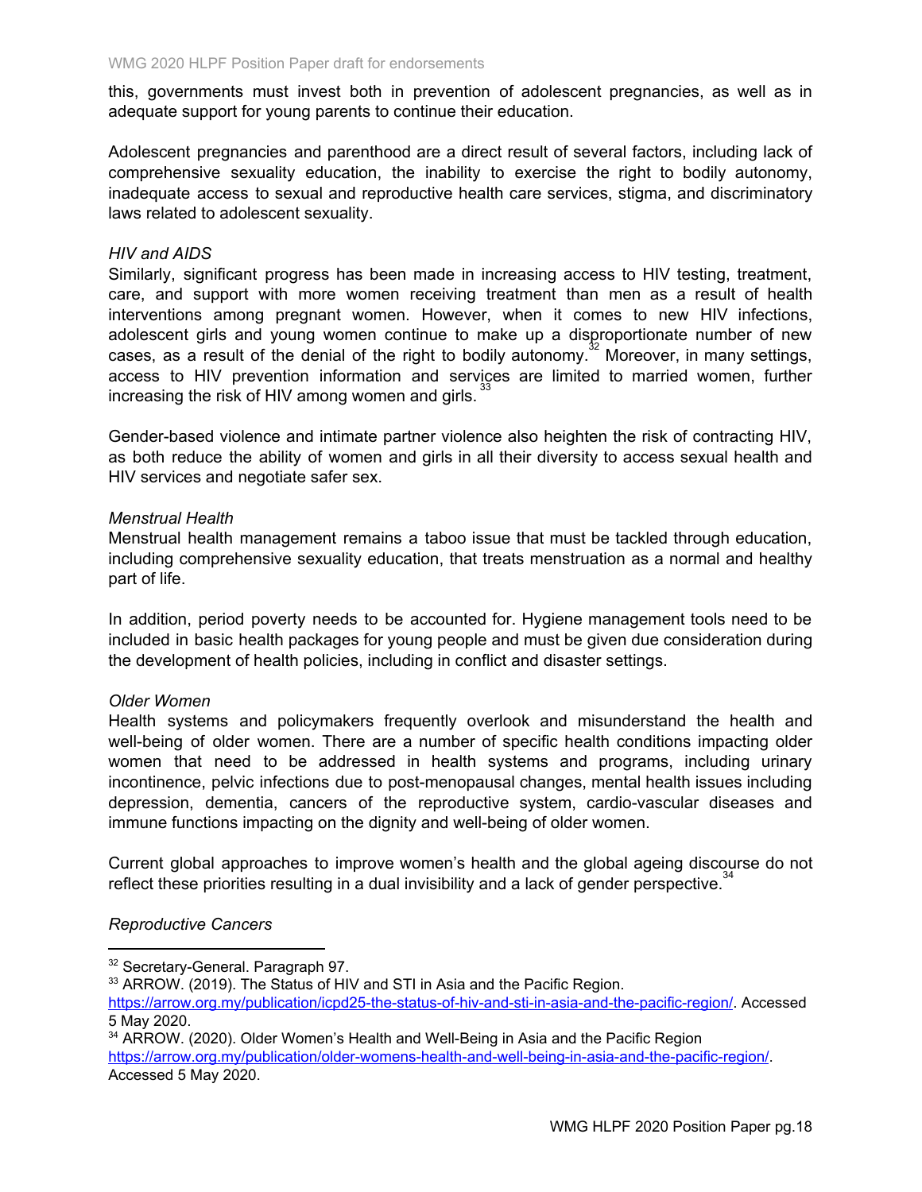this, governments must invest both in prevention of adolescent pregnancies, as well as in adequate support for young parents to continue their education.

Adolescent pregnancies and parenthood are a direct result of several factors, including lack of comprehensive sexuality education, the inability to exercise the right to bodily autonomy, inadequate access to sexual and reproductive health care services, stigma, and discriminatory laws related to adolescent sexuality.

*HIV and AIDS*

Similarly, significant progress has been made in increasing access to HIV testing, treatment, care, and support with more women receiving treatment than men as a result of health interventions among pregnant women. However, when it comes to new HIV infections, adolescent girls and young women continue to make up a disproportionate number of new cases, as a result of the denial of the right to bodily autonomy.[32] Moreover, in many settings, access to HIV prevention information and services are limited to married women, further increasing the risk of HIV among women and girls.[33]

Gender-based violence and intimate partner violence also heighten the risk of contracting HIV, as both reduce the ability of women and girls in all their diversity to access sexual health and HIV services and negotiate safer sex.

*Menstrual Health*

Menstrual health management remains a taboo issue that must be tackled through education, including comprehensive sexuality education, that treats menstruation as a normal and healthy part of life.

In addition, period poverty needs to be accounted for. Hygiene management tools need to be included in basic health packages for young people and must be given due consideration during the development of health policies, including in conflict and disaster settings.

*Older Women*

Health systems and policymakers frequently overlook and misunderstand the health and well-being of older women. There are a number of specific health conditions impacting older women that need to be addressed in health systems and programs, including urinary incontinence, pelvic infections due to post-menopausal changes, mental health issues including depression, dementia, cancers of the reproductive system, cardio-vascular diseases and immune functions impacting on the dignity and well-being of older women.

Current global approaches to improve women's health and the global ageing discourse do not reflect these priorities resulting in a dual invisibility and a lack of gender perspective.[34]

*Reproductive Cancers*

---

[32] Secretary-General. Paragraph 97.

[33] ARROW. (2019). The Status of HIV and STI in Asia and the Pacific Region. https://arrow.org.my/publication/icpd25-the-status-of-hiv-and-sti-in-asia-and-the-pacific-region/. Accessed 5 May 2020.

[34] ARROW. (2020). Older Women's Health and Well-Being in Asia and the Pacific Region https://arrow.org.my/publication/older-womens-health-and-well-being-in-asia-and-the-pacific-region/. Accessed 5 May 2020.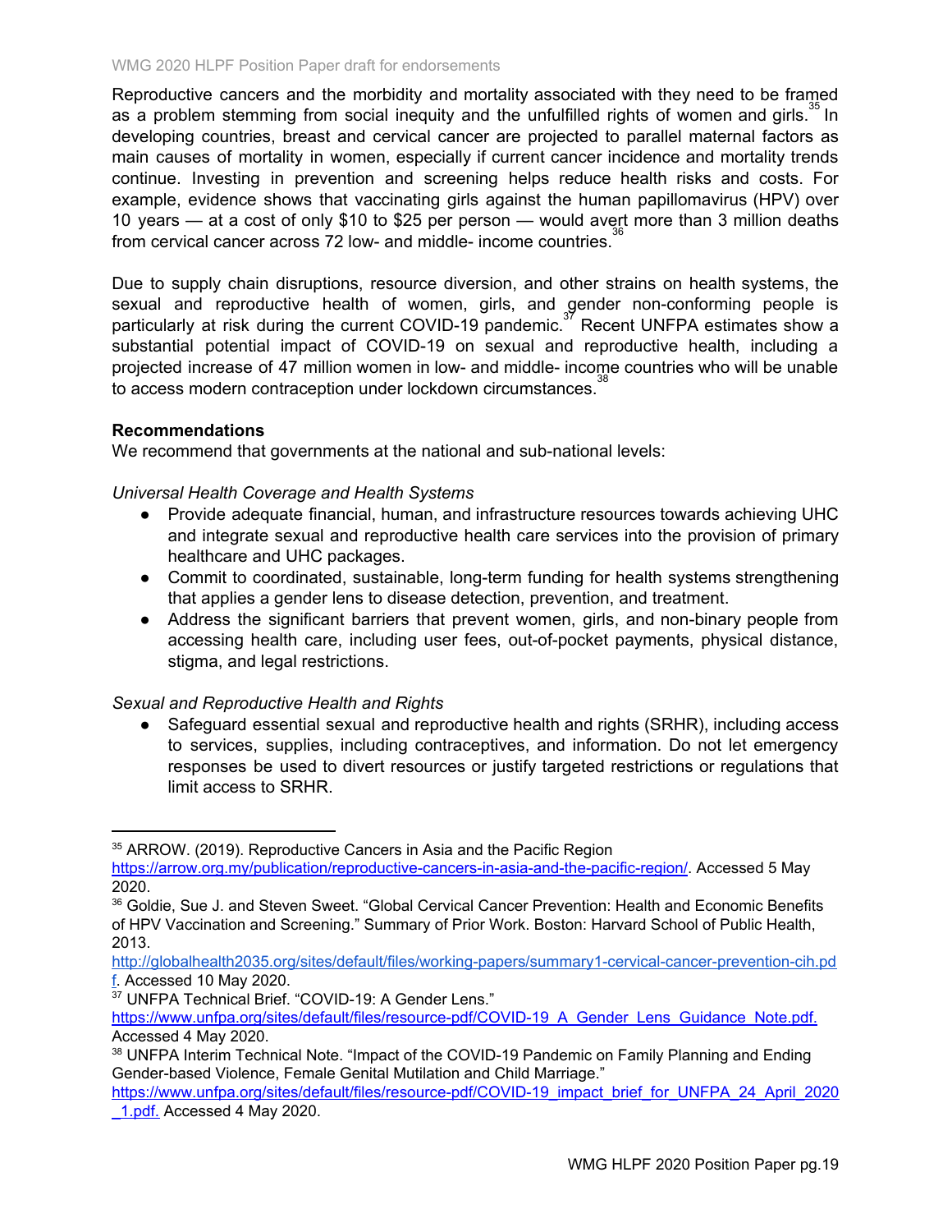Reproductive cancers and the morbidity and mortality associated with they need to be framed as a problem stemming from social inequity and the unfulfilled rights of women and girls.[35] In developing countries, breast and cervical cancer are projected to parallel maternal factors as main causes of mortality in women, especially if current cancer incidence and mortality trends continue. Investing in prevention and screening helps reduce health risks and costs. For example, evidence shows that vaccinating girls against the human papillomavirus (HPV) over 10 years — at a cost of only $10 to $25 per person — would avert more than 3 million deaths from cervical cancer across 72 low- and middle- income countries.[36]

Due to supply chain disruptions, resource diversion, and other strains on health systems, the sexual and reproductive health of women, girls, and gender non-conforming people is particularly at risk during the current COVID-19 pandemic.[37] Recent UNFPA estimates show a substantial potential impact of COVID-19 on sexual and reproductive health, including a projected increase of 47 million women in low- and middle- income countries who will be unable to access modern contraception under lockdown circumstances.[38]

**Recommendations**

We recommend that governments at the national and sub-national levels:

*Universal Health Coverage and Health Systems*

- Provide adequate financial, human, and infrastructure resources towards achieving UHC and integrate sexual and reproductive health care services into the provision of primary healthcare and UHC packages.
- Commit to coordinated, sustainable, long-term funding for health systems strengthening that applies a gender lens to disease detection, prevention, and treatment.
- Address the significant barriers that prevent women, girls, and non-binary people from accessing health care, including user fees, out-of-pocket payments, physical distance, stigma, and legal restrictions.

*Sexual and Reproductive Health and Rights*

- Safeguard essential sexual and reproductive health and rights (SRHR), including access to services, supplies, including contraceptives, and information. Do not let emergency responses be used to divert resources or justify targeted restrictions or regulations that limit access to SRHR.

---

[35] ARROW. (2019). Reproductive Cancers in Asia and the Pacific Region https://arrow.org.my/publication/reproductive-cancers-in-asia-and-the-pacific-region/. Accessed 5 May 2020.

[36] Goldie, Sue J. and Steven Sweet. "Global Cervical Cancer Prevention: Health and Economic Benefits of HPV Vaccination and Screening." Summary of Prior Work. Boston: Harvard School of Public Health, 2013. http://globalhealth2035.org/sites/default/files/working-papers/summary1-cervical-cancer-prevention-cih.pdf. Accessed 10 May 2020.

[37] UNFPA Technical Brief. "COVID-19: A Gender Lens." https://www.unfpa.org/sites/default/files/resource-pdf/COVID-19_A_Gender_Lens_Guidance_Note.pdf. Accessed 4 May 2020.

[38] UNFPA Interim Technical Note. "Impact of the COVID-19 Pandemic on Family Planning and Ending Gender-based Violence, Female Genital Mutilation and Child Marriage." https://www.unfpa.org/sites/default/files/resource-pdf/COVID-19_impact_brief_for_UNFPA_24_April_2020_1.pdf. Accessed 4 May 2020.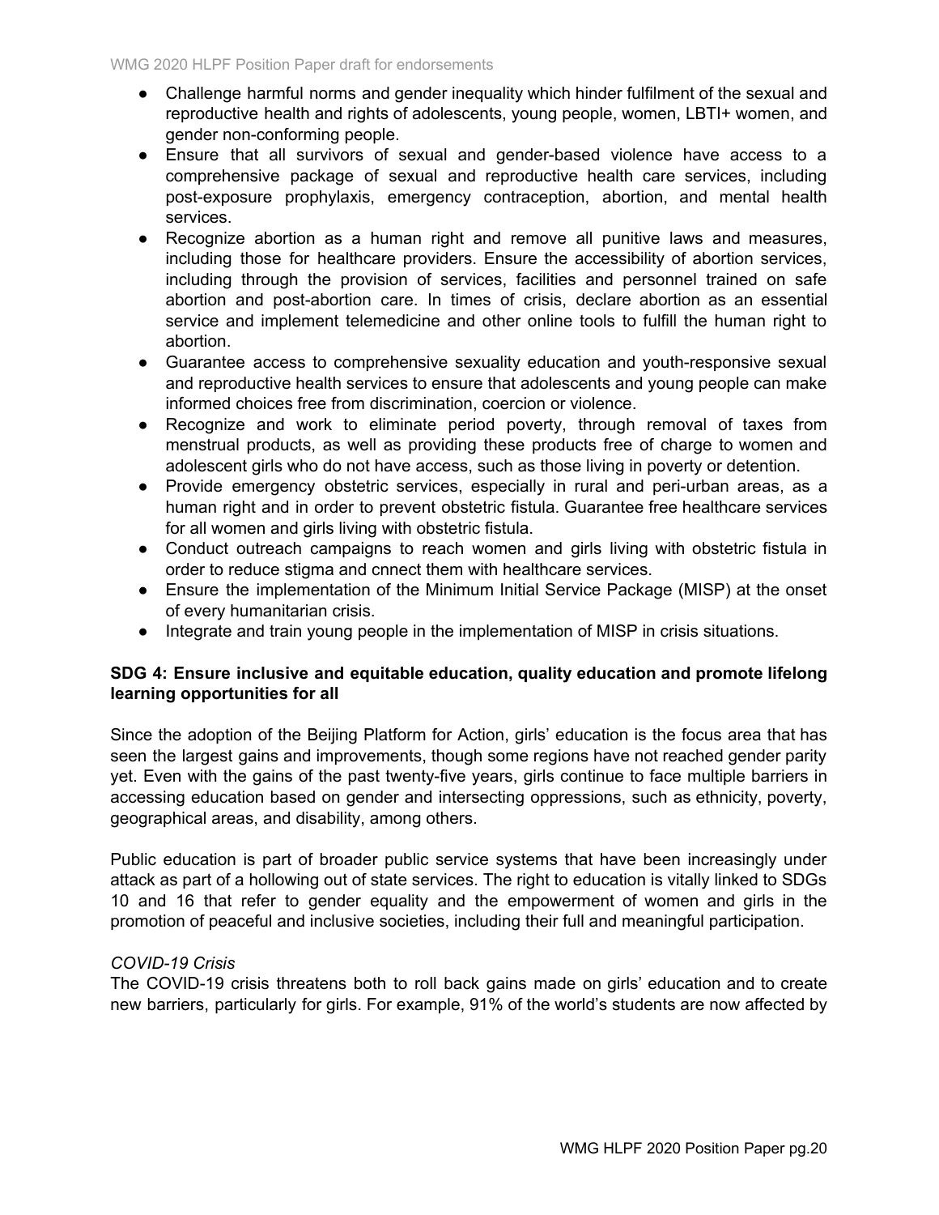- Challenge harmful norms and gender inequality which hinder fulfilment of the sexual and reproductive health and rights of adolescents, young people, women, LBTI+ women, and gender non-conforming people.
- Ensure that all survivors of sexual and gender-based violence have access to a comprehensive package of sexual and reproductive health care services, including post-exposure prophylaxis, emergency contraception, abortion, and mental health services.
- Recognize abortion as a human right and remove all punitive laws and measures, including those for healthcare providers. Ensure the accessibility of abortion services, including through the provision of services, facilities and personnel trained on safe abortion and post-abortion care. In times of crisis, declare abortion as an essential service and implement telemedicine and other online tools to fulfill the human right to abortion.
- Guarantee access to comprehensive sexuality education and youth-responsive sexual and reproductive health services to ensure that adolescents and young people can make informed choices free from discrimination, coercion or violence.
- Recognize and work to eliminate period poverty, through removal of taxes from menstrual products, as well as providing these products free of charge to women and adolescent girls who do not have access, such as those living in poverty or detention.
- Provide emergency obstetric services, especially in rural and peri-urban areas, as a human right and in order to prevent obstetric fistula. Guarantee free healthcare services for all women and girls living with obstetric fistula.
- Conduct outreach campaigns to reach women and girls living with obstetric fistula in order to reduce stigma and cnnect them with healthcare services.
- Ensure the implementation of the Minimum Initial Service Package (MISP) at the onset of every humanitarian crisis.
- Integrate and train young people in the implementation of MISP in crisis situations.

**SDG 4: Ensure inclusive and equitable education, quality education and promote lifelong learning opportunities for all**

Since the adoption of the Beijing Platform for Action, girls' education is the focus area that has seen the largest gains and improvements, though some regions have not reached gender parity yet. Even with the gains of the past twenty-five years, girls continue to face multiple barriers in accessing education based on gender and intersecting oppressions, such as ethnicity, poverty, geographical areas, and disability, among others.

Public education is part of broader public service systems that have been increasingly under attack as part of a hollowing out of state services. The right to education is vitally linked to SDGs 10 and 16 that refer to gender equality and the empowerment of women and girls in the promotion of peaceful and inclusive societies, including their full and meaningful participation.

*COVID-19 Crisis*

The COVID-19 crisis threatens both to roll back gains made on girls' education and to create new barriers, particularly for girls. For example, 91% of the world's students are now affected by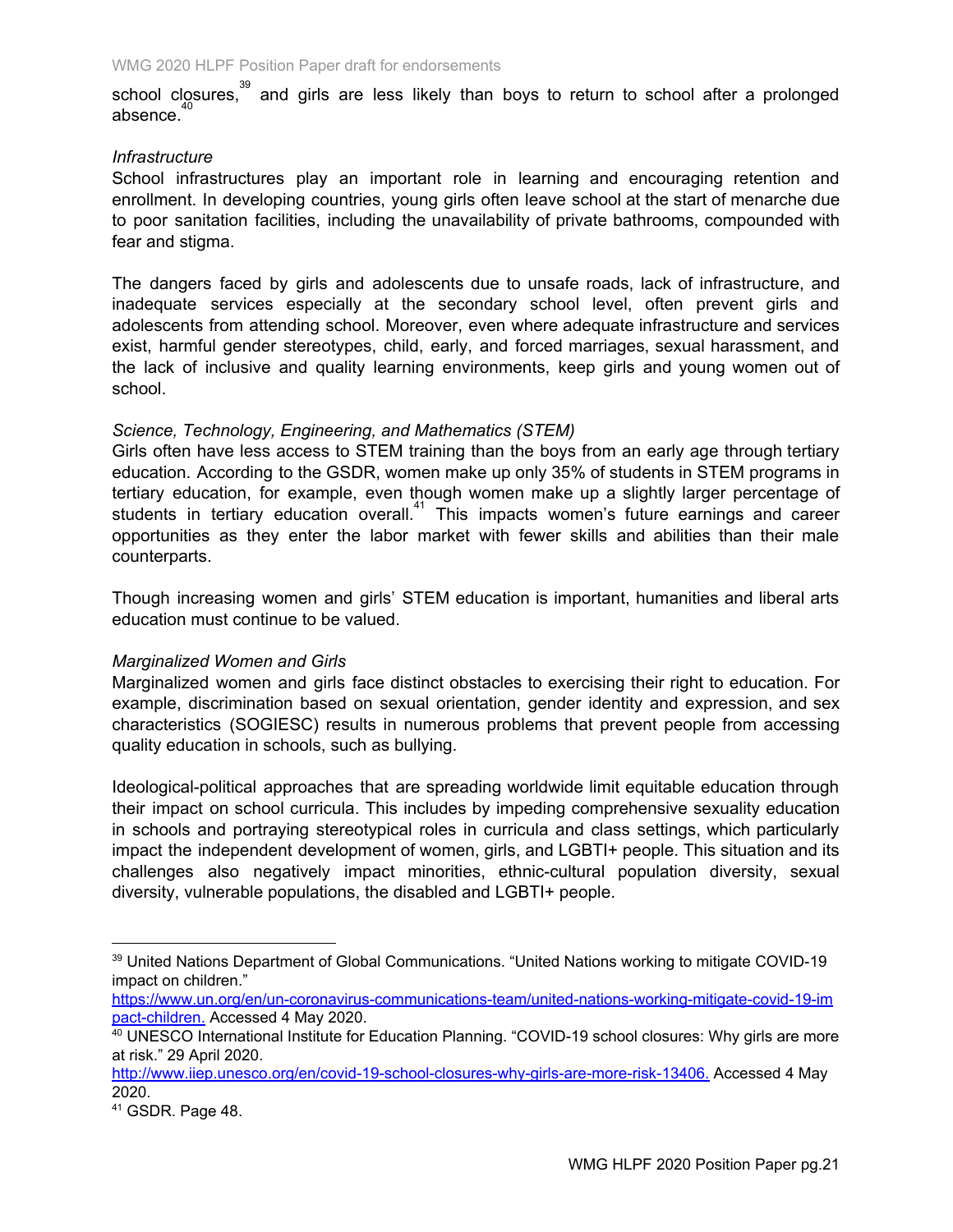school closures,[39] and girls are less likely than boys to return to school after a prolonged absence.[40]

*Infrastructure*

School infrastructures play an important role in learning and encouraging retention and enrollment. In developing countries, young girls often leave school at the start of menarche due to poor sanitation facilities, including the unavailability of private bathrooms, compounded with fear and stigma.

The dangers faced by girls and adolescents due to unsafe roads, lack of infrastructure, and inadequate services especially at the secondary school level, often prevent girls and adolescents from attending school. Moreover, even where adequate infrastructure and services exist, harmful gender stereotypes, child, early, and forced marriages, sexual harassment, and the lack of inclusive and quality learning environments, keep girls and young women out of school.

*Science, Technology, Engineering, and Mathematics (STEM)*

Girls often have less access to STEM training than the boys from an early age through tertiary education. According to the GSDR, women make up only 35% of students in STEM programs in tertiary education, for example, even though women make up a slightly larger percentage of students in tertiary education overall.[41] This impacts women's future earnings and career opportunities as they enter the labor market with fewer skills and abilities than their male counterparts.

Though increasing women and girls' STEM education is important, humanities and liberal arts education must continue to be valued.

*Marginalized Women and Girls*

Marginalized women and girls face distinct obstacles to exercising their right to education. For example, discrimination based on sexual orientation, gender identity and expression, and sex characteristics (SOGIESC) results in numerous problems that prevent people from accessing quality education in schools, such as bullying.

Ideological-political approaches that are spreading worldwide limit equitable education through their impact on school curricula. This includes by impeding comprehensive sexuality education in schools and portraying stereotypical roles in curricula and class settings, which particularly impact the independent development of women, girls, and LGBTI+ people. This situation and its challenges also negatively impact minorities, ethnic-cultural population diversity, sexual diversity, vulnerable populations, the disabled and LGBTI+ people.

---

[39] United Nations Department of Global Communications. "United Nations working to mitigate COVID-19 impact on children." https://www.un.org/en/un-coronavirus-communications-team/united-nations-working-mitigate-covid-19-impact-children. Accessed 4 May 2020.

[40] UNESCO International Institute for Education Planning. "COVID-19 school closures: Why girls are more at risk." 29 April 2020. http://www.iiep.unesco.org/en/covid-19-school-closures-why-girls-are-more-risk-13406. Accessed 4 May 2020.

[41] GSDR. Page 48.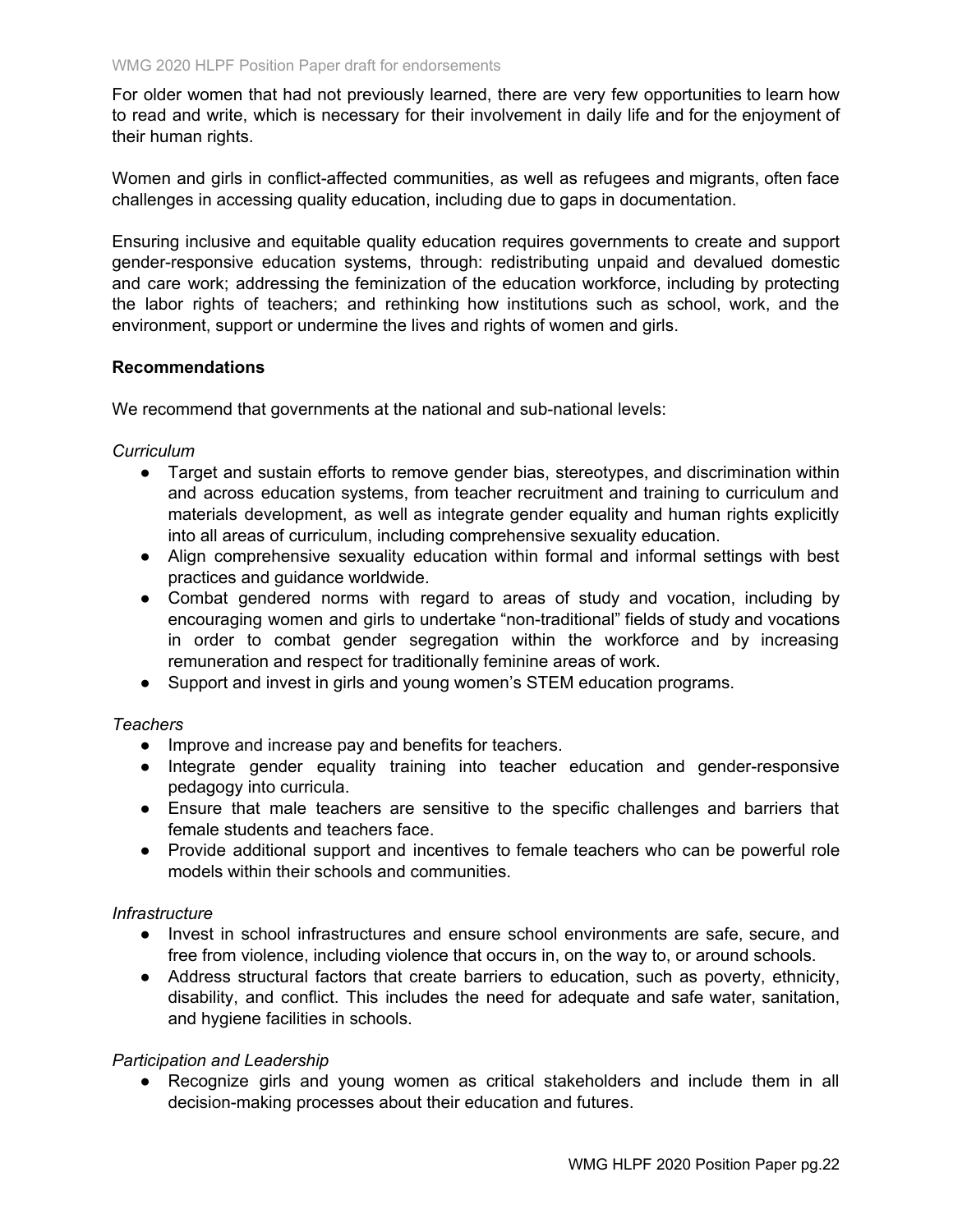For older women that had not previously learned, there are very few opportunities to learn how to read and write, which is necessary for their involvement in daily life and for the enjoyment of their human rights.

Women and girls in conflict-affected communities, as well as refugees and migrants, often face challenges in accessing quality education, including due to gaps in documentation.

Ensuring inclusive and equitable quality education requires governments to create and support gender-responsive education systems, through: redistributing unpaid and devalued domestic and care work; addressing the feminization of the education workforce, including by protecting the labor rights of teachers; and rethinking how institutions such as school, work, and the environment, support or undermine the lives and rights of women and girls.

**Recommendations**

We recommend that governments at the national and sub-national levels:

*Curriculum*

- Target and sustain efforts to remove gender bias, stereotypes, and discrimination within and across education systems, from teacher recruitment and training to curriculum and materials development, as well as integrate gender equality and human rights explicitly into all areas of curriculum, including comprehensive sexuality education.
- Align comprehensive sexuality education within formal and informal settings with best practices and guidance worldwide.
- Combat gendered norms with regard to areas of study and vocation, including by encouraging women and girls to undertake "non-traditional" fields of study and vocations in order to combat gender segregation within the workforce and by increasing remuneration and respect for traditionally feminine areas of work.
- Support and invest in girls and young women's STEM education programs.

*Teachers*

- Improve and increase pay and benefits for teachers.
- Integrate gender equality training into teacher education and gender-responsive pedagogy into curricula.
- Ensure that male teachers are sensitive to the specific challenges and barriers that female students and teachers face.
- Provide additional support and incentives to female teachers who can be powerful role models within their schools and communities.

*Infrastructure*

- Invest in school infrastructures and ensure school environments are safe, secure, and free from violence, including violence that occurs in, on the way to, or around schools.
- Address structural factors that create barriers to education, such as poverty, ethnicity, disability, and conflict. This includes the need for adequate and safe water, sanitation, and hygiene facilities in schools.

*Participation and Leadership*

- Recognize girls and young women as critical stakeholders and include them in all decision-making processes about their education and futures.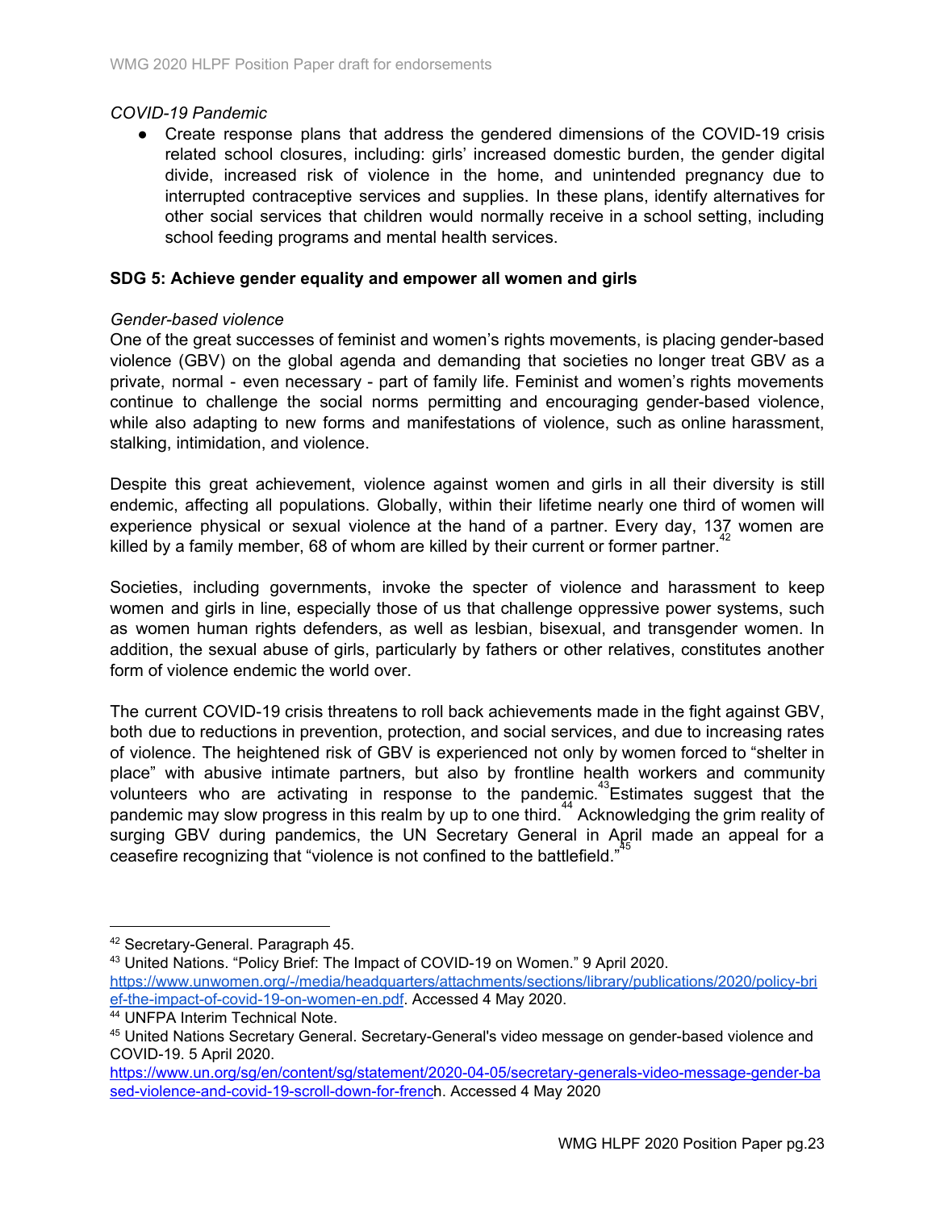*COVID-19 Pandemic*

- Create response plans that address the gendered dimensions of the COVID-19 crisis related school closures, including: girls' increased domestic burden, the gender digital divide, increased risk of violence in the home, and unintended pregnancy due to interrupted contraceptive services and supplies. In these plans, identify alternatives for other social services that children would normally receive in a school setting, including school feeding programs and mental health services.

**SDG 5: Achieve gender equality and empower all women and girls**

*Gender-based violence*

One of the great successes of feminist and women's rights movements, is placing gender-based violence (GBV) on the global agenda and demanding that societies no longer treat GBV as a private, normal - even necessary - part of family life. Feminist and women's rights movements continue to challenge the social norms permitting and encouraging gender-based violence, while also adapting to new forms and manifestations of violence, such as online harassment, stalking, intimidation, and violence.

Despite this great achievement, violence against women and girls in all their diversity is still endemic, affecting all populations. Globally, within their lifetime nearly one third of women will experience physical or sexual violence at the hand of a partner. Every day, 137 women are killed by a family member, 68 of whom are killed by their current or former partner.[42]

Societies, including governments, invoke the specter of violence and harassment to keep women and girls in line, especially those of us that challenge oppressive power systems, such as women human rights defenders, as well as lesbian, bisexual, and transgender women. In addition, the sexual abuse of girls, particularly by fathers or other relatives, constitutes another form of violence endemic the world over.

The current COVID-19 crisis threatens to roll back achievements made in the fight against GBV, both due to reductions in prevention, protection, and social services, and due to increasing rates of violence. The heightened risk of GBV is experienced not only by women forced to "shelter in place" with abusive intimate partners, but also by frontline health workers and community volunteers who are activating in response to the pandemic.[43] Estimates suggest that the pandemic may slow progress in this realm by up to one third.[44] Acknowledging the grim reality of surging GBV during pandemics, the UN Secretary General in April made an appeal for a ceasefire recognizing that "violence is not confined to the battlefield."[45]

---

[42] Secretary-General. Paragraph 45.

[43] United Nations. "Policy Brief: The Impact of COVID-19 on Women." 9 April 2020. https://www.unwomen.org/-/media/headquarters/attachments/sections/library/publications/2020/policy-brief-the-impact-of-covid-19-on-women-en.pdf. Accessed 4 May 2020.

[44] UNFPA Interim Technical Note.

[45] United Nations Secretary General. Secretary-General's video message on gender-based violence and COVID-19. 5 April 2020. https://www.un.org/sg/en/content/sg/statement/2020-04-05/secretary-generals-video-message-gender-based-violence-and-covid-19-scroll-down-for-french. Accessed 4 May 2020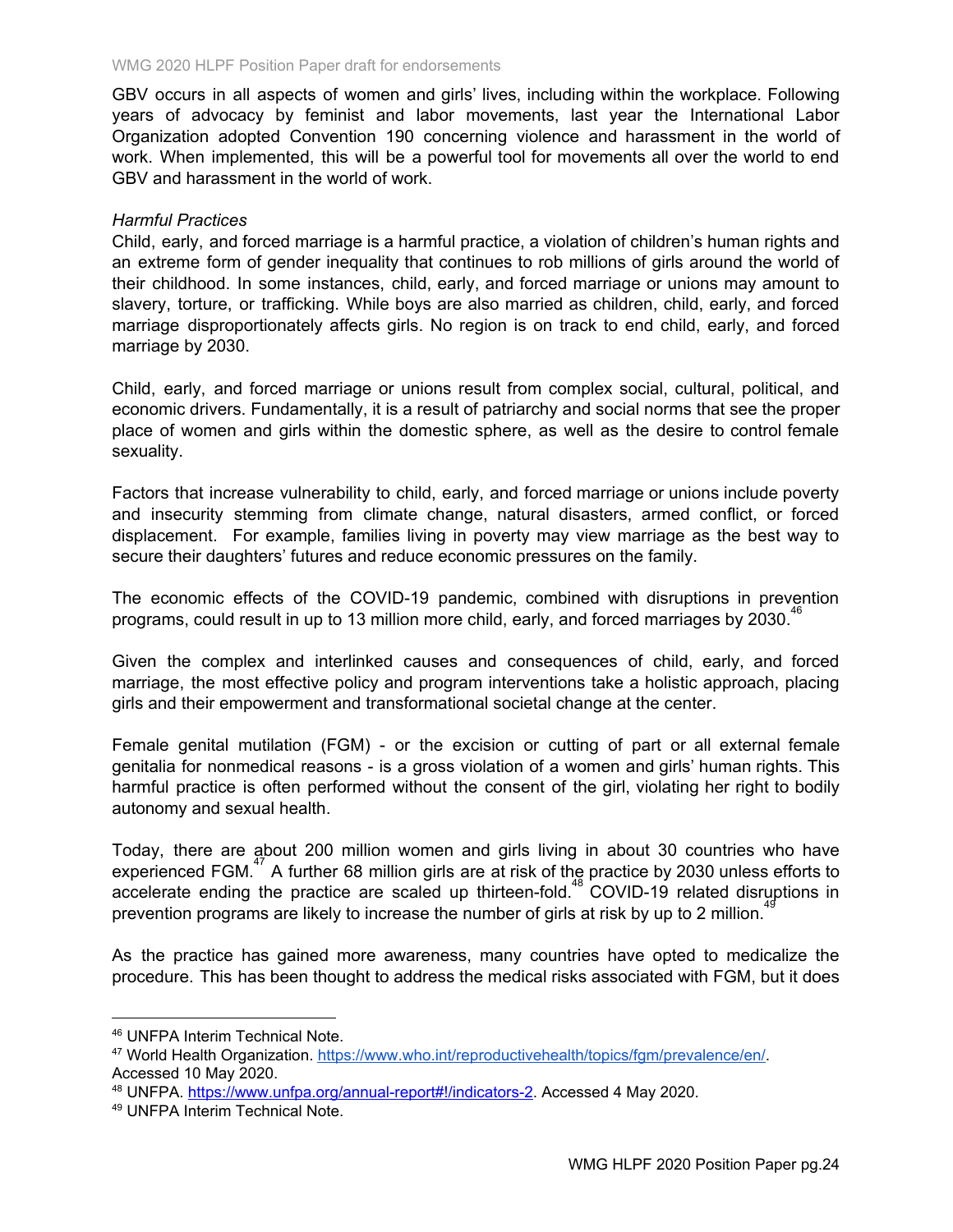GBV occurs in all aspects of women and girls' lives, including within the workplace. Following years of advocacy by feminist and labor movements, last year the International Labor Organization adopted Convention 190 concerning violence and harassment in the world of work. When implemented, this will be a powerful tool for movements all over the world to end GBV and harassment in the world of work.

*Harmful Practices*

Child, early, and forced marriage is a harmful practice, a violation of children's human rights and an extreme form of gender inequality that continues to rob millions of girls around the world of their childhood. In some instances, child, early, and forced marriage or unions may amount to slavery, torture, or trafficking. While boys are also married as children, child, early, and forced marriage disproportionately affects girls. No region is on track to end child, early, and forced marriage by 2030.

Child, early, and forced marriage or unions result from complex social, cultural, political, and economic drivers. Fundamentally, it is a result of patriarchy and social norms that see the proper place of women and girls within the domestic sphere, as well as the desire to control female sexuality.

Factors that increase vulnerability to child, early, and forced marriage or unions include poverty and insecurity stemming from climate change, natural disasters, armed conflict, or forced displacement. For example, families living in poverty may view marriage as the best way to secure their daughters' futures and reduce economic pressures on the family.

The economic effects of the COVID-19 pandemic, combined with disruptions in prevention programs, could result in up to 13 million more child, early, and forced marriages by 2030.[46]

Given the complex and interlinked causes and consequences of child, early, and forced marriage, the most effective policy and program interventions take a holistic approach, placing girls and their empowerment and transformational societal change at the center.

Female genital mutilation (FGM) - or the excision or cutting of part or all external female genitalia for nonmedical reasons - is a gross violation of a women and girls' human rights. This harmful practice is often performed without the consent of the girl, violating her right to bodily autonomy and sexual health.

Today, there are about 200 million women and girls living in about 30 countries who have experienced FGM.[47] A further 68 million girls are at risk of the practice by 2030 unless efforts to accelerate ending the practice are scaled up thirteen-fold.[48] COVID-19 related disruptions in prevention programs are likely to increase the number of girls at risk by up to 2 million.[49]

As the practice has gained more awareness, many countries have opted to medicalize the procedure. This has been thought to address the medical risks associated with FGM, but it does

---

[46] UNFPA Interim Technical Note.

[47] World Health Organization. https://www.who.int/reproductivehealth/topics/fgm/prevalence/en/. Accessed 10 May 2020.

[48] UNFPA. https://www.unfpa.org/annual-report#!/indicators-2. Accessed 4 May 2020.

[49] UNFPA Interim Technical Note.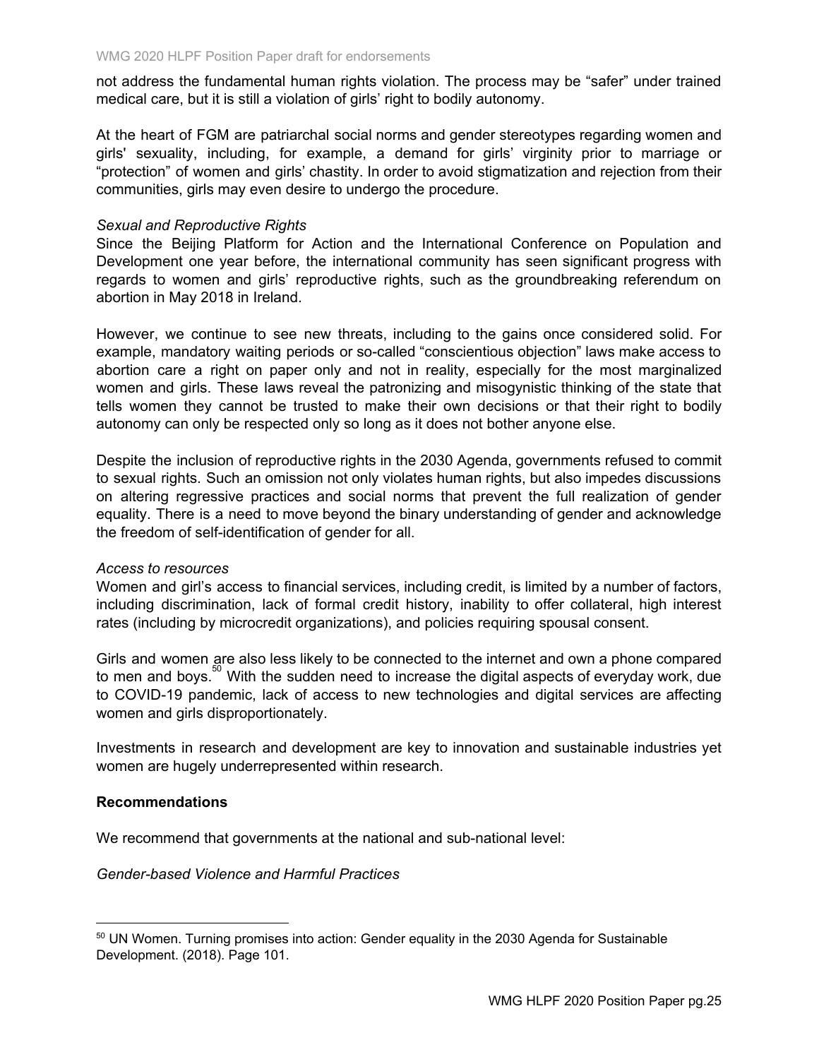not address the fundamental human rights violation. The process may be "safer" under trained medical care, but it is still a violation of girls' right to bodily autonomy.

At the heart of FGM are patriarchal social norms and gender stereotypes regarding women and girls' sexuality, including, for example, a demand for girls' virginity prior to marriage or "protection" of women and girls' chastity. In order to avoid stigmatization and rejection from their communities, girls may even desire to undergo the procedure.

*Sexual and Reproductive Rights*

Since the Beijing Platform for Action and the International Conference on Population and Development one year before, the international community has seen significant progress with regards to women and girls' reproductive rights, such as the groundbreaking referendum on abortion in May 2018 in Ireland.

However, we continue to see new threats, including to the gains once considered solid. For example, mandatory waiting periods or so-called "conscientious objection" laws make access to abortion care a right on paper only and not in reality, especially for the most marginalized women and girls. These laws reveal the patronizing and misogynistic thinking of the state that tells women they cannot be trusted to make their own decisions or that their right to bodily autonomy can only be respected only so long as it does not bother anyone else.

Despite the inclusion of reproductive rights in the 2030 Agenda, governments refused to commit to sexual rights. Such an omission not only violates human rights, but also impedes discussions on altering regressive practices and social norms that prevent the full realization of gender equality. There is a need to move beyond the binary understanding of gender and acknowledge the freedom of self-identification of gender for all.

*Access to resources*

Women and girl's access to financial services, including credit, is limited by a number of factors, including discrimination, lack of formal credit history, inability to offer collateral, high interest rates (including by microcredit organizations), and policies requiring spousal consent.

Girls and women are also less likely to be connected to the internet and own a phone compared to men and boys.[50] With the sudden need to increase the digital aspects of everyday work, due to COVID-19 pandemic, lack of access to new technologies and digital services are affecting women and girls disproportionately.

Investments in research and development are key to innovation and sustainable industries yet women are hugely underrepresented within research.

**Recommendations**

We recommend that governments at the national and sub-national level:

*Gender-based Violence and Harmful Practices*

[50] UN Women. Turning promises into action: Gender equality in the 2030 Agenda for Sustainable Development. (2018). Page 101.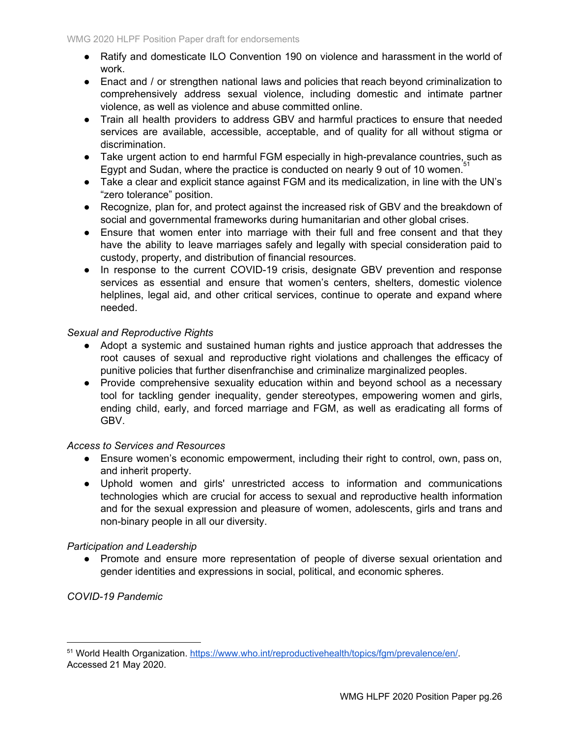- Ratify and domesticate ILO Convention 190 on violence and harassment in the world of work.
- Enact and / or strengthen national laws and policies that reach beyond criminalization to comprehensively address sexual violence, including domestic and intimate partner violence, as well as violence and abuse committed online.
- Train all health providers to address GBV and harmful practices to ensure that needed services are available, accessible, acceptable, and of quality for all without stigma or discrimination.
- Take urgent action to end harmful FGM especially in high-prevalance countries, such as Egypt and Sudan, where the practice is conducted on nearly 9 out of 10 women.[51]
- Take a clear and explicit stance against FGM and its medicalization, in line with the UN's "zero tolerance" position.
- Recognize, plan for, and protect against the increased risk of GBV and the breakdown of social and governmental frameworks during humanitarian and other global crises.
- Ensure that women enter into marriage with their full and free consent and that they have the ability to leave marriages safely and legally with special consideration paid to custody, property, and distribution of financial resources.
- In response to the current COVID-19 crisis, designate GBV prevention and response services as essential and ensure that women's centers, shelters, domestic violence helplines, legal aid, and other critical services, continue to operate and expand where needed.

*Sexual and Reproductive Rights*

- Adopt a systemic and sustained human rights and justice approach that addresses the root causes of sexual and reproductive right violations and challenges the efficacy of punitive policies that further disenfranchise and criminalize marginalized peoples.
- Provide comprehensive sexuality education within and beyond school as a necessary tool for tackling gender inequality, gender stereotypes, empowering women and girls, ending child, early, and forced marriage and FGM, as well as eradicating all forms of GBV.

*Access to Services and Resources*

- Ensure women's economic empowerment, including their right to control, own, pass on, and inherit property.
- Uphold women and girls' unrestricted access to information and communications technologies which are crucial for access to sexual and reproductive health information and for the sexual expression and pleasure of women, adolescents, girls and trans and non-binary people in all our diversity.

*Participation and Leadership*

- Promote and ensure more representation of people of diverse sexual orientation and gender identities and expressions in social, political, and economic spheres.

*COVID-19 Pandemic*

---

[51] World Health Organization. https://www.who.int/reproductivehealth/topics/fgm/prevalence/en/. Accessed 21 May 2020.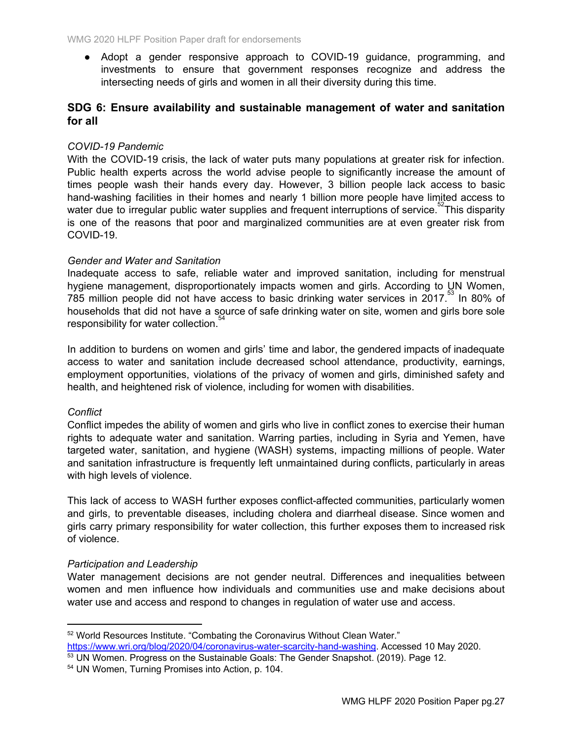- Adopt a gender responsive approach to COVID-19 guidance, programming, and investments to ensure that government responses recognize and address the intersecting needs of girls and women in all their diversity during this time.

## SDG 6: Ensure availability and sustainable management of water and sanitation for all

*COVID-19 Pandemic*

With the COVID-19 crisis, the lack of water puts many populations at greater risk for infection. Public health experts across the world advise people to significantly increase the amount of times people wash their hands every day. However, 3 billion people lack access to basic hand-washing facilities in their homes and nearly 1 billion more people have limited access to water due to irregular public water supplies and frequent interruptions of service.[52] This disparity is one of the reasons that poor and marginalized communities are at even greater risk from COVID-19.

*Gender and Water and Sanitation*

Inadequate access to safe, reliable water and improved sanitation, including for menstrual hygiene management, disproportionately impacts women and girls. According to UN Women, 785 million people did not have access to basic drinking water services in 2017.[53] In 80% of households that did not have a source of safe drinking water on site, women and girls bore sole responsibility for water collection.[54]

In addition to burdens on women and girls' time and labor, the gendered impacts of inadequate access to water and sanitation include decreased school attendance, productivity, earnings, employment opportunities, violations of the privacy of women and girls, diminished safety and health, and heightened risk of violence, including for women with disabilities.

*Conflict*

Conflict impedes the ability of women and girls who live in conflict zones to exercise their human rights to adequate water and sanitation. Warring parties, including in Syria and Yemen, have targeted water, sanitation, and hygiene (WASH) systems, impacting millions of people. Water and sanitation infrastructure is frequently left unmaintained during conflicts, particularly in areas with high levels of violence.

This lack of access to WASH further exposes conflict-affected communities, particularly women and girls, to preventable diseases, including cholera and diarrheal disease. Since women and girls carry primary responsibility for water collection, this further exposes them to increased risk of violence.

*Participation and Leadership*

Water management decisions are not gender neutral. Differences and inequalities between women and men influence how individuals and communities use and make decisions about water use and access and respond to changes in regulation of water use and access.

---

[52] World Resources Institute. "Combating the Coronavirus Without Clean Water." https://www.wri.org/blog/2020/04/coronavirus-water-scarcity-hand-washing. Accessed 10 May 2020.

[53] UN Women. Progress on the Sustainable Goals: The Gender Snapshot. (2019). Page 12.

[54] UN Women, Turning Promises into Action, p. 104.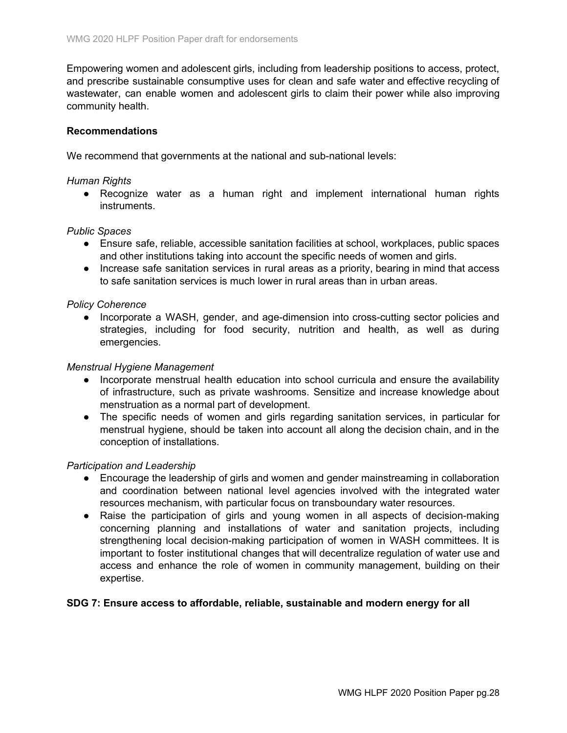Empowering women and adolescent girls, including from leadership positions to access, protect, and prescribe sustainable consumptive uses for clean and safe water and effective recycling of wastewater, can enable women and adolescent girls to claim their power while also improving community health.

**Recommendations**

We recommend that governments at the national and sub-national levels:

*Human Rights*

- Recognize water as a human right and implement international human rights instruments.

*Public Spaces*

- Ensure safe, reliable, accessible sanitation facilities at school, workplaces, public spaces and other institutions taking into account the specific needs of women and girls.
- Increase safe sanitation services in rural areas as a priority, bearing in mind that access to safe sanitation services is much lower in rural areas than in urban areas.

*Policy Coherence*

- Incorporate a WASH, gender, and age-dimension into cross-cutting sector policies and strategies, including for food security, nutrition and health, as well as during emergencies.

*Menstrual Hygiene Management*

- Incorporate menstrual health education into school curricula and ensure the availability of infrastructure, such as private washrooms. Sensitize and increase knowledge about menstruation as a normal part of development.
- The specific needs of women and girls regarding sanitation services, in particular for menstrual hygiene, should be taken into account all along the decision chain, and in the conception of installations.

*Participation and Leadership*

- Encourage the leadership of girls and women and gender mainstreaming in collaboration and coordination between national level agencies involved with the integrated water resources mechanism, with particular focus on transboundary water resources.
- Raise the participation of girls and young women in all aspects of decision-making concerning planning and installations of water and sanitation projects, including strengthening local decision-making participation of women in WASH committees. It is important to foster institutional changes that will decentralize regulation of water use and access and enhance the role of women in community management, building on their expertise.

**SDG 7: Ensure access to affordable, reliable, sustainable and modern energy for all**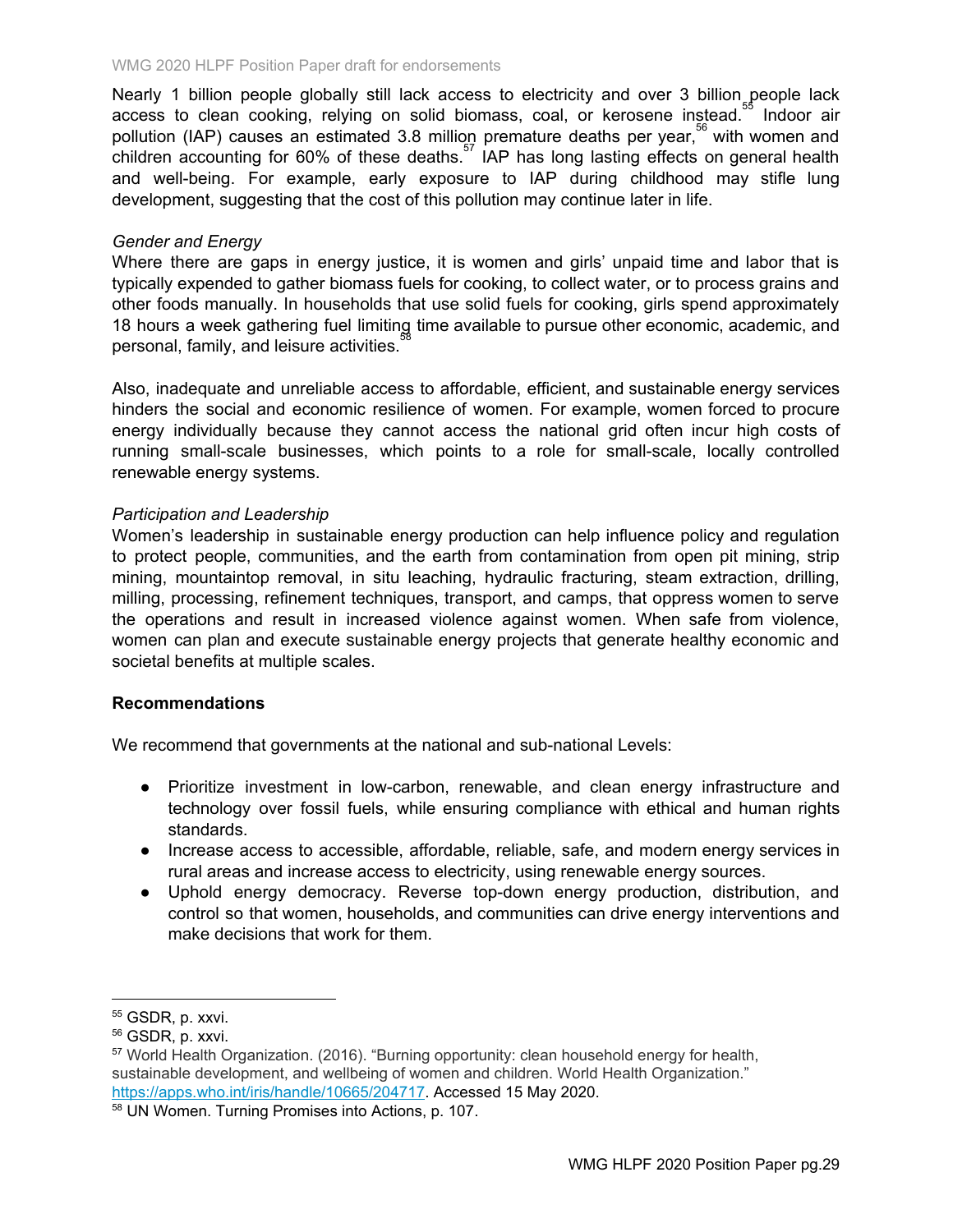Nearly 1 billion people globally still lack access to electricity and over 3 billion people lack access to clean cooking, relying on solid biomass, coal, or kerosene instead.[55] Indoor air pollution (IAP) causes an estimated 3.8 million premature deaths per year,[56] with women and children accounting for 60% of these deaths.[57] IAP has long lasting effects on general health and well-being. For example, early exposure to IAP during childhood may stifle lung development, suggesting that the cost of this pollution may continue later in life.

*Gender and Energy*

Where there are gaps in energy justice, it is women and girls' unpaid time and labor that is typically expended to gather biomass fuels for cooking, to collect water, or to process grains and other foods manually. In households that use solid fuels for cooking, girls spend approximately 18 hours a week gathering fuel limiting time available to pursue other economic, academic, and personal, family, and leisure activities.[58]

Also, inadequate and unreliable access to affordable, efficient, and sustainable energy services hinders the social and economic resilience of women. For example, women forced to procure energy individually because they cannot access the national grid often incur high costs of running small-scale businesses, which points to a role for small-scale, locally controlled renewable energy systems.

*Participation and Leadership*

Women's leadership in sustainable energy production can help influence policy and regulation to protect people, communities, and the earth from contamination from open pit mining, strip mining, mountaintop removal, in situ leaching, hydraulic fracturing, steam extraction, drilling, milling, processing, refinement techniques, transport, and camps, that oppress women to serve the operations and result in increased violence against women. When safe from violence, women can plan and execute sustainable energy projects that generate healthy economic and societal benefits at multiple scales.

**Recommendations**

We recommend that governments at the national and sub-national Levels:

- Prioritize investment in low-carbon, renewable, and clean energy infrastructure and technology over fossil fuels, while ensuring compliance with ethical and human rights standards.
- Increase access to accessible, affordable, reliable, safe, and modern energy services in rural areas and increase access to electricity, using renewable energy sources.
- Uphold energy democracy. Reverse top-down energy production, distribution, and control so that women, households, and communities can drive energy interventions and make decisions that work for them.

---

[55] GSDR, p. xxvi.

[56] GSDR, p. xxvi.

[57] World Health Organization. (2016). "Burning opportunity: clean household energy for health, sustainable development, and wellbeing of women and children. World Health Organization." https://apps.who.int/iris/handle/10665/204717. Accessed 15 May 2020.

[58] UN Women. Turning Promises into Actions, p. 107.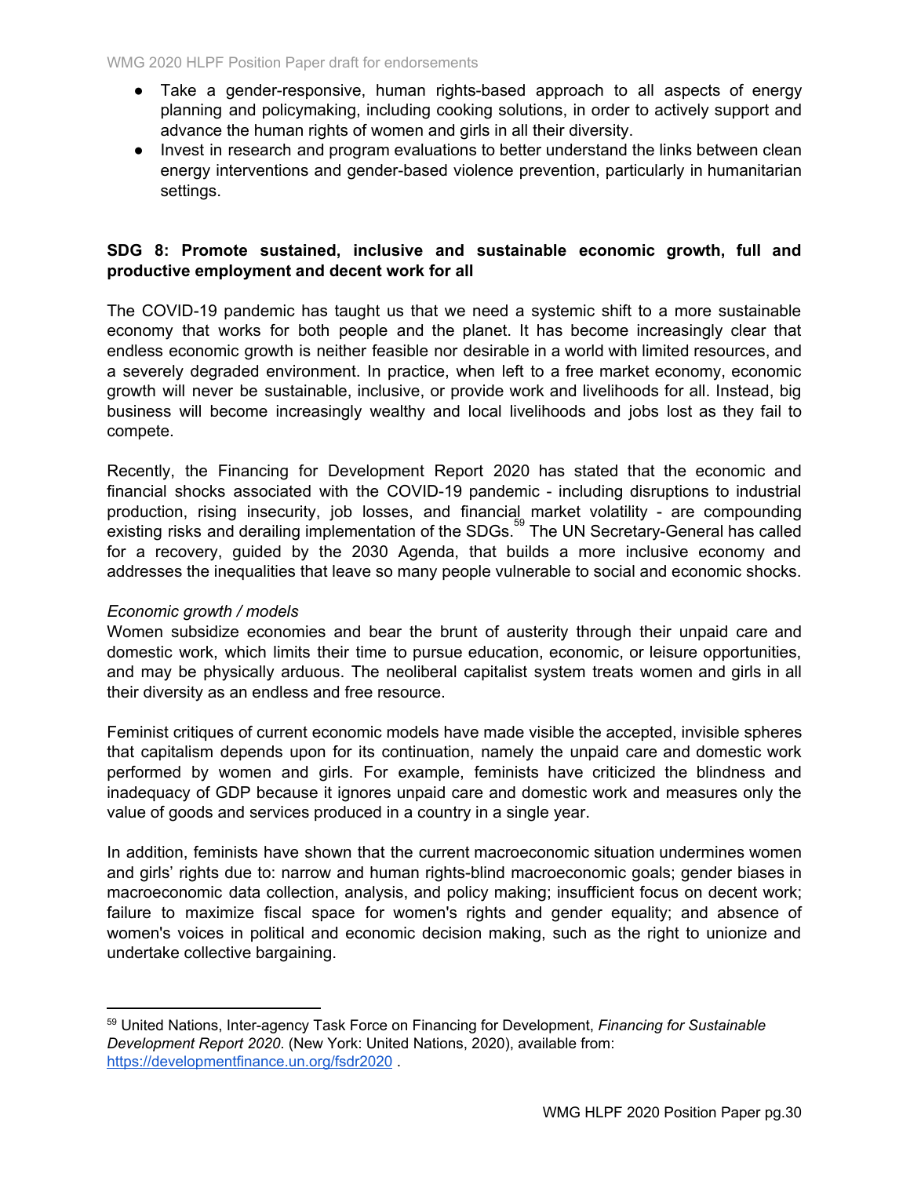- Take a gender-responsive, human rights-based approach to all aspects of energy planning and policymaking, including cooking solutions, in order to actively support and advance the human rights of women and girls in all their diversity.
- Invest in research and program evaluations to better understand the links between clean energy interventions and gender-based violence prevention, particularly in humanitarian settings.

**SDG 8: Promote sustained, inclusive and sustainable economic growth, full and productive employment and decent work for all**

The COVID-19 pandemic has taught us that we need a systemic shift to a more sustainable economy that works for both people and the planet. It has become increasingly clear that endless economic growth is neither feasible nor desirable in a world with limited resources, and a severely degraded environment. In practice, when left to a free market economy, economic growth will never be sustainable, inclusive, or provide work and livelihoods for all. Instead, big business will become increasingly wealthy and local livelihoods and jobs lost as they fail to compete.

Recently, the Financing for Development Report 2020 has stated that the economic and financial shocks associated with the COVID-19 pandemic - including disruptions to industrial production, rising insecurity, job losses, and financial market volatility - are compounding existing risks and derailing implementation of the SDGs.[59] The UN Secretary-General has called for a recovery, guided by the 2030 Agenda, that builds a more inclusive economy and addresses the inequalities that leave so many people vulnerable to social and economic shocks.

*Economic growth / models*

Women subsidize economies and bear the brunt of austerity through their unpaid care and domestic work, which limits their time to pursue education, economic, or leisure opportunities, and may be physically arduous. The neoliberal capitalist system treats women and girls in all their diversity as an endless and free resource.

Feminist critiques of current economic models have made visible the accepted, invisible spheres that capitalism depends upon for its continuation, namely the unpaid care and domestic work performed by women and girls. For example, feminists have criticized the blindness and inadequacy of GDP because it ignores unpaid care and domestic work and measures only the value of goods and services produced in a country in a single year.

In addition, feminists have shown that the current macroeconomic situation undermines women and girls' rights due to: narrow and human rights-blind macroeconomic goals; gender biases in macroeconomic data collection, analysis, and policy making; insufficient focus on decent work; failure to maximize fiscal space for women's rights and gender equality; and absence of women's voices in political and economic decision making, such as the right to unionize and undertake collective bargaining.

[59] United Nations, Inter-agency Task Force on Financing for Development, *Financing for Sustainable Development Report 2020*. (New York: United Nations, 2020), available from: https://developmentfinance.un.org/fsdr2020 .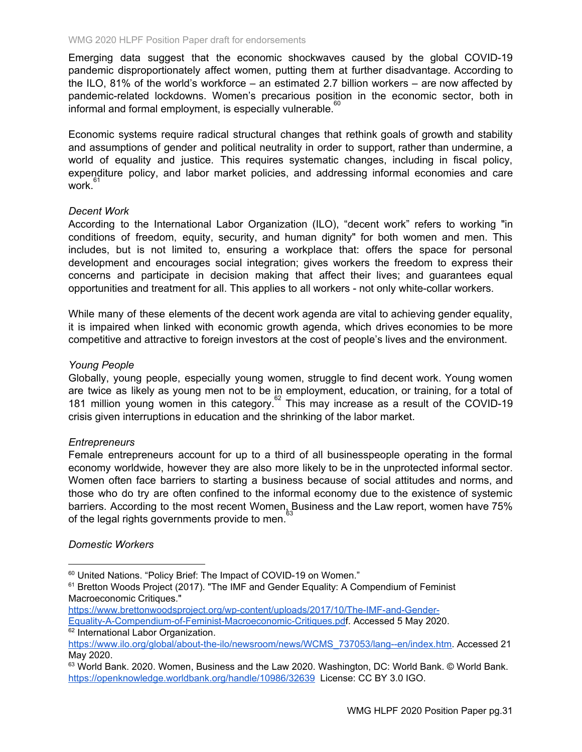Emerging data suggest that the economic shockwaves caused by the global COVID-19 pandemic disproportionately affect women, putting them at further disadvantage. According to the ILO, 81% of the world's workforce – an estimated 2.7 billion workers – are now affected by pandemic-related lockdowns. Women's precarious position in the economic sector, both in informal and formal employment, is especially vulnerable.[60]

Economic systems require radical structural changes that rethink goals of growth and stability and assumptions of gender and political neutrality in order to support, rather than undermine, a world of equality and justice. This requires systematic changes, including in fiscal policy, expenditure policy, and labor market policies, and addressing informal economies and care work.[61]

*Decent Work*

According to the International Labor Organization (ILO), "decent work" refers to working "in conditions of freedom, equity, security, and human dignity" for both women and men. This includes, but is not limited to, ensuring a workplace that: offers the space for personal development and encourages social integration; gives workers the freedom to express their concerns and participate in decision making that affect their lives; and guarantees equal opportunities and treatment for all. This applies to all workers - not only white-collar workers.

While many of these elements of the decent work agenda are vital to achieving gender equality, it is impaired when linked with economic growth agenda, which drives economies to be more competitive and attractive to foreign investors at the cost of people's lives and the environment.

*Young People*

Globally, young people, especially young women, struggle to find decent work. Young women are twice as likely as young men not to be in employment, education, or training, for a total of 181 million young women in this category.[62] This may increase as a result of the COVID-19 crisis given interruptions in education and the shrinking of the labor market.

*Entrepreneurs*

Female entrepreneurs account for up to a third of all businesspeople operating in the formal economy worldwide, however they are also more likely to be in the unprotected informal sector. Women often face barriers to starting a business because of social attitudes and norms, and those who do try are often confined to the informal economy due to the existence of systemic barriers. According to the most recent Women, Business and the Law report, women have 75% of the legal rights governments provide to men.[63]

*Domestic Workers*

---

[60] United Nations. "Policy Brief: The Impact of COVID-19 on Women."

[61] Bretton Woods Project (2017). "The IMF and Gender Equality: A Compendium of Feminist Macroeconomic Critiques." https://www.brettonwoodsproject.org/wp-content/uploads/2017/10/The-IMF-and-Gender-Equality-A-Compendium-of-Feminist-Macroeconomic-Critiques.pdf. Accessed 5 May 2020.

[62] International Labor Organization. https://www.ilo.org/global/about-the-ilo/newsroom/news/WCMS_737053/lang--en/index.htm. Accessed 21 May 2020.

[63] World Bank. 2020. Women, Business and the Law 2020. Washington, DC: World Bank. © World Bank. https://openknowledge.worldbank.org/handle/10986/32639 License: CC BY 3.0 IGO.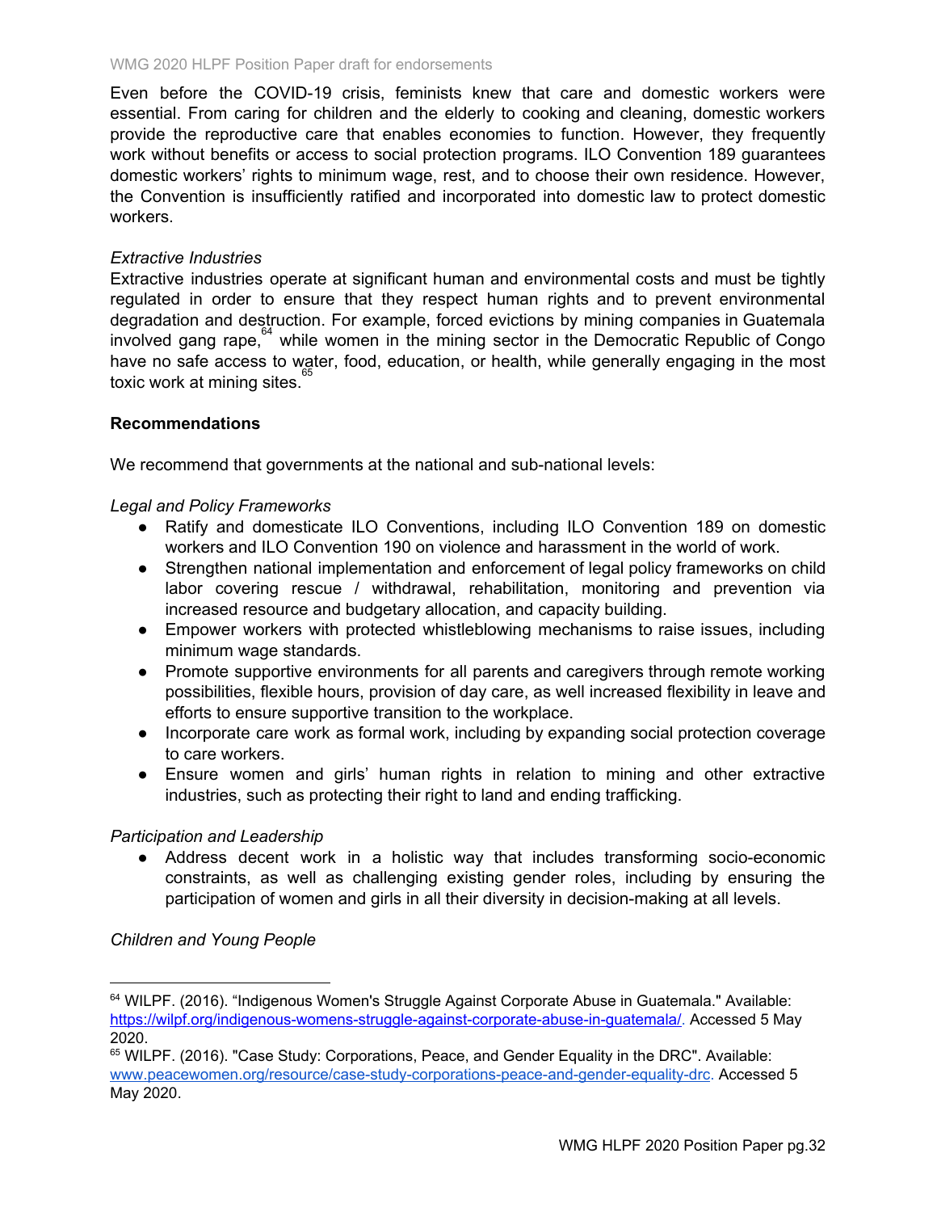Even before the COVID-19 crisis, feminists knew that care and domestic workers were essential. From caring for children and the elderly to cooking and cleaning, domestic workers provide the reproductive care that enables economies to function. However, they frequently work without benefits or access to social protection programs. ILO Convention 189 guarantees domestic workers' rights to minimum wage, rest, and to choose their own residence. However, the Convention is insufficiently ratified and incorporated into domestic law to protect domestic workers.

*Extractive Industries*

Extractive industries operate at significant human and environmental costs and must be tightly regulated in order to ensure that they respect human rights and to prevent environmental degradation and destruction. For example, forced evictions by mining companies in Guatemala involved gang rape,[64] while women in the mining sector in the Democratic Republic of Congo have no safe access to water, food, education, or health, while generally engaging in the most toxic work at mining sites.[65]

**Recommendations**

We recommend that governments at the national and sub-national levels:

*Legal and Policy Frameworks*

- Ratify and domesticate ILO Conventions, including ILO Convention 189 on domestic workers and ILO Convention 190 on violence and harassment in the world of work.
- Strengthen national implementation and enforcement of legal policy frameworks on child labor covering rescue / withdrawal, rehabilitation, monitoring and prevention via increased resource and budgetary allocation, and capacity building.
- Empower workers with protected whistleblowing mechanisms to raise issues, including minimum wage standards.
- Promote supportive environments for all parents and caregivers through remote working possibilities, flexible hours, provision of day care, as well increased flexibility in leave and efforts to ensure supportive transition to the workplace.
- Incorporate care work as formal work, including by expanding social protection coverage to care workers.
- Ensure women and girls' human rights in relation to mining and other extractive industries, such as protecting their right to land and ending trafficking.

*Participation and Leadership*

- Address decent work in a holistic way that includes transforming socio-economic constraints, as well as challenging existing gender roles, including by ensuring the participation of women and girls in all their diversity in decision-making at all levels.

*Children and Young People*

---

[64] WILPF. (2016). "Indigenous Women's Struggle Against Corporate Abuse in Guatemala." Available: https://wilpf.org/indigenous-womens-struggle-against-corporate-abuse-in-guatemala/. Accessed 5 May 2020.

[65] WILPF. (2016). "Case Study: Corporations, Peace, and Gender Equality in the DRC". Available: www.peacewomen.org/resource/case-study-corporations-peace-and-gender-equality-drc. Accessed 5 May 2020.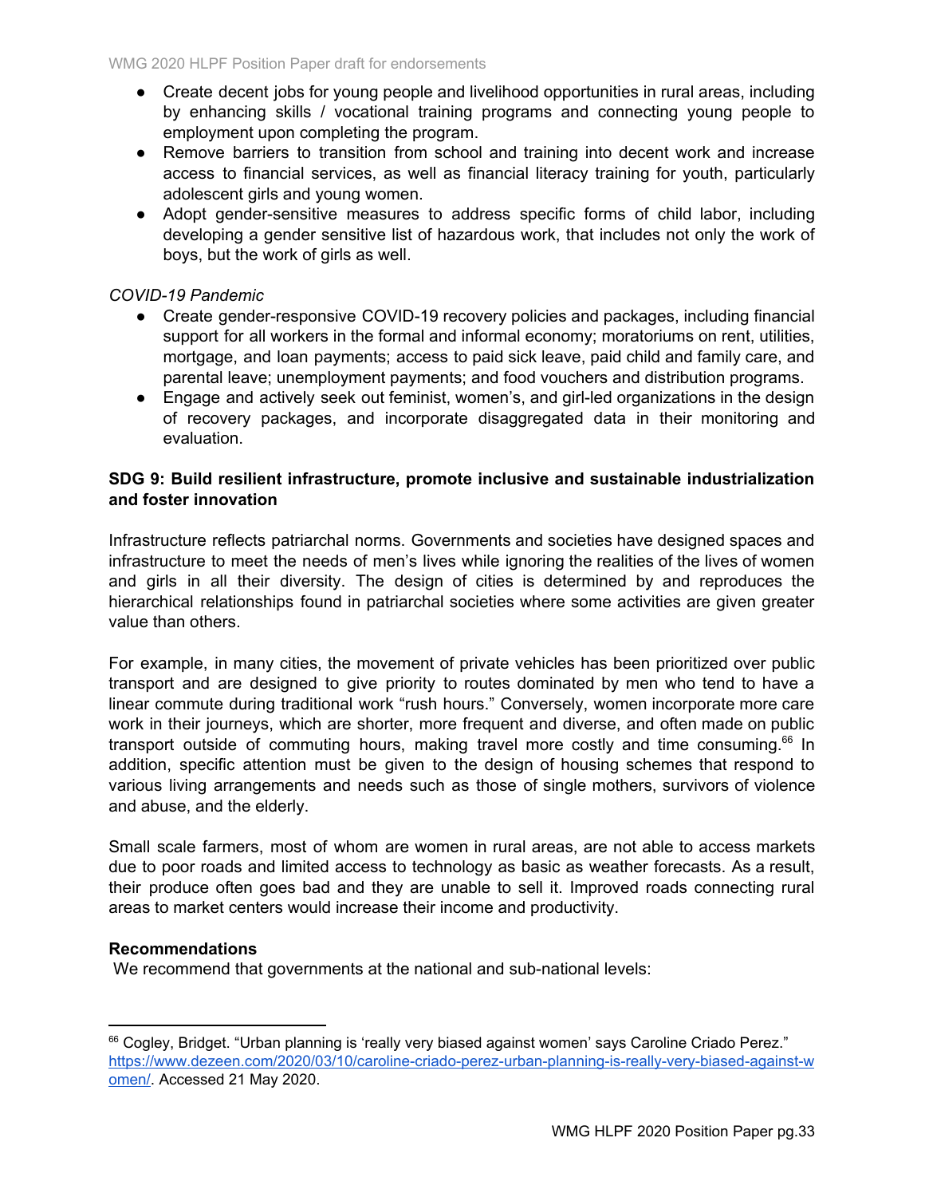- Create decent jobs for young people and livelihood opportunities in rural areas, including by enhancing skills / vocational training programs and connecting young people to employment upon completing the program.
- Remove barriers to transition from school and training into decent work and increase access to financial services, as well as financial literacy training for youth, particularly adolescent girls and young women.
- Adopt gender-sensitive measures to address specific forms of child labor, including developing a gender sensitive list of hazardous work, that includes not only the work of boys, but the work of girls as well.

*COVID-19 Pandemic*

- Create gender-responsive COVID-19 recovery policies and packages, including financial support for all workers in the formal and informal economy; moratoriums on rent, utilities, mortgage, and loan payments; access to paid sick leave, paid child and family care, and parental leave; unemployment payments; and food vouchers and distribution programs.
- Engage and actively seek out feminist, women's, and girl-led organizations in the design of recovery packages, and incorporate disaggregated data in their monitoring and evaluation.

### SDG 9: Build resilient infrastructure, promote inclusive and sustainable industrialization and foster innovation

Infrastructure reflects patriarchal norms. Governments and societies have designed spaces and infrastructure to meet the needs of men's lives while ignoring the realities of the lives of women and girls in all their diversity. The design of cities is determined by and reproduces the hierarchical relationships found in patriarchal societies where some activities are given greater value than others.

For example, in many cities, the movement of private vehicles has been prioritized over public transport and are designed to give priority to routes dominated by men who tend to have a linear commute during traditional work "rush hours." Conversely, women incorporate more care work in their journeys, which are shorter, more frequent and diverse, and often made on public transport outside of commuting hours, making travel more costly and time consuming.[66] In addition, specific attention must be given to the design of housing schemes that respond to various living arrangements and needs such as those of single mothers, survivors of violence and abuse, and the elderly.

Small scale farmers, most of whom are women in rural areas, are not able to access markets due to poor roads and limited access to technology as basic as weather forecasts. As a result, their produce often goes bad and they are unable to sell it. Improved roads connecting rural areas to market centers would increase their income and productivity.

**Recommendations**

We recommend that governments at the national and sub-national levels:

---

[66] Cogley, Bridget. "Urban planning is 'really very biased against women' says Caroline Criado Perez." https://www.dezeen.com/2020/03/10/caroline-criado-perez-urban-planning-is-really-very-biased-against-women/. Accessed 21 May 2020.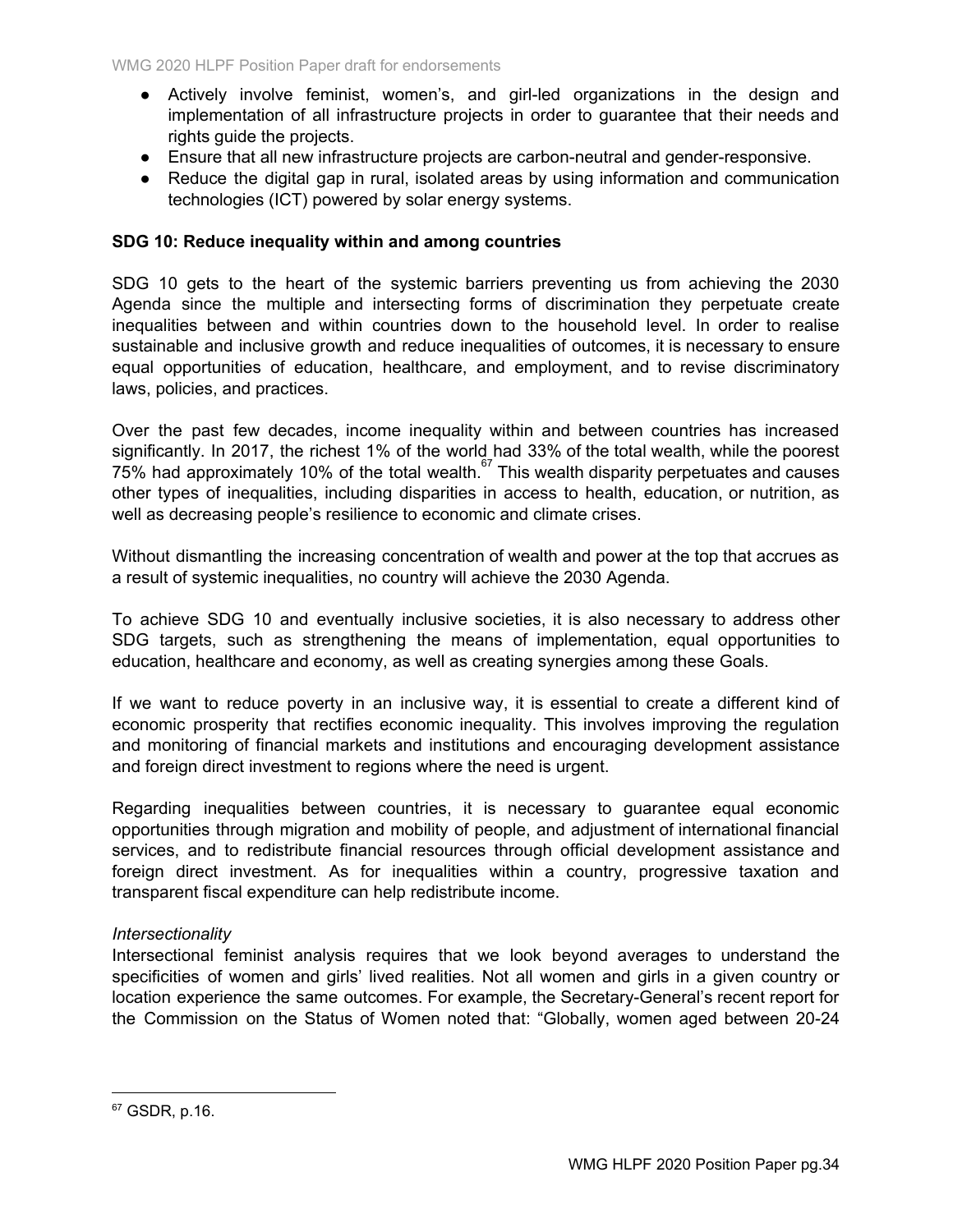- Actively involve feminist, women's, and girl-led organizations in the design and implementation of all infrastructure projects in order to guarantee that their needs and rights guide the projects.
- Ensure that all new infrastructure projects are carbon-neutral and gender-responsive.
- Reduce the digital gap in rural, isolated areas by using information and communication technologies (ICT) powered by solar energy systems.

**SDG 10: Reduce inequality within and among countries**

SDG 10 gets to the heart of the systemic barriers preventing us from achieving the 2030 Agenda since the multiple and intersecting forms of discrimination they perpetuate create inequalities between and within countries down to the household level. In order to realise sustainable and inclusive growth and reduce inequalities of outcomes, it is necessary to ensure equal opportunities of education, healthcare, and employment, and to revise discriminatory laws, policies, and practices.

Over the past few decades, income inequality within and between countries has increased significantly. In 2017, the richest 1% of the world had 33% of the total wealth, while the poorest 75% had approximately 10% of the total wealth.[67] This wealth disparity perpetuates and causes other types of inequalities, including disparities in access to health, education, or nutrition, as well as decreasing people's resilience to economic and climate crises.

Without dismantling the increasing concentration of wealth and power at the top that accrues as a result of systemic inequalities, no country will achieve the 2030 Agenda.

To achieve SDG 10 and eventually inclusive societies, it is also necessary to address other SDG targets, such as strengthening the means of implementation, equal opportunities to education, healthcare and economy, as well as creating synergies among these Goals.

If we want to reduce poverty in an inclusive way, it is essential to create a different kind of economic prosperity that rectifies economic inequality. This involves improving the regulation and monitoring of financial markets and institutions and encouraging development assistance and foreign direct investment to regions where the need is urgent.

Regarding inequalities between countries, it is necessary to guarantee equal economic opportunities through migration and mobility of people, and adjustment of international financial services, and to redistribute financial resources through official development assistance and foreign direct investment. As for inequalities within a country, progressive taxation and transparent fiscal expenditure can help redistribute income.

*Intersectionality*

Intersectional feminist analysis requires that we look beyond averages to understand the specificities of women and girls' lived realities. Not all women and girls in a given country or location experience the same outcomes. For example, the Secretary-General's recent report for the Commission on the Status of Women noted that: "Globally, women aged between 20-24

[67] GSDR, p.16.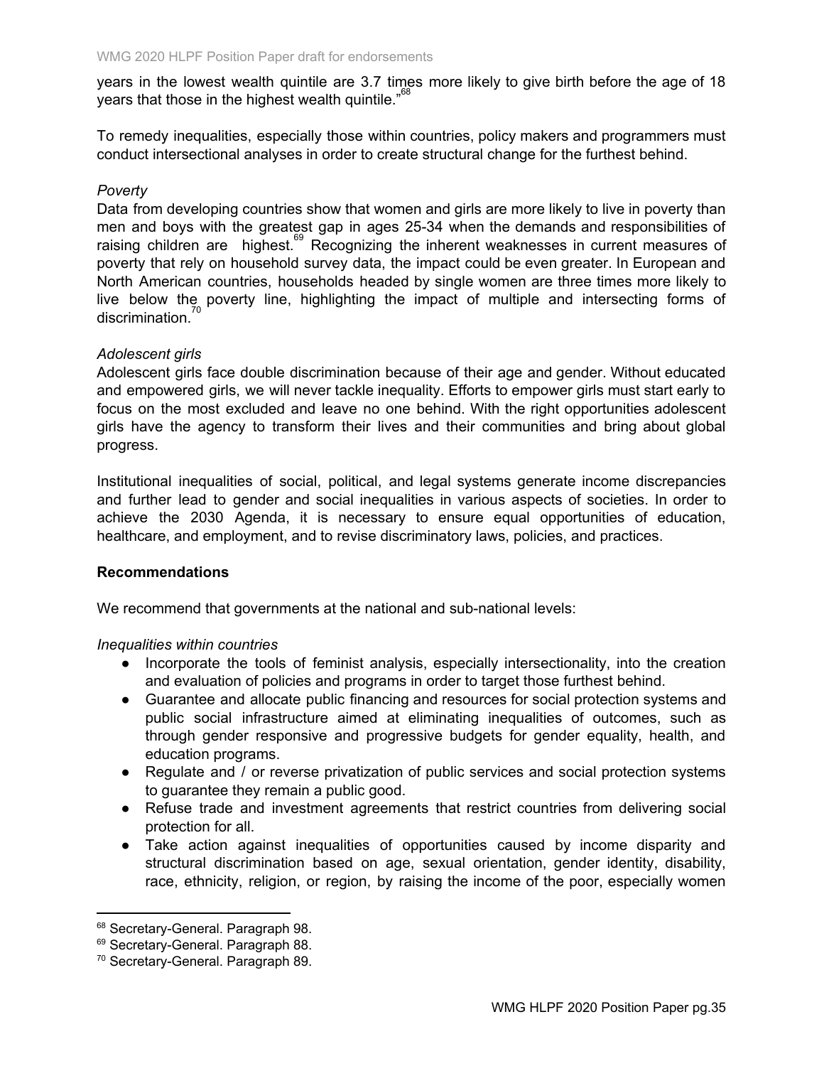years in the lowest wealth quintile are 3.7 times more likely to give birth before the age of 18 years that those in the highest wealth quintile."[68]

To remedy inequalities, especially those within countries, policy makers and programmers must conduct intersectional analyses in order to create structural change for the furthest behind.

*Poverty*

Data from developing countries show that women and girls are more likely to live in poverty than men and boys with the greatest gap in ages 25-34 when the demands and responsibilities of raising children are highest.[69] Recognizing the inherent weaknesses in current measures of poverty that rely on household survey data, the impact could be even greater. In European and North American countries, households headed by single women are three times more likely to live below the poverty line, highlighting the impact of multiple and intersecting forms of discrimination.[70]

*Adolescent girls*

Adolescent girls face double discrimination because of their age and gender. Without educated and empowered girls, we will never tackle inequality. Efforts to empower girls must start early to focus on the most excluded and leave no one behind. With the right opportunities adolescent girls have the agency to transform their lives and their communities and bring about global progress.

Institutional inequalities of social, political, and legal systems generate income discrepancies and further lead to gender and social inequalities in various aspects of societies. In order to achieve the 2030 Agenda, it is necessary to ensure equal opportunities of education, healthcare, and employment, and to revise discriminatory laws, policies, and practices.

**Recommendations**

We recommend that governments at the national and sub-national levels:

*Inequalities within countries*

- Incorporate the tools of feminist analysis, especially intersectionality, into the creation and evaluation of policies and programs in order to target those furthest behind.
- Guarantee and allocate public financing and resources for social protection systems and public social infrastructure aimed at eliminating inequalities of outcomes, such as through gender responsive and progressive budgets for gender equality, health, and education programs.
- Regulate and / or reverse privatization of public services and social protection systems to guarantee they remain a public good.
- Refuse trade and investment agreements that restrict countries from delivering social protection for all.
- Take action against inequalities of opportunities caused by income disparity and structural discrimination based on age, sexual orientation, gender identity, disability, race, ethnicity, religion, or region, by raising the income of the poor, especially women

[68] Secretary-General. Paragraph 98.

[69] Secretary-General. Paragraph 88.

[70] Secretary-General. Paragraph 89.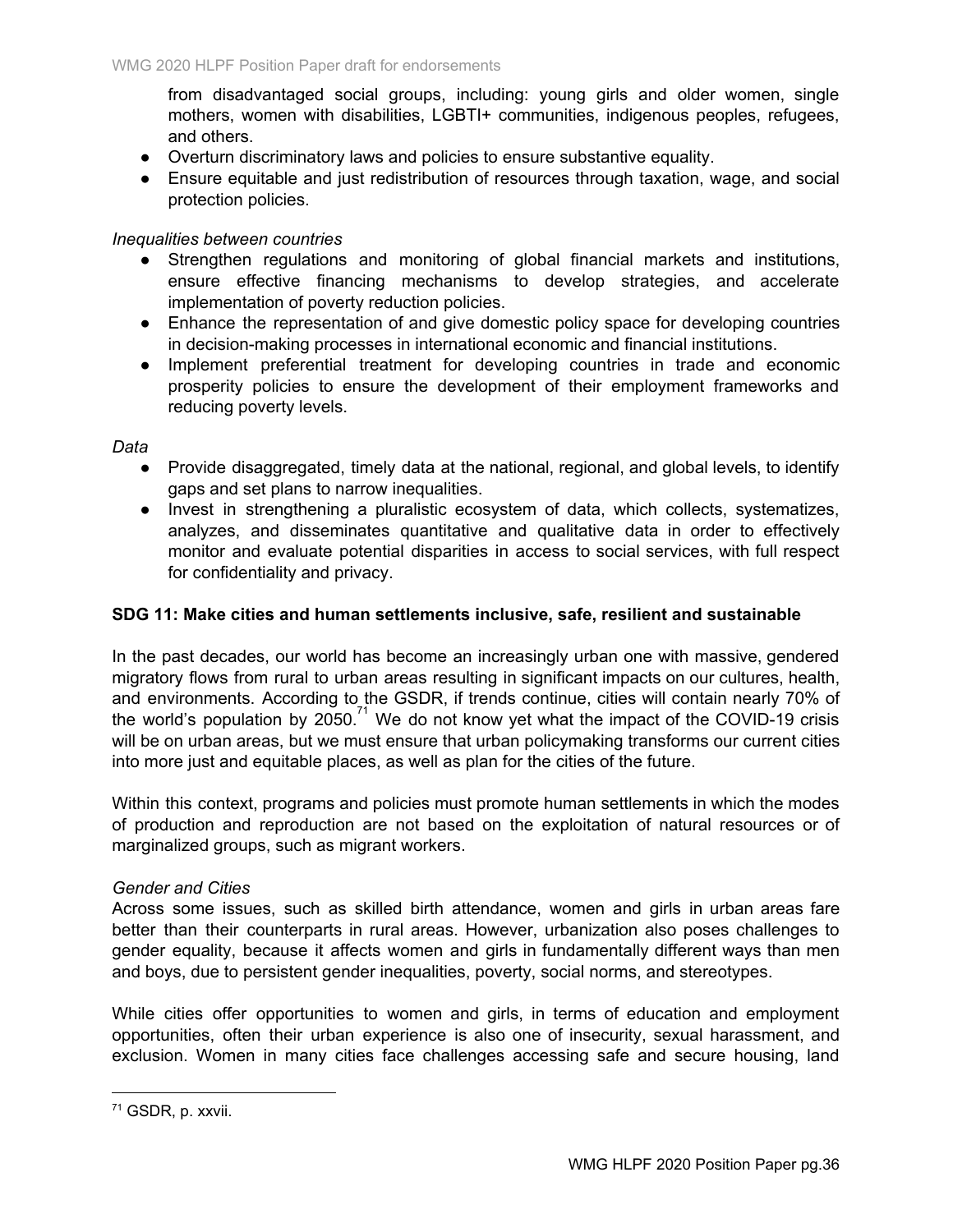from disadvantaged social groups, including: young girls and older women, single mothers, women with disabilities, LGBTI+ communities, indigenous peoples, refugees, and others.
- Overturn discriminatory laws and policies to ensure substantive equality.
- Ensure equitable and just redistribution of resources through taxation, wage, and social protection policies.

*Inequalities between countries*

- Strengthen regulations and monitoring of global financial markets and institutions, ensure effective financing mechanisms to develop strategies, and accelerate implementation of poverty reduction policies.
- Enhance the representation of and give domestic policy space for developing countries in decision-making processes in international economic and financial institutions.
- Implement preferential treatment for developing countries in trade and economic prosperity policies to ensure the development of their employment frameworks and reducing poverty levels.

*Data*

- Provide disaggregated, timely data at the national, regional, and global levels, to identify gaps and set plans to narrow inequalities.
- Invest in strengthening a pluralistic ecosystem of data, which collects, systematizes, analyzes, and disseminates quantitative and qualitative data in order to effectively monitor and evaluate potential disparities in access to social services, with full respect for confidentiality and privacy.

**SDG 11: Make cities and human settlements inclusive, safe, resilient and sustainable**

In the past decades, our world has become an increasingly urban one with massive, gendered migratory flows from rural to urban areas resulting in significant impacts on our cultures, health, and environments. According to the GSDR, if trends continue, cities will contain nearly 70% of the world's population by 2050.[71] We do not know yet what the impact of the COVID-19 crisis will be on urban areas, but we must ensure that urban policymaking transforms our current cities into more just and equitable places, as well as plan for the cities of the future.

Within this context, programs and policies must promote human settlements in which the modes of production and reproduction are not based on the exploitation of natural resources or of marginalized groups, such as migrant workers.

*Gender and Cities*

Across some issues, such as skilled birth attendance, women and girls in urban areas fare better than their counterparts in rural areas. However, urbanization also poses challenges to gender equality, because it affects women and girls in fundamentally different ways than men and boys, due to persistent gender inequalities, poverty, social norms, and stereotypes.

While cities offer opportunities to women and girls, in terms of education and employment opportunities, often their urban experience is also one of insecurity, sexual harassment, and exclusion. Women in many cities face challenges accessing safe and secure housing, land

[71] GSDR, p. xxvii.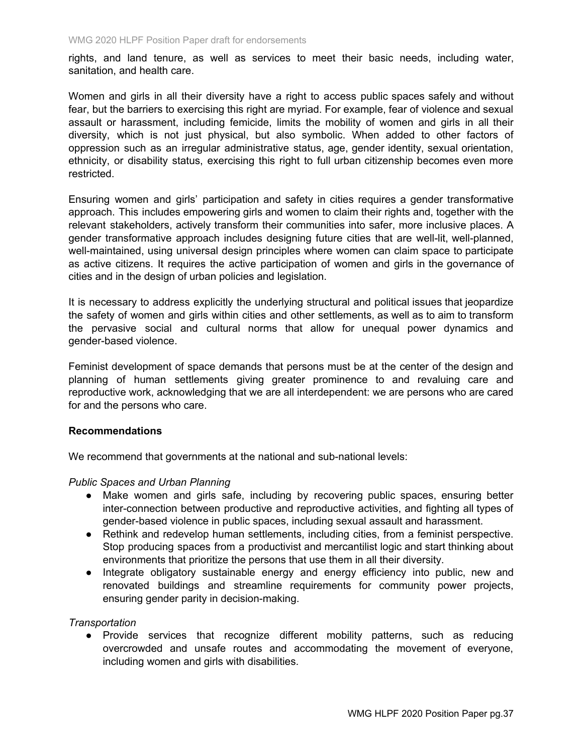rights, and land tenure, as well as services to meet their basic needs, including water, sanitation, and health care.

Women and girls in all their diversity have a right to access public spaces safely and without fear, but the barriers to exercising this right are myriad. For example, fear of violence and sexual assault or harassment, including femicide, limits the mobility of women and girls in all their diversity, which is not just physical, but also symbolic. When added to other factors of oppression such as an irregular administrative status, age, gender identity, sexual orientation, ethnicity, or disability status, exercising this right to full urban citizenship becomes even more restricted.

Ensuring women and girls' participation and safety in cities requires a gender transformative approach. This includes empowering girls and women to claim their rights and, together with the relevant stakeholders, actively transform their communities into safer, more inclusive places. A gender transformative approach includes designing future cities that are well-lit, well-planned, well-maintained, using universal design principles where women can claim space to participate as active citizens. It requires the active participation of women and girls in the governance of cities and in the design of urban policies and legislation.

It is necessary to address explicitly the underlying structural and political issues that jeopardize the safety of women and girls within cities and other settlements, as well as to aim to transform the pervasive social and cultural norms that allow for unequal power dynamics and gender-based violence.

Feminist development of space demands that persons must be at the center of the design and planning of human settlements giving greater prominence to and revaluing care and reproductive work, acknowledging that we are all interdependent: we are persons who are cared for and the persons who care.

**Recommendations**

We recommend that governments at the national and sub-national levels:

*Public Spaces and Urban Planning*

- Make women and girls safe, including by recovering public spaces, ensuring better inter-connection between productive and reproductive activities, and fighting all types of gender-based violence in public spaces, including sexual assault and harassment.
- Rethink and redevelop human settlements, including cities, from a feminist perspective. Stop producing spaces from a productivist and mercantilist logic and start thinking about environments that prioritize the persons that use them in all their diversity.
- Integrate obligatory sustainable energy and energy efficiency into public, new and renovated buildings and streamline requirements for community power projects, ensuring gender parity in decision-making.

*Transportation*

- Provide services that recognize different mobility patterns, such as reducing overcrowded and unsafe routes and accommodating the movement of everyone, including women and girls with disabilities.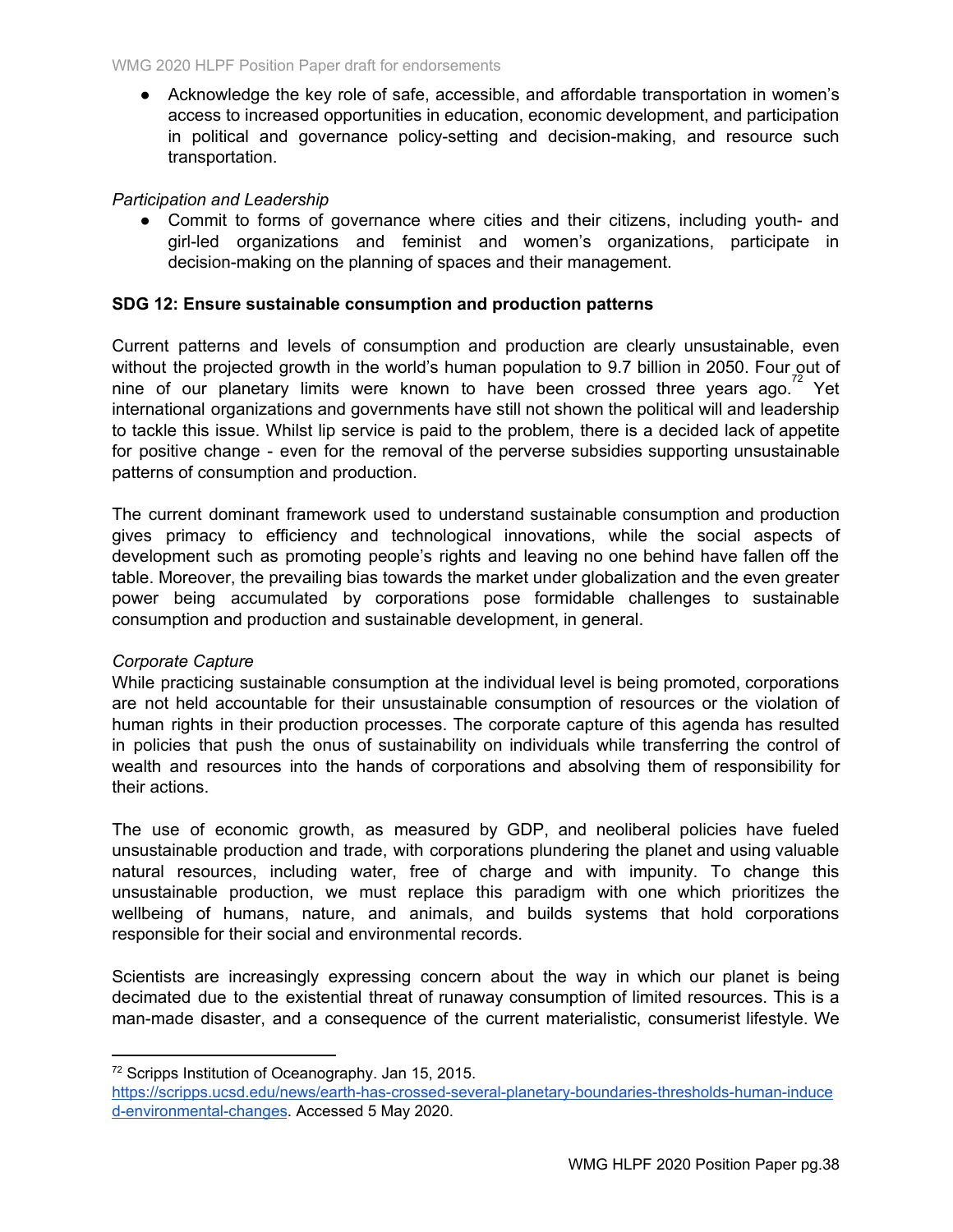- Acknowledge the key role of safe, accessible, and affordable transportation in women's access to increased opportunities in education, economic development, and participation in political and governance policy-setting and decision-making, and resource such transportation.

*Participation and Leadership*

- Commit to forms of governance where cities and their citizens, including youth- and girl-led organizations and feminist and women's organizations, participate in decision-making on the planning of spaces and their management.

**SDG 12: Ensure sustainable consumption and production patterns**

Current patterns and levels of consumption and production are clearly unsustainable, even without the projected growth in the world's human population to 9.7 billion in 2050. Four out of nine of our planetary limits were known to have been crossed three years ago.[72] Yet international organizations and governments have still not shown the political will and leadership to tackle this issue. Whilst lip service is paid to the problem, there is a decided lack of appetite for positive change - even for the removal of the perverse subsidies supporting unsustainable patterns of consumption and production.

The current dominant framework used to understand sustainable consumption and production gives primacy to efficiency and technological innovations, while the social aspects of development such as promoting people's rights and leaving no one behind have fallen off the table. Moreover, the prevailing bias towards the market under globalization and the even greater power being accumulated by corporations pose formidable challenges to sustainable consumption and production and sustainable development, in general.

*Corporate Capture*

While practicing sustainable consumption at the individual level is being promoted, corporations are not held accountable for their unsustainable consumption of resources or the violation of human rights in their production processes. The corporate capture of this agenda has resulted in policies that push the onus of sustainability on individuals while transferring the control of wealth and resources into the hands of corporations and absolving them of responsibility for their actions.

The use of economic growth, as measured by GDP, and neoliberal policies have fueled unsustainable production and trade, with corporations plundering the planet and using valuable natural resources, including water, free of charge and with impunity. To change this unsustainable production, we must replace this paradigm with one which prioritizes the wellbeing of humans, nature, and animals, and builds systems that hold corporations responsible for their social and environmental records.

Scientists are increasingly expressing concern about the way in which our planet is being decimated due to the existential threat of runaway consumption of limited resources. This is a man-made disaster, and a consequence of the current materialistic, consumerist lifestyle. We

---

[72] Scripps Institution of Oceanography. Jan 15, 2015. https://scripps.ucsd.edu/news/earth-has-crossed-several-planetary-boundaries-thresholds-human-induced-environmental-changes. Accessed 5 May 2020.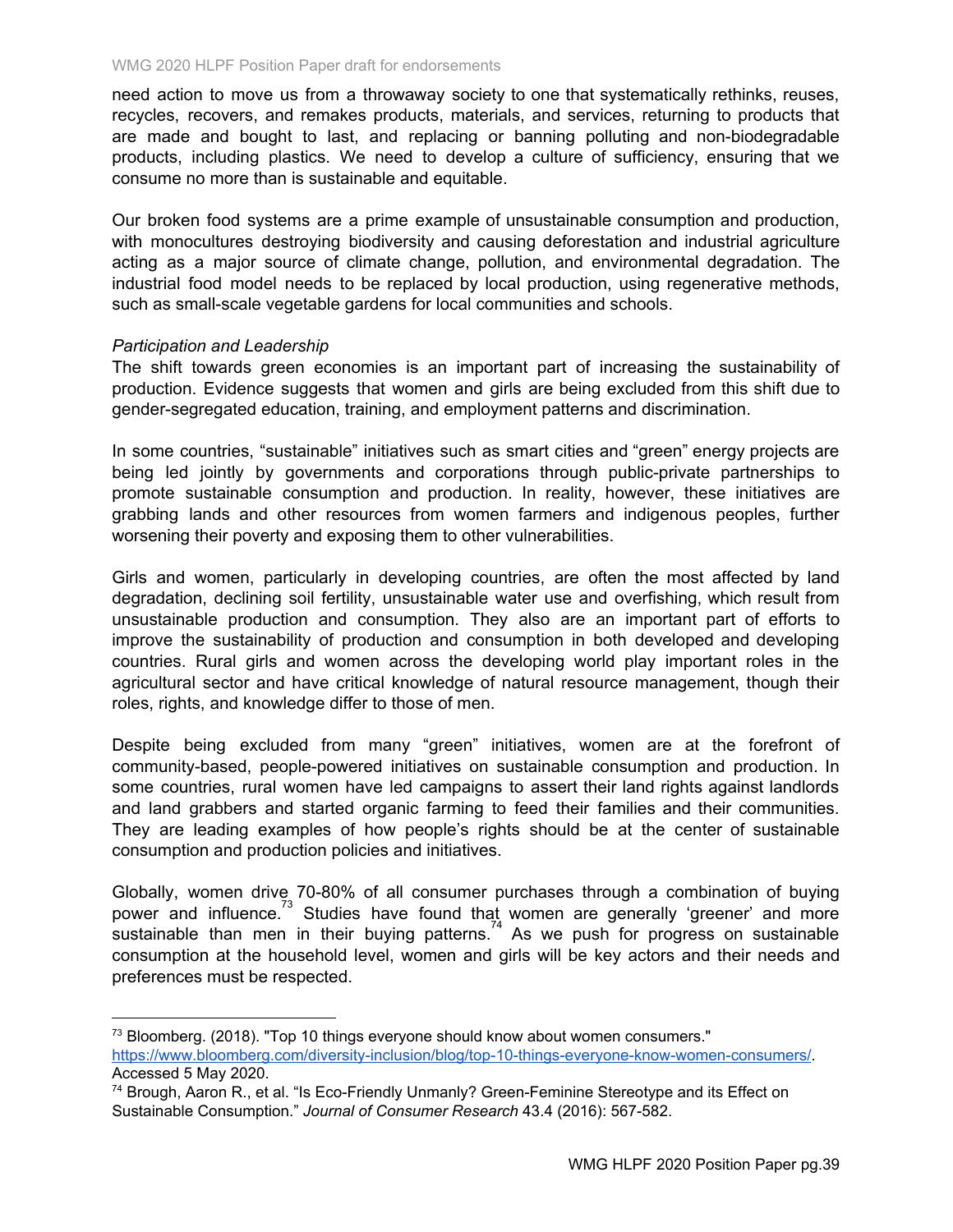need action to move us from a throwaway society to one that systematically rethinks, reuses, recycles, recovers, and remakes products, materials, and services, returning to products that are made and bought to last, and replacing or banning polluting and non-biodegradable products, including plastics. We need to develop a culture of sufficiency, ensuring that we consume no more than is sustainable and equitable.

Our broken food systems are a prime example of unsustainable consumption and production, with monocultures destroying biodiversity and causing deforestation and industrial agriculture acting as a major source of climate change, pollution, and environmental degradation. The industrial food model needs to be replaced by local production, using regenerative methods, such as small-scale vegetable gardens for local communities and schools.

*Participation and Leadership*

The shift towards green economies is an important part of increasing the sustainability of production. Evidence suggests that women and girls are being excluded from this shift due to gender-segregated education, training, and employment patterns and discrimination.

In some countries, "sustainable" initiatives such as smart cities and "green" energy projects are being led jointly by governments and corporations through public-private partnerships to promote sustainable consumption and production. In reality, however, these initiatives are grabbing lands and other resources from women farmers and indigenous peoples, further worsening their poverty and exposing them to other vulnerabilities.

Girls and women, particularly in developing countries, are often the most affected by land degradation, declining soil fertility, unsustainable water use and overfishing, which result from unsustainable production and consumption. They also are an important part of efforts to improve the sustainability of production and consumption in both developed and developing countries. Rural girls and women across the developing world play important roles in the agricultural sector and have critical knowledge of natural resource management, though their roles, rights, and knowledge differ to those of men.

Despite being excluded from many "green" initiatives, women are at the forefront of community-based, people-powered initiatives on sustainable consumption and production. In some countries, rural women have led campaigns to assert their land rights against landlords and land grabbers and started organic farming to feed their families and their communities. They are leading examples of how people's rights should be at the center of sustainable consumption and production policies and initiatives.

Globally, women drive 70-80% of all consumer purchases through a combination of buying power and influence.[73] Studies have found that women are generally 'greener' and more sustainable than men in their buying patterns.[74] As we push for progress on sustainable consumption at the household level, women and girls will be key actors and their needs and preferences must be respected.

---

[73] Bloomberg. (2018). "Top 10 things everyone should know about women consumers." https://www.bloomberg.com/diversity-inclusion/blog/top-10-things-everyone-know-women-consumers/. Accessed 5 May 2020.

[74] Brough, Aaron R., et al. "Is Eco-Friendly Unmanly? Green-Feminine Stereotype and its Effect on Sustainable Consumption." *Journal of Consumer Research* 43.4 (2016): 567-582.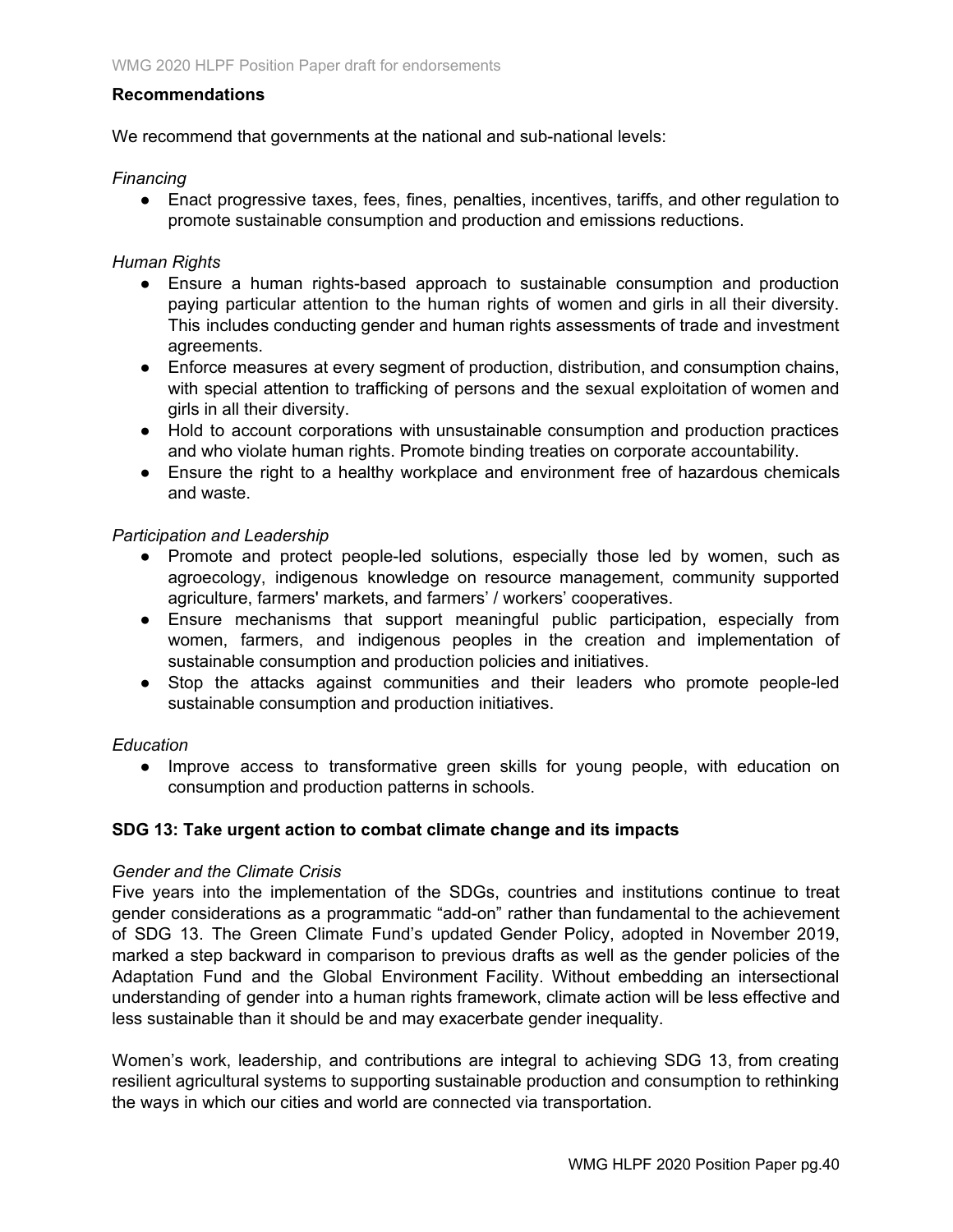**Recommendations**

We recommend that governments at the national and sub-national levels:

*Financing*

- Enact progressive taxes, fees, fines, penalties, incentives, tariffs, and other regulation to promote sustainable consumption and production and emissions reductions.

*Human Rights*

- Ensure a human rights-based approach to sustainable consumption and production paying particular attention to the human rights of women and girls in all their diversity. This includes conducting gender and human rights assessments of trade and investment agreements.
- Enforce measures at every segment of production, distribution, and consumption chains, with special attention to trafficking of persons and the sexual exploitation of women and girls in all their diversity.
- Hold to account corporations with unsustainable consumption and production practices and who violate human rights. Promote binding treaties on corporate accountability.
- Ensure the right to a healthy workplace and environment free of hazardous chemicals and waste.

*Participation and Leadership*

- Promote and protect people-led solutions, especially those led by women, such as agroecology, indigenous knowledge on resource management, community supported agriculture, farmers' markets, and farmers' / workers' cooperatives.
- Ensure mechanisms that support meaningful public participation, especially from women, farmers, and indigenous peoples in the creation and implementation of sustainable consumption and production policies and initiatives.
- Stop the attacks against communities and their leaders who promote people-led sustainable consumption and production initiatives.

*Education*

- Improve access to transformative green skills for young people, with education on consumption and production patterns in schools.

## SDG 13: Take urgent action to combat climate change and its impacts

*Gender and the Climate Crisis*

Five years into the implementation of the SDGs, countries and institutions continue to treat gender considerations as a programmatic "add-on" rather than fundamental to the achievement of SDG 13. The Green Climate Fund's updated Gender Policy, adopted in November 2019, marked a step backward in comparison to previous drafts as well as the gender policies of the Adaptation Fund and the Global Environment Facility. Without embedding an intersectional understanding of gender into a human rights framework, climate action will be less effective and less sustainable than it should be and may exacerbate gender inequality.

Women's work, leadership, and contributions are integral to achieving SDG 13, from creating resilient agricultural systems to supporting sustainable production and consumption to rethinking the ways in which our cities and world are connected via transportation.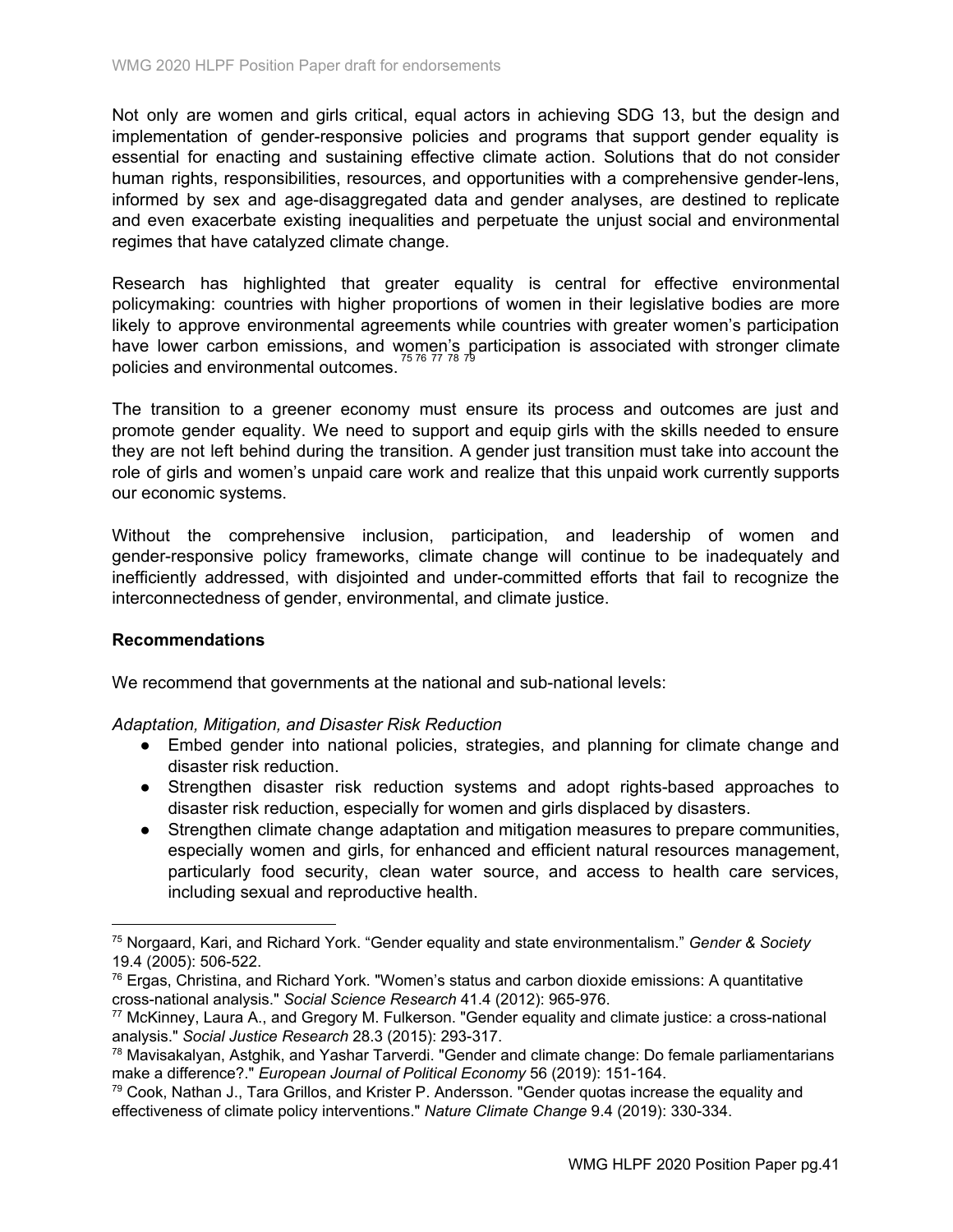Not only are women and girls critical, equal actors in achieving SDG 13, but the design and implementation of gender-responsive policies and programs that support gender equality is essential for enacting and sustaining effective climate action. Solutions that do not consider human rights, responsibilities, resources, and opportunities with a comprehensive gender-lens, informed by sex and age-disaggregated data and gender analyses, are destined to replicate and even exacerbate existing inequalities and perpetuate the unjust social and environmental regimes that have catalyzed climate change.

Research has highlighted that greater equality is central for effective environmental policymaking: countries with higher proportions of women in their legislative bodies are more likely to approve environmental agreements while countries with greater women's participation have lower carbon emissions, and women's participation is associated with stronger climate policies and environmental outcomes.[75] [76] [77] [78] [79]

The transition to a greener economy must ensure its process and outcomes are just and promote gender equality. We need to support and equip girls with the skills needed to ensure they are not left behind during the transition. A gender just transition must take into account the role of girls and women's unpaid care work and realize that this unpaid work currently supports our economic systems.

Without the comprehensive inclusion, participation, and leadership of women and gender-responsive policy frameworks, climate change will continue to be inadequately and inefficiently addressed, with disjointed and under-committed efforts that fail to recognize the interconnectedness of gender, environmental, and climate justice.

**Recommendations**

We recommend that governments at the national and sub-national levels:

*Adaptation, Mitigation, and Disaster Risk Reduction*

- Embed gender into national policies, strategies, and planning for climate change and disaster risk reduction.
- Strengthen disaster risk reduction systems and adopt rights-based approaches to disaster risk reduction, especially for women and girls displaced by disasters.
- Strengthen climate change adaptation and mitigation measures to prepare communities, especially women and girls, for enhanced and efficient natural resources management, particularly food security, clean water source, and access to health care services, including sexual and reproductive health.

---

[75] Norgaard, Kari, and Richard York. "Gender equality and state environmentalism." *Gender & Society* 19.4 (2005): 506-522.

[76] Ergas, Christina, and Richard York. "Women's status and carbon dioxide emissions: A quantitative cross-national analysis." *Social Science Research* 41.4 (2012): 965-976.

[77] McKinney, Laura A., and Gregory M. Fulkerson. "Gender equality and climate justice: a cross-national analysis." *Social Justice Research* 28.3 (2015): 293-317.

[78] Mavisakalyan, Astghik, and Yashar Tarverdi. "Gender and climate change: Do female parliamentarians make a difference?." *European Journal of Political Economy* 56 (2019): 151-164.

[79] Cook, Nathan J., Tara Grillos, and Krister P. Andersson. "Gender quotas increase the equality and effectiveness of climate policy interventions." *Nature Climate Change* 9.4 (2019): 330-334.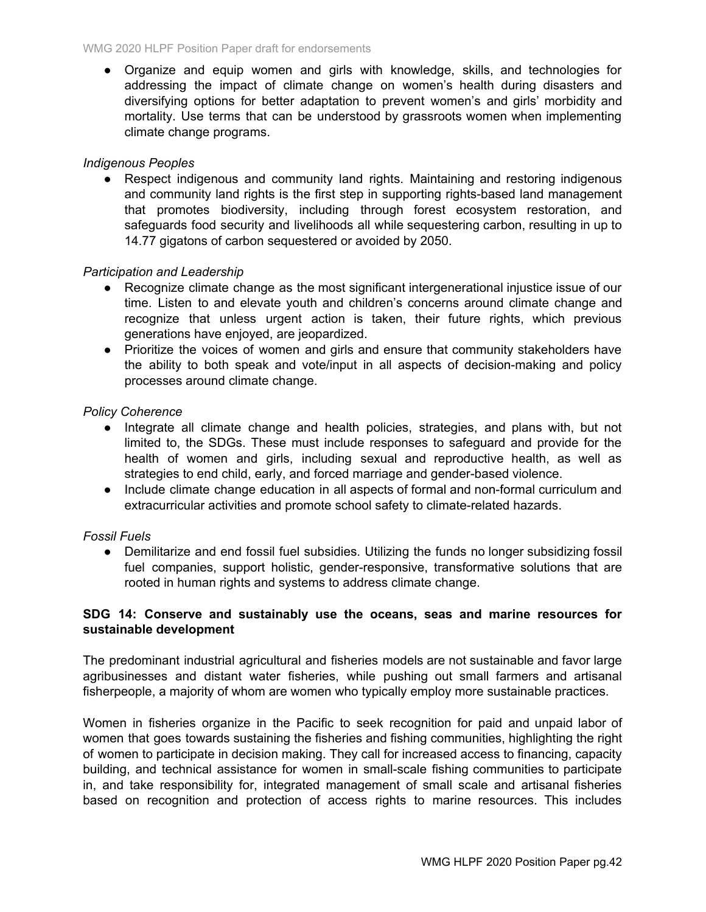- Organize and equip women and girls with knowledge, skills, and technologies for addressing the impact of climate change on women's health during disasters and diversifying options for better adaptation to prevent women's and girls' morbidity and mortality. Use terms that can be understood by grassroots women when implementing climate change programs.

*Indigenous Peoples*

- Respect indigenous and community land rights. Maintaining and restoring indigenous and community land rights is the first step in supporting rights-based land management that promotes biodiversity, including through forest ecosystem restoration, and safeguards food security and livelihoods all while sequestering carbon, resulting in up to 14.77 gigatons of carbon sequestered or avoided by 2050.

*Participation and Leadership*

- Recognize climate change as the most significant intergenerational injustice issue of our time. Listen to and elevate youth and children's concerns around climate change and recognize that unless urgent action is taken, their future rights, which previous generations have enjoyed, are jeopardized.
- Prioritize the voices of women and girls and ensure that community stakeholders have the ability to both speak and vote/input in all aspects of decision-making and policy processes around climate change.

*Policy Coherence*

- Integrate all climate change and health policies, strategies, and plans with, but not limited to, the SDGs. These must include responses to safeguard and provide for the health of women and girls, including sexual and reproductive health, as well as strategies to end child, early, and forced marriage and gender-based violence.
- Include climate change education in all aspects of formal and non-formal curriculum and extracurricular activities and promote school safety to climate-related hazards.

*Fossil Fuels*

- Demilitarize and end fossil fuel subsidies. Utilizing the funds no longer subsidizing fossil fuel companies, support holistic, gender-responsive, transformative solutions that are rooted in human rights and systems to address climate change.

**SDG 14: Conserve and sustainably use the oceans, seas and marine resources for sustainable development**

The predominant industrial agricultural and fisheries models are not sustainable and favor large agribusinesses and distant water fisheries, while pushing out small farmers and artisanal fisherpeople, a majority of whom are women who typically employ more sustainable practices.

Women in fisheries organize in the Pacific to seek recognition for paid and unpaid labor of women that goes towards sustaining the fisheries and fishing communities, highlighting the right of women to participate in decision making. They call for increased access to financing, capacity building, and technical assistance for women in small-scale fishing communities to participate in, and take responsibility for, integrated management of small scale and artisanal fisheries based on recognition and protection of access rights to marine resources. This includes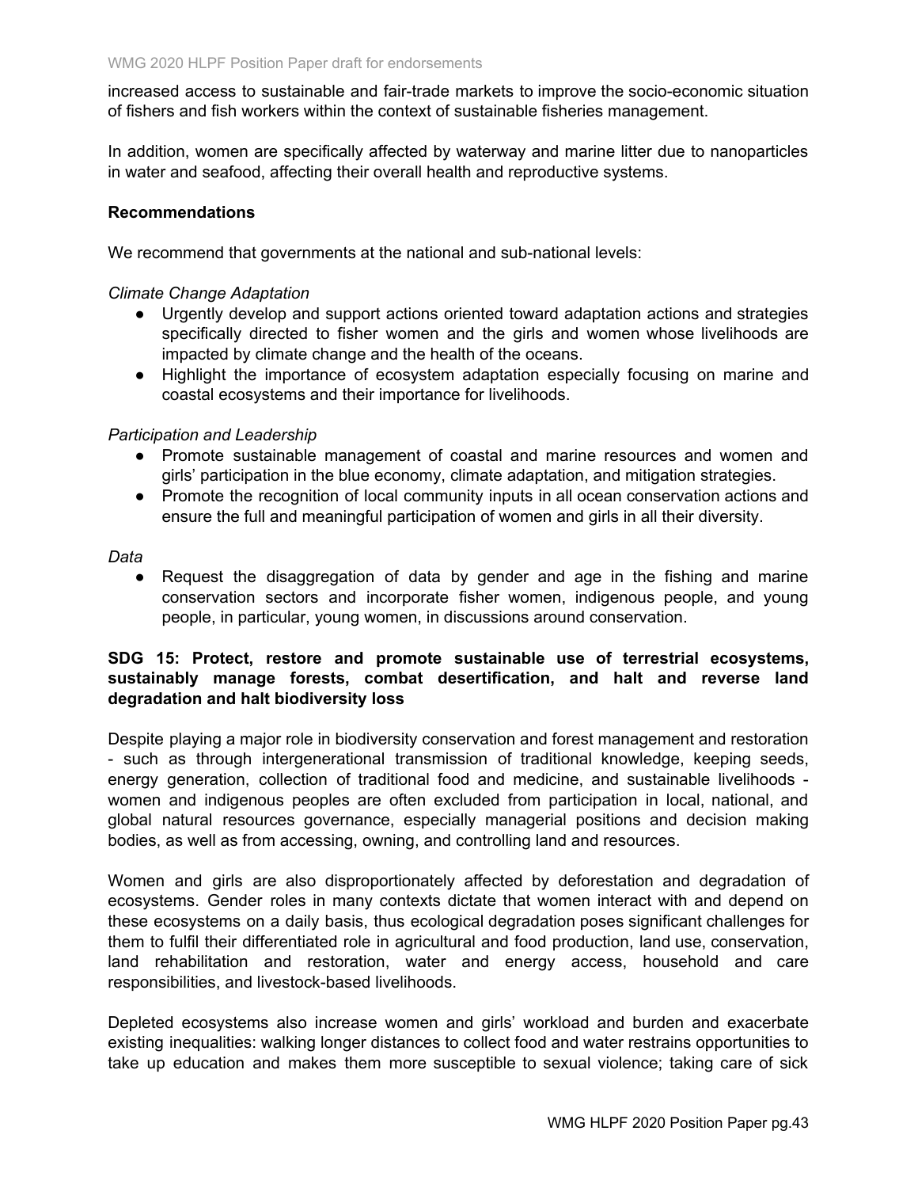increased access to sustainable and fair-trade markets to improve the socio-economic situation of fishers and fish workers within the context of sustainable fisheries management.

In addition, women are specifically affected by waterway and marine litter due to nanoparticles in water and seafood, affecting their overall health and reproductive systems.

**Recommendations**

We recommend that governments at the national and sub-national levels:

*Climate Change Adaptation*

- Urgently develop and support actions oriented toward adaptation actions and strategies specifically directed to fisher women and the girls and women whose livelihoods are impacted by climate change and the health of the oceans.
- Highlight the importance of ecosystem adaptation especially focusing on marine and coastal ecosystems and their importance for livelihoods.

*Participation and Leadership*

- Promote sustainable management of coastal and marine resources and women and girls' participation in the blue economy, climate adaptation, and mitigation strategies.
- Promote the recognition of local community inputs in all ocean conservation actions and ensure the full and meaningful participation of women and girls in all their diversity.

*Data*

- Request the disaggregation of data by gender and age in the fishing and marine conservation sectors and incorporate fisher women, indigenous people, and young people, in particular, young women, in discussions around conservation.

**SDG 15: Protect, restore and promote sustainable use of terrestrial ecosystems, sustainably manage forests, combat desertification, and halt and reverse land degradation and halt biodiversity loss**

Despite playing a major role in biodiversity conservation and forest management and restoration - such as through intergenerational transmission of traditional knowledge, keeping seeds, energy generation, collection of traditional food and medicine, and sustainable livelihoods - women and indigenous peoples are often excluded from participation in local, national, and global natural resources governance, especially managerial positions and decision making bodies, as well as from accessing, owning, and controlling land and resources.

Women and girls are also disproportionately affected by deforestation and degradation of ecosystems. Gender roles in many contexts dictate that women interact with and depend on these ecosystems on a daily basis, thus ecological degradation poses significant challenges for them to fulfil their differentiated role in agricultural and food production, land use, conservation, land rehabilitation and restoration, water and energy access, household and care responsibilities, and livestock-based livelihoods.

Depleted ecosystems also increase women and girls' workload and burden and exacerbate existing inequalities: walking longer distances to collect food and water restrains opportunities to take up education and makes them more susceptible to sexual violence; taking care of sick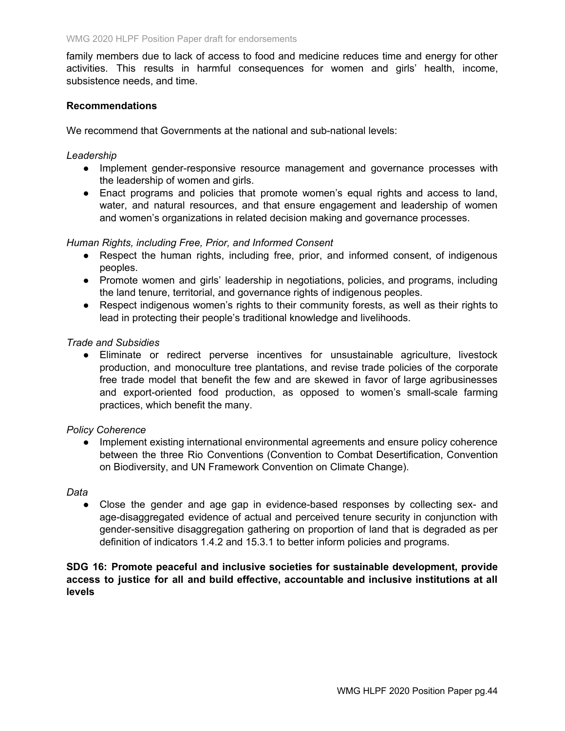family members due to lack of access to food and medicine reduces time and energy for other activities. This results in harmful consequences for women and girls' health, income, subsistence needs, and time.

**Recommendations**

We recommend that Governments at the national and sub-national levels:

*Leadership*

- Implement gender-responsive resource management and governance processes with the leadership of women and girls.
- Enact programs and policies that promote women's equal rights and access to land, water, and natural resources, and that ensure engagement and leadership of women and women's organizations in related decision making and governance processes.

*Human Rights, including Free, Prior, and Informed Consent*

- Respect the human rights, including free, prior, and informed consent, of indigenous peoples.
- Promote women and girls' leadership in negotiations, policies, and programs, including the land tenure, territorial, and governance rights of indigenous peoples.
- Respect indigenous women's rights to their community forests, as well as their rights to lead in protecting their people's traditional knowledge and livelihoods.

*Trade and Subsidies*

- Eliminate or redirect perverse incentives for unsustainable agriculture, livestock production, and monoculture tree plantations, and revise trade policies of the corporate free trade model that benefit the few and are skewed in favor of large agribusinesses and export-oriented food production, as opposed to women's small-scale farming practices, which benefit the many.

*Policy Coherence*

- Implement existing international environmental agreements and ensure policy coherence between the three Rio Conventions (Convention to Combat Desertification, Convention on Biodiversity, and UN Framework Convention on Climate Change).

*Data*

- Close the gender and age gap in evidence-based responses by collecting sex- and age-disaggregated evidence of actual and perceived tenure security in conjunction with gender-sensitive disaggregation gathering on proportion of land that is degraded as per definition of indicators 1.4.2 and 15.3.1 to better inform policies and programs.

**SDG 16: Promote peaceful and inclusive societies for sustainable development, provide access to justice for all and build effective, accountable and inclusive institutions at all levels**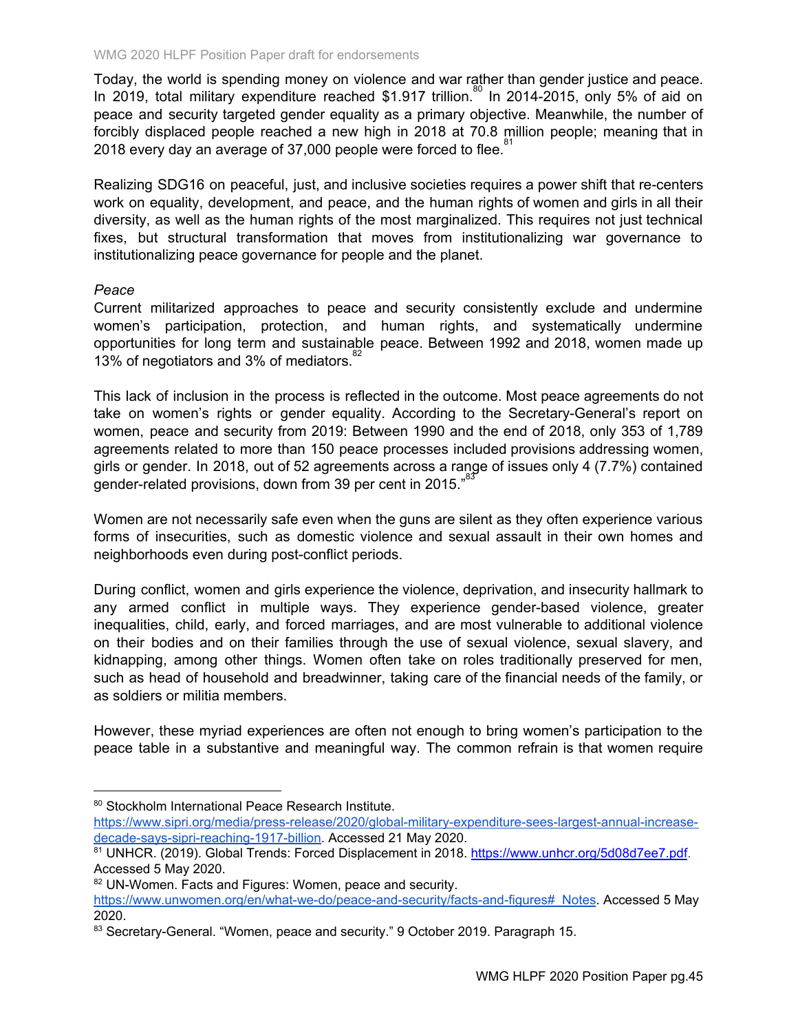Today, the world is spending money on violence and war rather than gender justice and peace. In 2019, total military expenditure reached $1.917 trillion.[80] In 2014-2015, only 5% of aid on peace and security targeted gender equality as a primary objective. Meanwhile, the number of forcibly displaced people reached a new high in 2018 at 70.8 million people; meaning that in 2018 every day an average of 37,000 people were forced to flee.[81]

Realizing SDG16 on peaceful, just, and inclusive societies requires a power shift that re-centers work on equality, development, and peace, and the human rights of women and girls in all their diversity, as well as the human rights of the most marginalized. This requires not just technical fixes, but structural transformation that moves from institutionalizing war governance to institutionalizing peace governance for people and the planet.

*Peace*

Current militarized approaches to peace and security consistently exclude and undermine women's participation, protection, and human rights, and systematically undermine opportunities for long term and sustainable peace. Between 1992 and 2018, women made up 13% of negotiators and 3% of mediators.[82]

This lack of inclusion in the process is reflected in the outcome. Most peace agreements do not take on women's rights or gender equality. According to the Secretary-General's report on women, peace and security from 2019: Between 1990 and the end of 2018, only 353 of 1,789 agreements related to more than 150 peace processes included provisions addressing women, girls or gender. In 2018, out of 52 agreements across a range of issues only 4 (7.7%) contained gender-related provisions, down from 39 per cent in 2015."[83]

Women are not necessarily safe even when the guns are silent as they often experience various forms of insecurities, such as domestic violence and sexual assault in their own homes and neighborhoods even during post-conflict periods.

During conflict, women and girls experience the violence, deprivation, and insecurity hallmark to any armed conflict in multiple ways. They experience gender-based violence, greater inequalities, child, early, and forced marriages, and are most vulnerable to additional violence on their bodies and on their families through the use of sexual violence, sexual slavery, and kidnapping, among other things. Women often take on roles traditionally preserved for men, such as head of household and breadwinner, taking care of the financial needs of the family, or as soldiers or militia members.

However, these myriad experiences are often not enough to bring women's participation to the peace table in a substantive and meaningful way. The common refrain is that women require

---

[80] Stockholm International Peace Research Institute. https://www.sipri.org/media/press-release/2020/global-military-expenditure-sees-largest-annual-increase-decade-says-sipri-reaching-1917-billion. Accessed 21 May 2020.

[81] UNHCR. (2019). Global Trends: Forced Displacement in 2018. https://www.unhcr.org/5d08d7ee7.pdf. Accessed 5 May 2020.

[82] UN-Women. Facts and Figures: Women, peace and security. https://www.unwomen.org/en/what-we-do/peace-and-security/facts-and-figures#_Notes. Accessed 5 May 2020.

[83] Secretary-General. "Women, peace and security." 9 October 2019. Paragraph 15.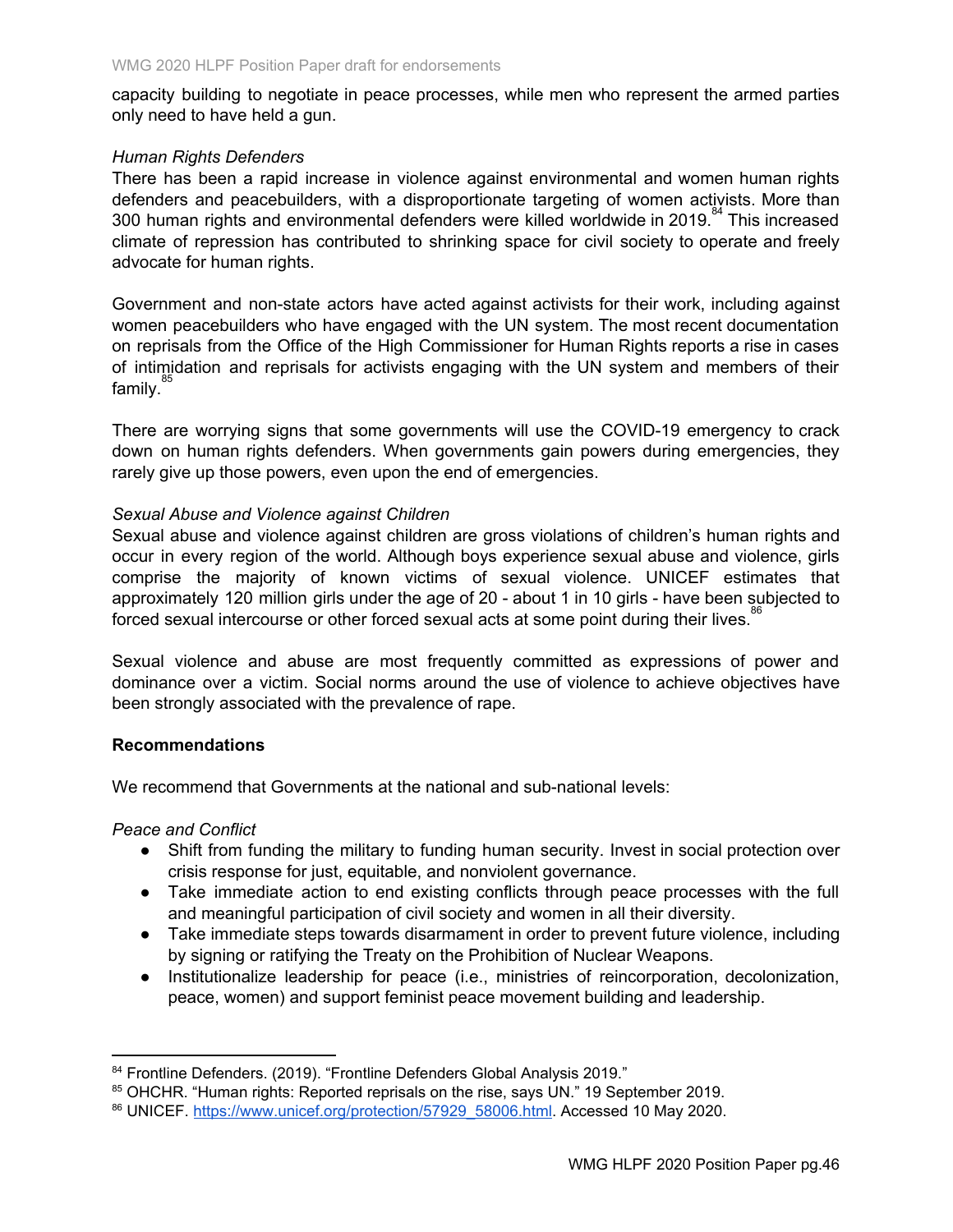capacity building to negotiate in peace processes, while men who represent the armed parties only need to have held a gun.

*Human Rights Defenders*

There has been a rapid increase in violence against environmental and women human rights defenders and peacebuilders, with a disproportionate targeting of women activists. More than 300 human rights and environmental defenders were killed worldwide in 2019.[84] This increased climate of repression has contributed to shrinking space for civil society to operate and freely advocate for human rights.

Government and non-state actors have acted against activists for their work, including against women peacebuilders who have engaged with the UN system. The most recent documentation on reprisals from the Office of the High Commissioner for Human Rights reports a rise in cases of intimidation and reprisals for activists engaging with the UN system and members of their family.[85]

There are worrying signs that some governments will use the COVID-19 emergency to crack down on human rights defenders. When governments gain powers during emergencies, they rarely give up those powers, even upon the end of emergencies.

*Sexual Abuse and Violence against Children*

Sexual abuse and violence against children are gross violations of children's human rights and occur in every region of the world. Although boys experience sexual abuse and violence, girls comprise the majority of known victims of sexual violence. UNICEF estimates that approximately 120 million girls under the age of 20 - about 1 in 10 girls - have been subjected to forced sexual intercourse or other forced sexual acts at some point during their lives.[86]

Sexual violence and abuse are most frequently committed as expressions of power and dominance over a victim. Social norms around the use of violence to achieve objectives have been strongly associated with the prevalence of rape.

**Recommendations**

We recommend that Governments at the national and sub-national levels:

*Peace and Conflict*

- Shift from funding the military to funding human security. Invest in social protection over crisis response for just, equitable, and nonviolent governance.
- Take immediate action to end existing conflicts through peace processes with the full and meaningful participation of civil society and women in all their diversity.
- Take immediate steps towards disarmament in order to prevent future violence, including by signing or ratifying the Treaty on the Prohibition of Nuclear Weapons.
- Institutionalize leadership for peace (i.e., ministries of reincorporation, decolonization, peace, women) and support feminist peace movement building and leadership.

---

[84] Frontline Defenders. (2019). "Frontline Defenders Global Analysis 2019."

[85] OHCHR. "Human rights: Reported reprisals on the rise, says UN." 19 September 2019.

[86] UNICEF. https://www.unicef.org/protection/57929_58006.html. Accessed 10 May 2020.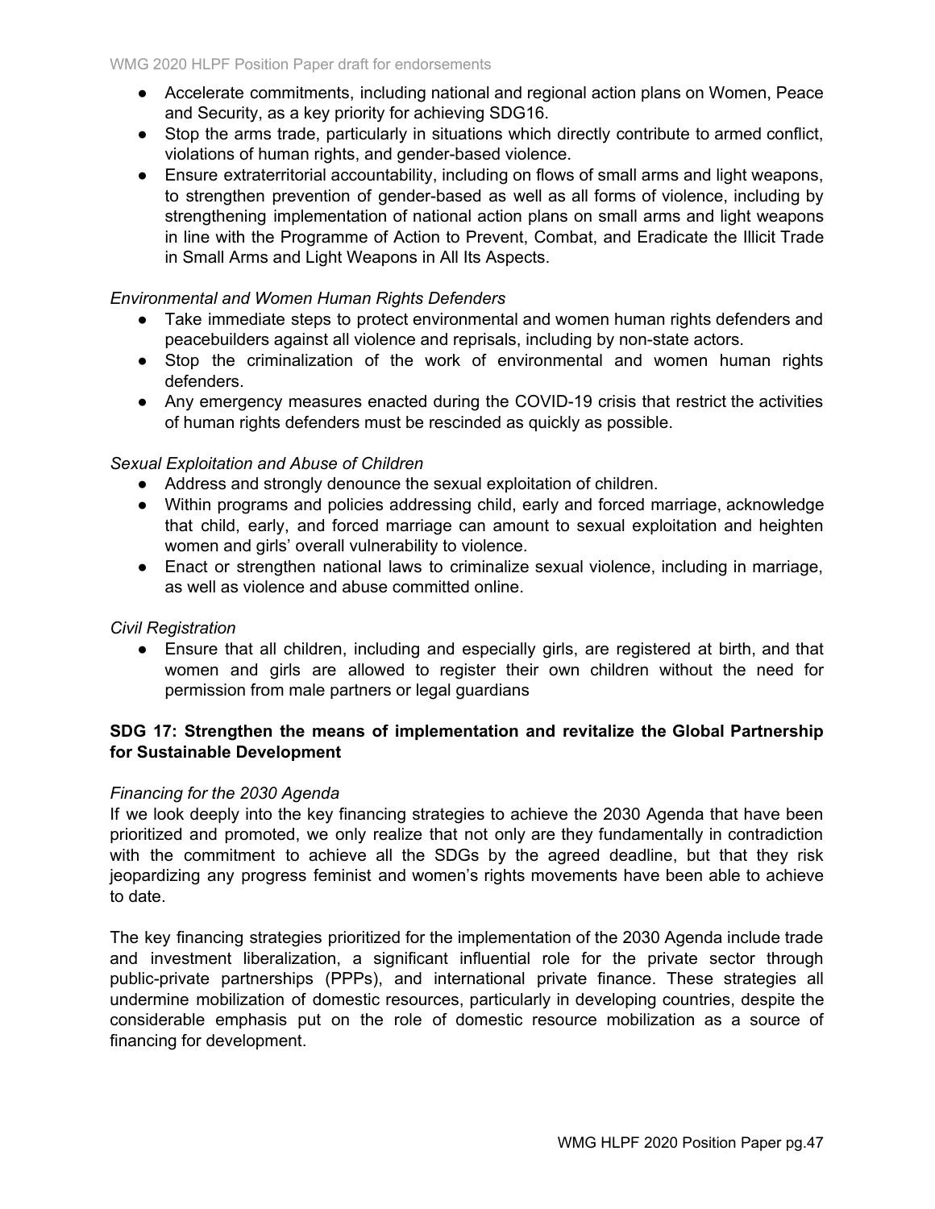- Accelerate commitments, including national and regional action plans on Women, Peace and Security, as a key priority for achieving SDG16.
- Stop the arms trade, particularly in situations which directly contribute to armed conflict, violations of human rights, and gender-based violence.
- Ensure extraterritorial accountability, including on flows of small arms and light weapons, to strengthen prevention of gender-based as well as all forms of violence, including by strengthening implementation of national action plans on small arms and light weapons in line with the Programme of Action to Prevent, Combat, and Eradicate the Illicit Trade in Small Arms and Light Weapons in All Its Aspects.

*Environmental and Women Human Rights Defenders*

- Take immediate steps to protect environmental and women human rights defenders and peacebuilders against all violence and reprisals, including by non-state actors.
- Stop the criminalization of the work of environmental and women human rights defenders.
- Any emergency measures enacted during the COVID-19 crisis that restrict the activities of human rights defenders must be rescinded as quickly as possible.

*Sexual Exploitation and Abuse of Children*

- Address and strongly denounce the sexual exploitation of children.
- Within programs and policies addressing child, early and forced marriage, acknowledge that child, early, and forced marriage can amount to sexual exploitation and heighten women and girls' overall vulnerability to violence.
- Enact or strengthen national laws to criminalize sexual violence, including in marriage, as well as violence and abuse committed online.

*Civil Registration*

- Ensure that all children, including and especially girls, are registered at birth, and that women and girls are allowed to register their own children without the need for permission from male partners or legal guardians

**SDG 17: Strengthen the means of implementation and revitalize the Global Partnership for Sustainable Development**

*Financing for the 2030 Agenda*

If we look deeply into the key financing strategies to achieve the 2030 Agenda that have been prioritized and promoted, we only realize that not only are they fundamentally in contradiction with the commitment to achieve all the SDGs by the agreed deadline, but that they risk jeopardizing any progress feminist and women's rights movements have been able to achieve to date.

The key financing strategies prioritized for the implementation of the 2030 Agenda include trade and investment liberalization, a significant influential role for the private sector through public-private partnerships (PPPs), and international private finance. These strategies all undermine mobilization of domestic resources, particularly in developing countries, despite the considerable emphasis put on the role of domestic resource mobilization as a source of financing for development.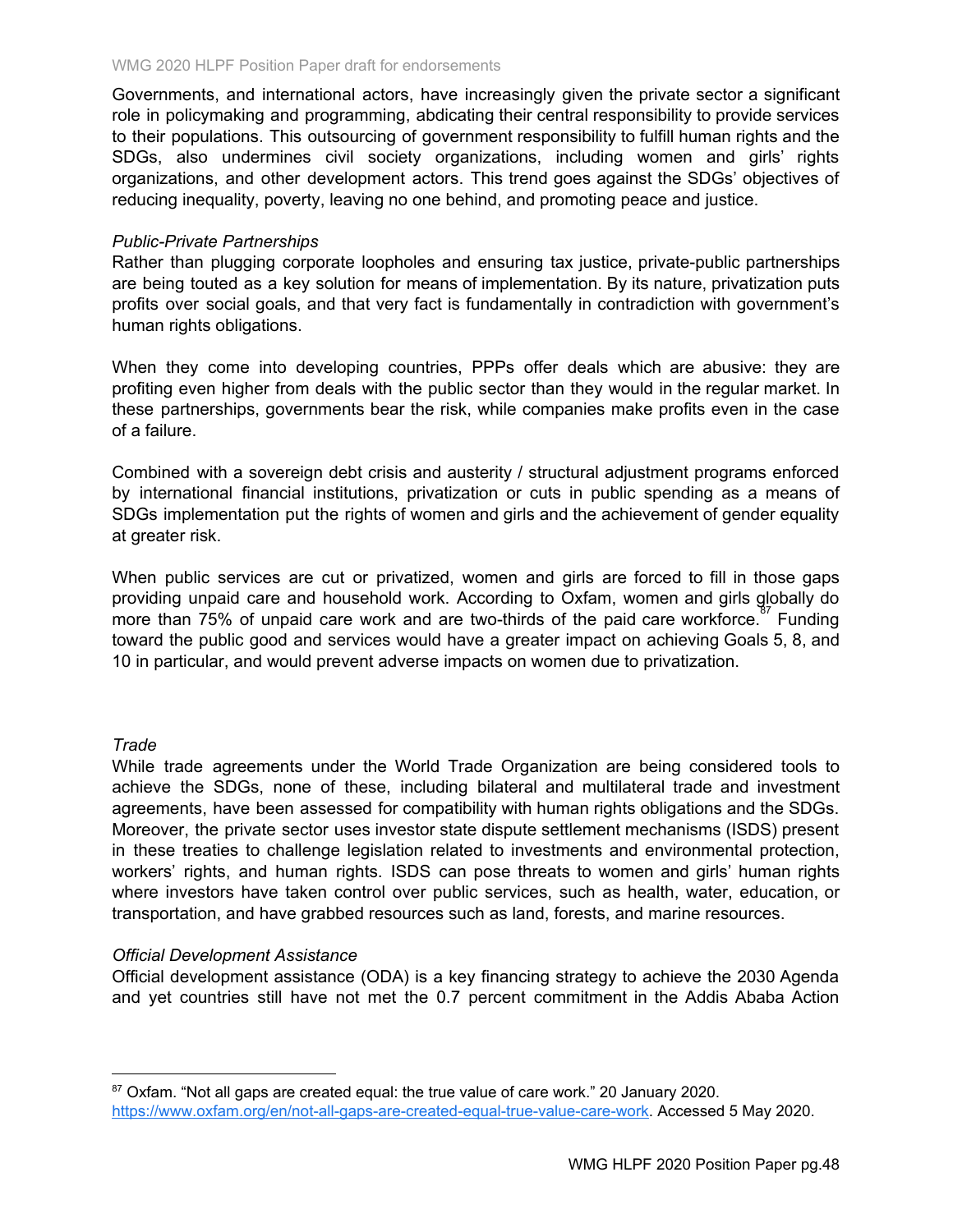Governments, and international actors, have increasingly given the private sector a significant role in policymaking and programming, abdicating their central responsibility to provide services to their populations. This outsourcing of government responsibility to fulfill human rights and the SDGs, also undermines civil society organizations, including women and girls' rights organizations, and other development actors. This trend goes against the SDGs' objectives of reducing inequality, poverty, leaving no one behind, and promoting peace and justice.

*Public-Private Partnerships*

Rather than plugging corporate loopholes and ensuring tax justice, private-public partnerships are being touted as a key solution for means of implementation. By its nature, privatization puts profits over social goals, and that very fact is fundamentally in contradiction with government's human rights obligations.

When they come into developing countries, PPPs offer deals which are abusive: they are profiting even higher from deals with the public sector than they would in the regular market. In these partnerships, governments bear the risk, while companies make profits even in the case of a failure.

Combined with a sovereign debt crisis and austerity / structural adjustment programs enforced by international financial institutions, privatization or cuts in public spending as a means of SDGs implementation put the rights of women and girls and the achievement of gender equality at greater risk.

When public services are cut or privatized, women and girls are forced to fill in those gaps providing unpaid care and household work. According to Oxfam, women and girls globally do more than 75% of unpaid care work and are two-thirds of the paid care workforce.[87] Funding toward the public good and services would have a greater impact on achieving Goals 5, 8, and 10 in particular, and would prevent adverse impacts on women due to privatization.

*Trade*

While trade agreements under the World Trade Organization are being considered tools to achieve the SDGs, none of these, including bilateral and multilateral trade and investment agreements, have been assessed for compatibility with human rights obligations and the SDGs. Moreover, the private sector uses investor state dispute settlement mechanisms (ISDS) present in these treaties to challenge legislation related to investments and environmental protection, workers' rights, and human rights. ISDS can pose threats to women and girls' human rights where investors have taken control over public services, such as health, water, education, or transportation, and have grabbed resources such as land, forests, and marine resources.

*Official Development Assistance*

Official development assistance (ODA) is a key financing strategy to achieve the 2030 Agenda and yet countries still have not met the 0.7 percent commitment in the Addis Ababa Action

---

[87] Oxfam. "Not all gaps are created equal: the true value of care work." 20 January 2020. https://www.oxfam.org/en/not-all-gaps-are-created-equal-true-value-care-work. Accessed 5 May 2020.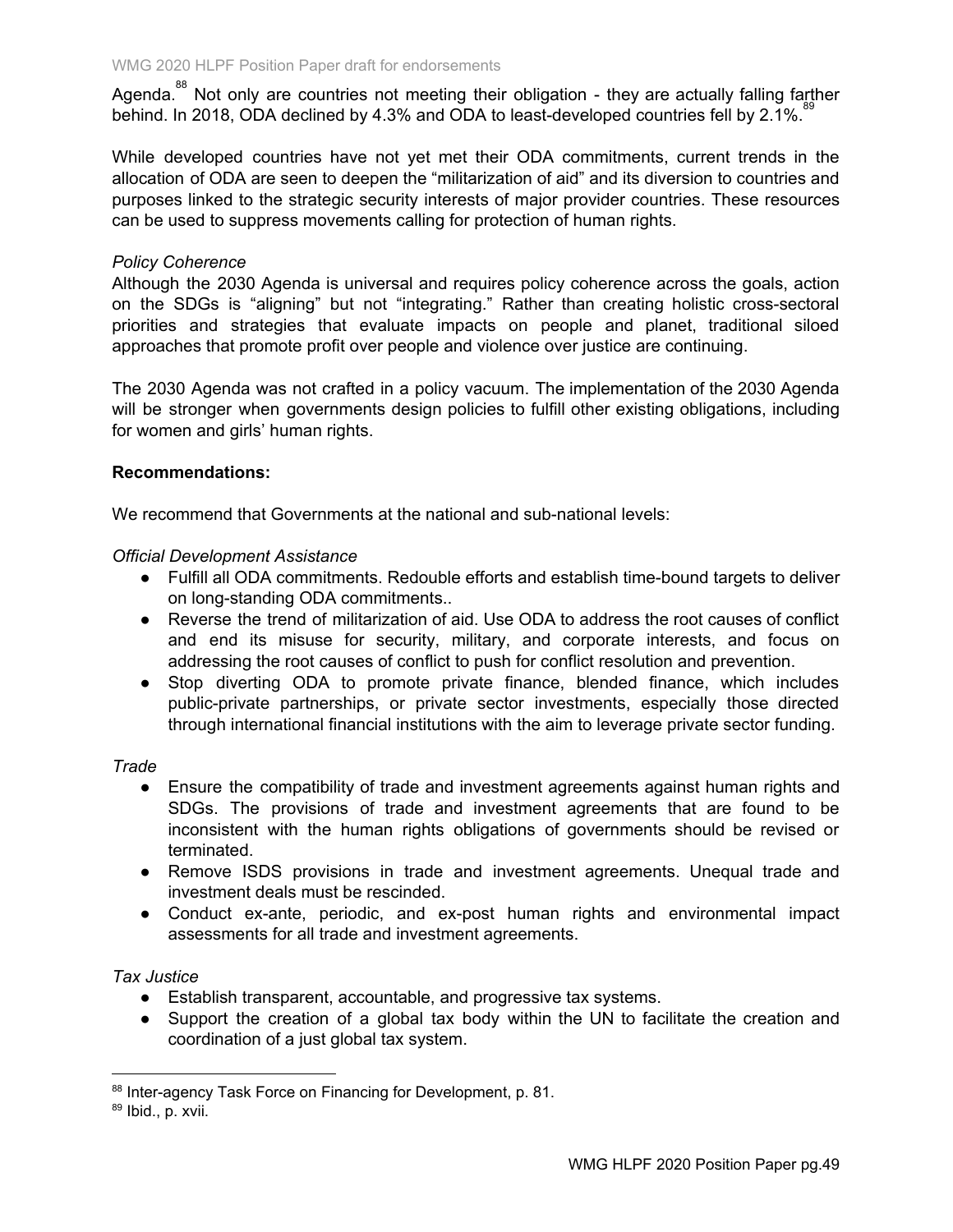Agenda.[88] Not only are countries not meeting their obligation - they are actually falling farther behind. In 2018, ODA declined by 4.3% and ODA to least-developed countries fell by 2.1%.[89]

While developed countries have not yet met their ODA commitments, current trends in the allocation of ODA are seen to deepen the "militarization of aid" and its diversion to countries and purposes linked to the strategic security interests of major provider countries. These resources can be used to suppress movements calling for protection of human rights.

*Policy Coherence*

Although the 2030 Agenda is universal and requires policy coherence across the goals, action on the SDGs is "aligning" but not "integrating." Rather than creating holistic cross-sectoral priorities and strategies that evaluate impacts on people and planet, traditional siloed approaches that promote profit over people and violence over justice are continuing.

The 2030 Agenda was not crafted in a policy vacuum. The implementation of the 2030 Agenda will be stronger when governments design policies to fulfill other existing obligations, including for women and girls' human rights.

**Recommendations:**

We recommend that Governments at the national and sub-national levels:

*Official Development Assistance*

- Fulfill all ODA commitments. Redouble efforts and establish time-bound targets to deliver on long-standing ODA commitments..
- Reverse the trend of militarization of aid. Use ODA to address the root causes of conflict and end its misuse for security, military, and corporate interests, and focus on addressing the root causes of conflict to push for conflict resolution and prevention.
- Stop diverting ODA to promote private finance, blended finance, which includes public-private partnerships, or private sector investments, especially those directed through international financial institutions with the aim to leverage private sector funding.

*Trade*

- Ensure the compatibility of trade and investment agreements against human rights and SDGs. The provisions of trade and investment agreements that are found to be inconsistent with the human rights obligations of governments should be revised or terminated.
- Remove ISDS provisions in trade and investment agreements. Unequal trade and investment deals must be rescinded.
- Conduct ex-ante, periodic, and ex-post human rights and environmental impact assessments for all trade and investment agreements.

*Tax Justice*

- Establish transparent, accountable, and progressive tax systems.
- Support the creation of a global tax body within the UN to facilitate the creation and coordination of a just global tax system.

---

[88] Inter-agency Task Force on Financing for Development, p. 81.

[89] Ibid., p. xvii.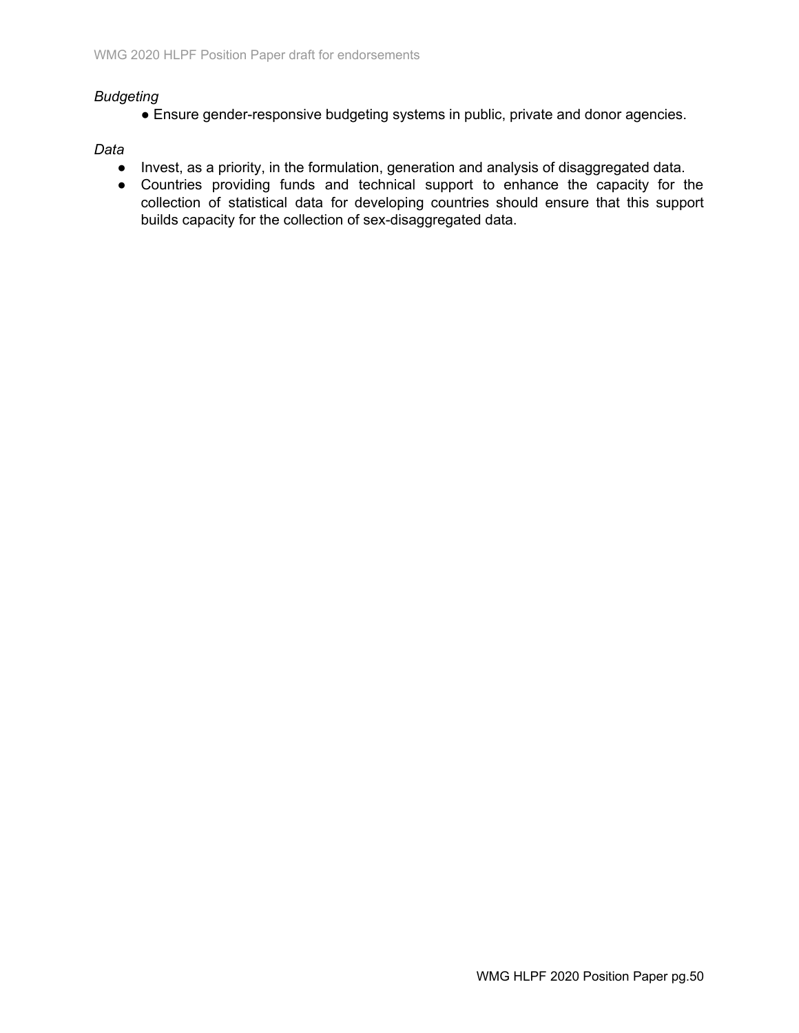*Budgeting*

- Ensure gender-responsive budgeting systems in public, private and donor agencies.

*Data*

- Invest, as a priority, in the formulation, generation and analysis of disaggregated data.
- Countries providing funds and technical support to enhance the capacity for the collection of statistical data for developing countries should ensure that this support builds capacity for the collection of sex-disaggregated data.